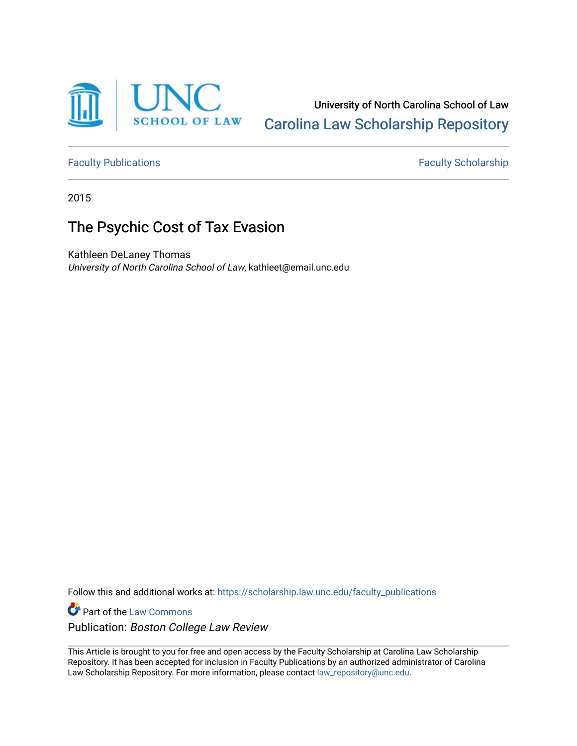University of North Carolina School of Law
Carolina Law Scholarship Repository

Faculty Publications | Faculty Scholarship

2015

# The Psychic Cost of Tax Evasion

Kathleen DeLaney Thomas
*University of North Carolina School of Law*, kathleet@email.unc.edu

Follow this and additional works at: https://scholarship.law.unc.edu/faculty_publications

Part of the Law Commons

Publication: *Boston College Law Review*

This Article is brought to you for free and open access by the Faculty Scholarship at Carolina Law Scholarship Repository. It has been accepted for inclusion in Faculty Publications by an authorized administrator of Carolina Law Scholarship Repository. For more information, please contact law_repository@unc.edu.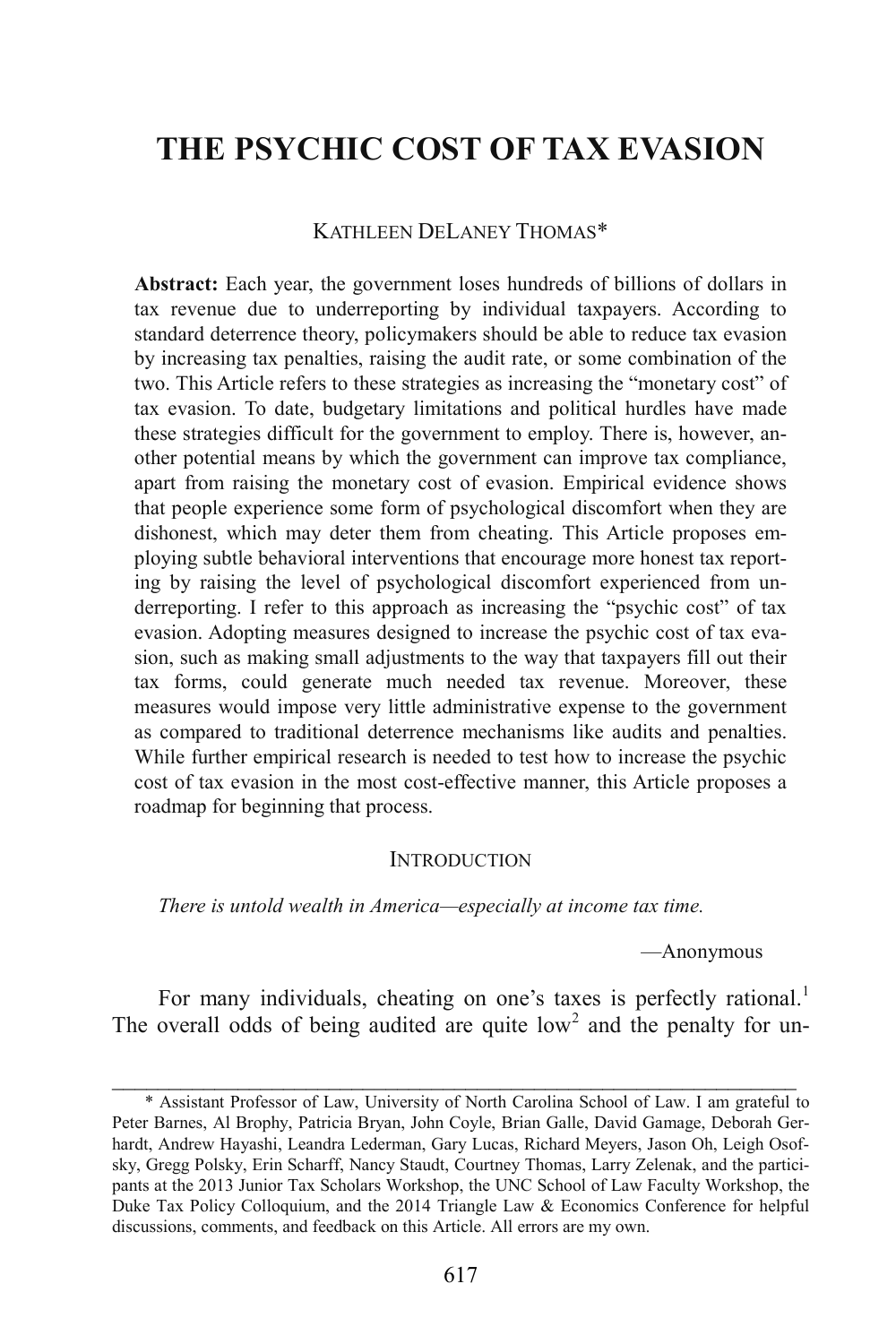# THE PSYCHIC COST OF TAX EVASION

KATHLEEN DELANEY THOMAS*

**Abstract:** Each year, the government loses hundreds of billions of dollars in tax revenue due to underreporting by individual taxpayers. According to standard deterrence theory, policymakers should be able to reduce tax evasion by increasing tax penalties, raising the audit rate, or some combination of the two. This Article refers to these strategies as increasing the "monetary cost" of tax evasion. To date, budgetary limitations and political hurdles have made these strategies difficult for the government to employ. There is, however, another potential means by which the government can improve tax compliance, apart from raising the monetary cost of evasion. Empirical evidence shows that people experience some form of psychological discomfort when they are dishonest, which may deter them from cheating. This Article proposes employing subtle behavioral interventions that encourage more honest tax reporting by raising the level of psychological discomfort experienced from underreporting. I refer to this approach as increasing the "psychic cost" of tax evasion. Adopting measures designed to increase the psychic cost of tax evasion, such as making small adjustments to the way that taxpayers fill out their tax forms, could generate much needed tax revenue. Moreover, these measures would impose very little administrative expense to the government as compared to traditional deterrence mechanisms like audits and penalties. While further empirical research is needed to test how to increase the psychic cost of tax evasion in the most cost-effective manner, this Article proposes a roadmap for beginning that process.

## INTRODUCTION

*There is untold wealth in America—especially at income tax time.*

—Anonymous

For many individuals, cheating on one's taxes is perfectly rational.[1] The overall odds of being audited are quite low[2] and the penalty for un-

---

\* Assistant Professor of Law, University of North Carolina School of Law. I am grateful to Peter Barnes, Al Brophy, Patricia Bryan, John Coyle, Brian Galle, David Gamage, Deborah Gerhardt, Andrew Hayashi, Leandra Lederman, Gary Lucas, Richard Meyers, Jason Oh, Leigh Osofsky, Gregg Polsky, Erin Scharff, Nancy Staudt, Courtney Thomas, Larry Zelenak, and the participants at the 2013 Junior Tax Scholars Workshop, the UNC School of Law Faculty Workshop, the Duke Tax Policy Colloquium, and the 2014 Triangle Law & Economics Conference for helpful discussions, comments, and feedback on this Article. All errors are my own.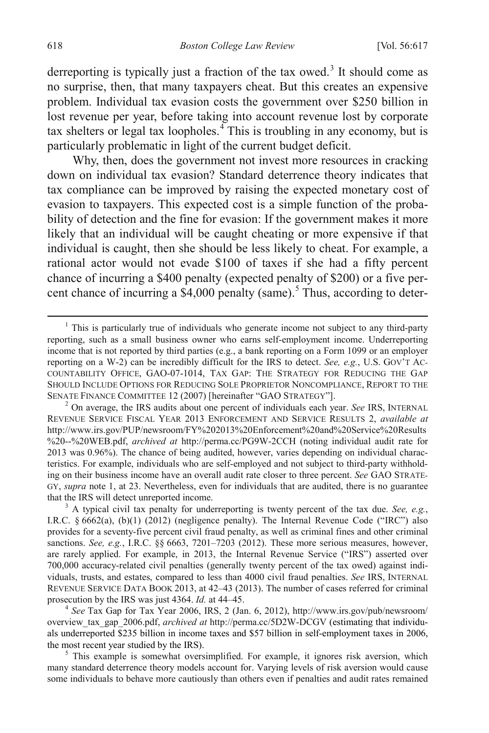derreporting is typically just a fraction of the tax owed.[3] It should come as no surprise, then, that many taxpayers cheat. But this creates an expensive problem. Individual tax evasion costs the government over $250 billion in lost revenue per year, before taking into account revenue lost by corporate tax shelters or legal tax loopholes.[4] This is troubling in any economy, but is particularly problematic in light of the current budget deficit.

Why, then, does the government not invest more resources in cracking down on individual tax evasion? Standard deterrence theory indicates that tax compliance can be improved by raising the expected monetary cost of evasion to taxpayers. This expected cost is a simple function of the probability of detection and the fine for evasion: If the government makes it more likely that an individual will be caught cheating or more expensive if that individual is caught, then she should be less likely to cheat. For example, a rational actor would not evade $100 of taxes if she had a fifty percent chance of incurring a $400 penalty (expected penalty of $200) or a five percent chance of incurring a $4,000 penalty (same).[5] Thus, according to deter-

---

[1] This is particularly true of individuals who generate income not subject to any third-party reporting, such as a small business owner who earns self-employment income. Underreporting income that is not reported by third parties (e.g., a bank reporting on a Form 1099 or an employer reporting on a W-2) can be incredibly difficult for the IRS to detect. *See, e.g.*, U.S. GOV'T ACCOUNTABILITY OFFICE, GAO-07-1014, TAX GAP: THE STRATEGY FOR REDUCING THE GAP SHOULD INCLUDE OPTIONS FOR REDUCING SOLE PROPRIETOR NONCOMPLIANCE, REPORT TO THE SENATE FINANCE COMMITTEE 12 (2007) [hereinafter "GAO STRATEGY"].

[2] On average, the IRS audits about one percent of individuals each year. *See* IRS, INTERNAL REVENUE SERVICE FISCAL YEAR 2013 ENFORCEMENT AND SERVICE RESULTS 2, *available at* http://www.irs.gov/PUP/newsroom/FY%202013%20Enforcement%20and%20Service%20Results%20--%20WEB.pdf, *archived at* http://perma.cc/PG9W-2CCH (noting individual audit rate for 2013 was 0.96%). The chance of being audited, however, varies depending on individual characteristics. For example, individuals who are self-employed and not subject to third-party withholding on their business income have an overall audit rate closer to three percent. *See* GAO STRATEGY, *supra* note 1, at 23. Nevertheless, even for individuals that are audited, there is no guarantee that the IRS will detect unreported income.

[3] A typical civil tax penalty for underreporting is twenty percent of the tax due. *See, e.g.*, I.R.C. § 6662(a), (b)(1) (2012) (negligence penalty). The Internal Revenue Code ("IRC") also provides for a seventy-five percent civil fraud penalty, as well as criminal fines and other criminal sanctions. *See, e.g.*, I.R.C. §§ 6663, 7201–7203 (2012). These more serious measures, however, are rarely applied. For example, in 2013, the Internal Revenue Service ("IRS") asserted over 700,000 accuracy-related civil penalties (generally twenty percent of the tax owed) against individuals, trusts, and estates, compared to less than 4000 civil fraud penalties. *See* IRS, INTERNAL REVENUE SERVICE DATA BOOK 2013, at 42–43 (2013). The number of cases referred for criminal prosecution by the IRS was just 4364. *Id.* at 44–45.

[4] *See* Tax Gap for Tax Year 2006, IRS, 2 (Jan. 6, 2012), http://www.irs.gov/pub/newsroom/overview_tax_gap_2006.pdf, *archived at* http://perma.cc/5D2W-DCGV (estimating that individuals underreported $235 billion in income taxes and $57 billion in self-employment taxes in 2006, the most recent year studied by the IRS).

[5] This example is somewhat oversimplified. For example, it ignores risk aversion, which many standard deterrence theory models account for. Varying levels of risk aversion would cause some individuals to behave more cautiously than others even if penalties and audit rates remained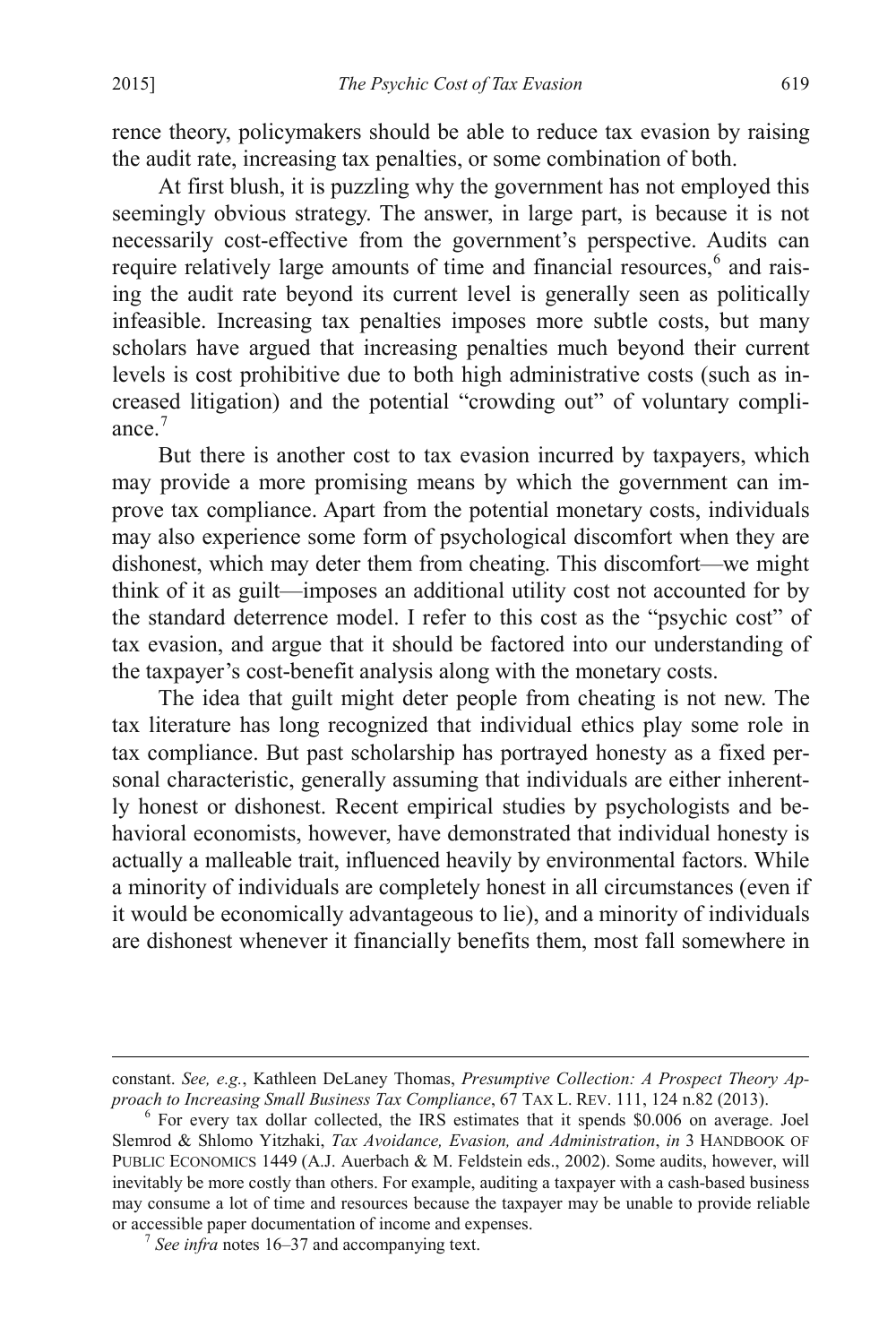rence theory, policymakers should be able to reduce tax evasion by raising the audit rate, increasing tax penalties, or some combination of both.

At first blush, it is puzzling why the government has not employed this seemingly obvious strategy. The answer, in large part, is because it is not necessarily cost-effective from the government's perspective. Audits can require relatively large amounts of time and financial resources,[6] and raising the audit rate beyond its current level is generally seen as politically infeasible. Increasing tax penalties imposes more subtle costs, but many scholars have argued that increasing penalties much beyond their current levels is cost prohibitive due to both high administrative costs (such as increased litigation) and the potential "crowding out" of voluntary compliance.[7]

But there is another cost to tax evasion incurred by taxpayers, which may provide a more promising means by which the government can improve tax compliance. Apart from the potential monetary costs, individuals may also experience some form of psychological discomfort when they are dishonest, which may deter them from cheating. This discomfort—we might think of it as guilt—imposes an additional utility cost not accounted for by the standard deterrence model. I refer to this cost as the "psychic cost" of tax evasion, and argue that it should be factored into our understanding of the taxpayer's cost-benefit analysis along with the monetary costs.

The idea that guilt might deter people from cheating is not new. The tax literature has long recognized that individual ethics play some role in tax compliance. But past scholarship has portrayed honesty as a fixed personal characteristic, generally assuming that individuals are either inherently honest or dishonest. Recent empirical studies by psychologists and behavioral economists, however, have demonstrated that individual honesty is actually a malleable trait, influenced heavily by environmental factors. While a minority of individuals are completely honest in all circumstances (even if it would be economically advantageous to lie), and a minority of individuals are dishonest whenever it financially benefits them, most fall somewhere in

---

constant. *See, e.g.*, Kathleen DeLaney Thomas, *Presumptive Collection: A Prospect Theory Approach to Increasing Small Business Tax Compliance*, 67 TAX L. REV. 111, 124 n.82 (2013).

[6] For every tax dollar collected, the IRS estimates that it spends $0.006 on average. Joel Slemrod & Shlomo Yitzhaki, *Tax Avoidance, Evasion, and Administration*, *in* 3 HANDBOOK OF PUBLIC ECONOMICS 1449 (A.J. Auerbach & M. Feldstein eds., 2002). Some audits, however, will inevitably be more costly than others. For example, auditing a taxpayer with a cash-based business may consume a lot of time and resources because the taxpayer may be unable to provide reliable or accessible paper documentation of income and expenses.

[7] *See infra* notes 16–37 and accompanying text.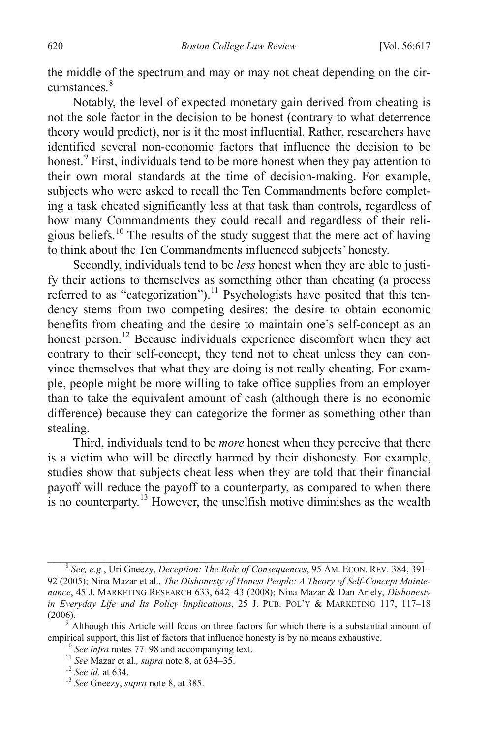the middle of the spectrum and may or may not cheat depending on the circumstances.[8]

Notably, the level of expected monetary gain derived from cheating is not the sole factor in the decision to be honest (contrary to what deterrence theory would predict), nor is it the most influential. Rather, researchers have identified several non-economic factors that influence the decision to be honest.[9] First, individuals tend to be more honest when they pay attention to their own moral standards at the time of decision-making. For example, subjects who were asked to recall the Ten Commandments before completing a task cheated significantly less at that task than controls, regardless of how many Commandments they could recall and regardless of their religious beliefs.[10] The results of the study suggest that the mere act of having to think about the Ten Commandments influenced subjects' honesty.

Secondly, individuals tend to be *less* honest when they are able to justify their actions to themselves as something other than cheating (a process referred to as "categorization").[11] Psychologists have posited that this tendency stems from two competing desires: the desire to obtain economic benefits from cheating and the desire to maintain one's self-concept as an honest person.[12] Because individuals experience discomfort when they act contrary to their self-concept, they tend not to cheat unless they can convince themselves that what they are doing is not really cheating. For example, people might be more willing to take office supplies from an employer than to take the equivalent amount of cash (although there is no economic difference) because they can categorize the former as something other than stealing.

Third, individuals tend to be *more* honest when they perceive that there is a victim who will be directly harmed by their dishonesty. For example, studies show that subjects cheat less when they are told that their financial payoff will reduce the payoff to a counterparty, as compared to when there is no counterparty.[13] However, the unselfish motive diminishes as the wealth

---

[8] *See, e.g.*, Uri Gneezy, *Deception: The Role of Consequences*, 95 AM. ECON. REV. 384, 391–92 (2005); Nina Mazar et al., *The Dishonesty of Honest People: A Theory of Self-Concept Maintenance*, 45 J. MARKETING RESEARCH 633, 642–43 (2008); Nina Mazar & Dan Ariely, *Dishonesty in Everyday Life and Its Policy Implications*, 25 J. PUB. POL'Y & MARKETING 117, 117–18 (2006).

[9] Although this Article will focus on three factors for which there is a substantial amount of empirical support, this list of factors that influence honesty is by no means exhaustive.

[10] *See infra* notes 77–98 and accompanying text.

[11] *See* Mazar et al., *supra* note 8, at 634–35.

[12] *See id.* at 634.

[13] *See* Gneezy, *supra* note 8, at 385.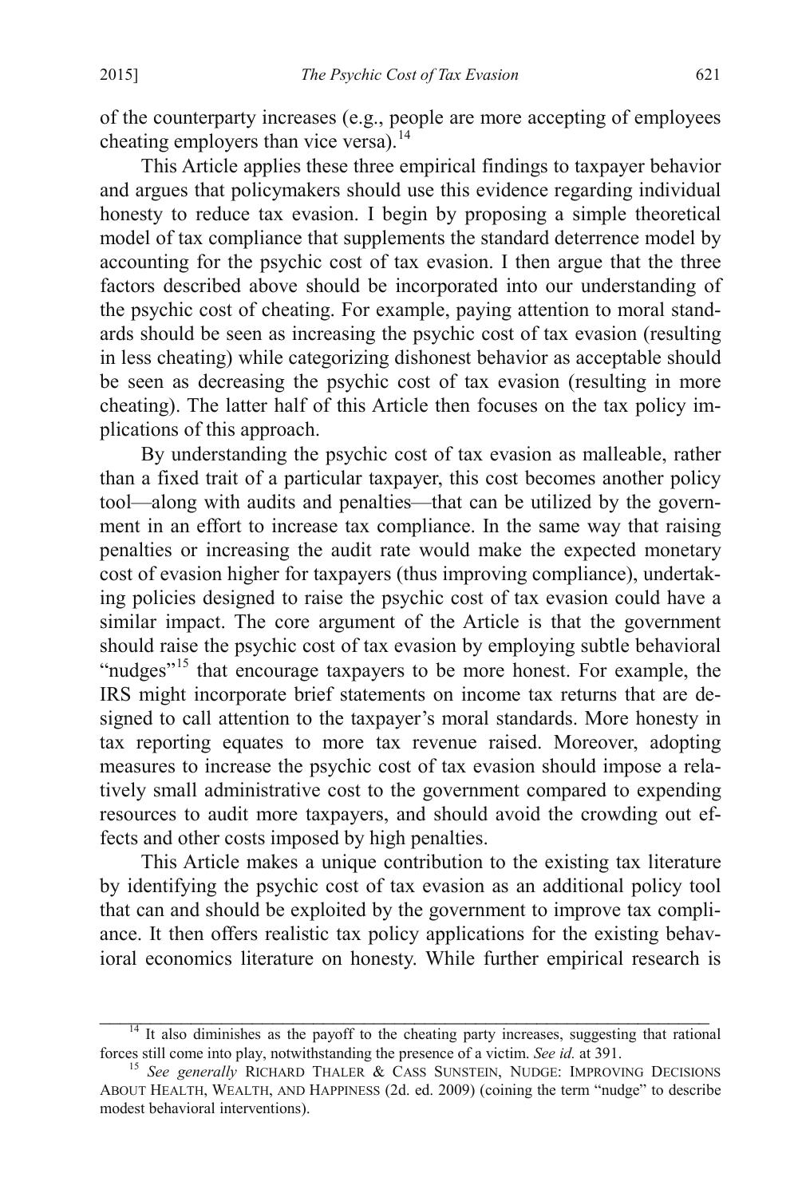of the counterparty increases (e.g., people are more accepting of employees cheating employers than vice versa).[14]

This Article applies these three empirical findings to taxpayer behavior and argues that policymakers should use this evidence regarding individual honesty to reduce tax evasion. I begin by proposing a simple theoretical model of tax compliance that supplements the standard deterrence model by accounting for the psychic cost of tax evasion. I then argue that the three factors described above should be incorporated into our understanding of the psychic cost of cheating. For example, paying attention to moral standards should be seen as increasing the psychic cost of tax evasion (resulting in less cheating) while categorizing dishonest behavior as acceptable should be seen as decreasing the psychic cost of tax evasion (resulting in more cheating). The latter half of this Article then focuses on the tax policy implications of this approach.

By understanding the psychic cost of tax evasion as malleable, rather than a fixed trait of a particular taxpayer, this cost becomes another policy tool—along with audits and penalties—that can be utilized by the government in an effort to increase tax compliance. In the same way that raising penalties or increasing the audit rate would make the expected monetary cost of evasion higher for taxpayers (thus improving compliance), undertaking policies designed to raise the psychic cost of tax evasion could have a similar impact. The core argument of the Article is that the government should raise the psychic cost of tax evasion by employing subtle behavioral "nudges"[15] that encourage taxpayers to be more honest. For example, the IRS might incorporate brief statements on income tax returns that are designed to call attention to the taxpayer's moral standards. More honesty in tax reporting equates to more tax revenue raised. Moreover, adopting measures to increase the psychic cost of tax evasion should impose a relatively small administrative cost to the government compared to expending resources to audit more taxpayers, and should avoid the crowding out effects and other costs imposed by high penalties.

This Article makes a unique contribution to the existing tax literature by identifying the psychic cost of tax evasion as an additional policy tool that can and should be exploited by the government to improve tax compliance. It then offers realistic tax policy applications for the existing behavioral economics literature on honesty. While further empirical research is

---

[14] It also diminishes as the payoff to the cheating party increases, suggesting that rational forces still come into play, notwithstanding the presence of a victim. *See id.* at 391.

[15] *See generally* RICHARD THALER & CASS SUNSTEIN, NUDGE: IMPROVING DECISIONS ABOUT HEALTH, WEALTH, AND HAPPINESS (2d. ed. 2009) (coining the term "nudge" to describe modest behavioral interventions).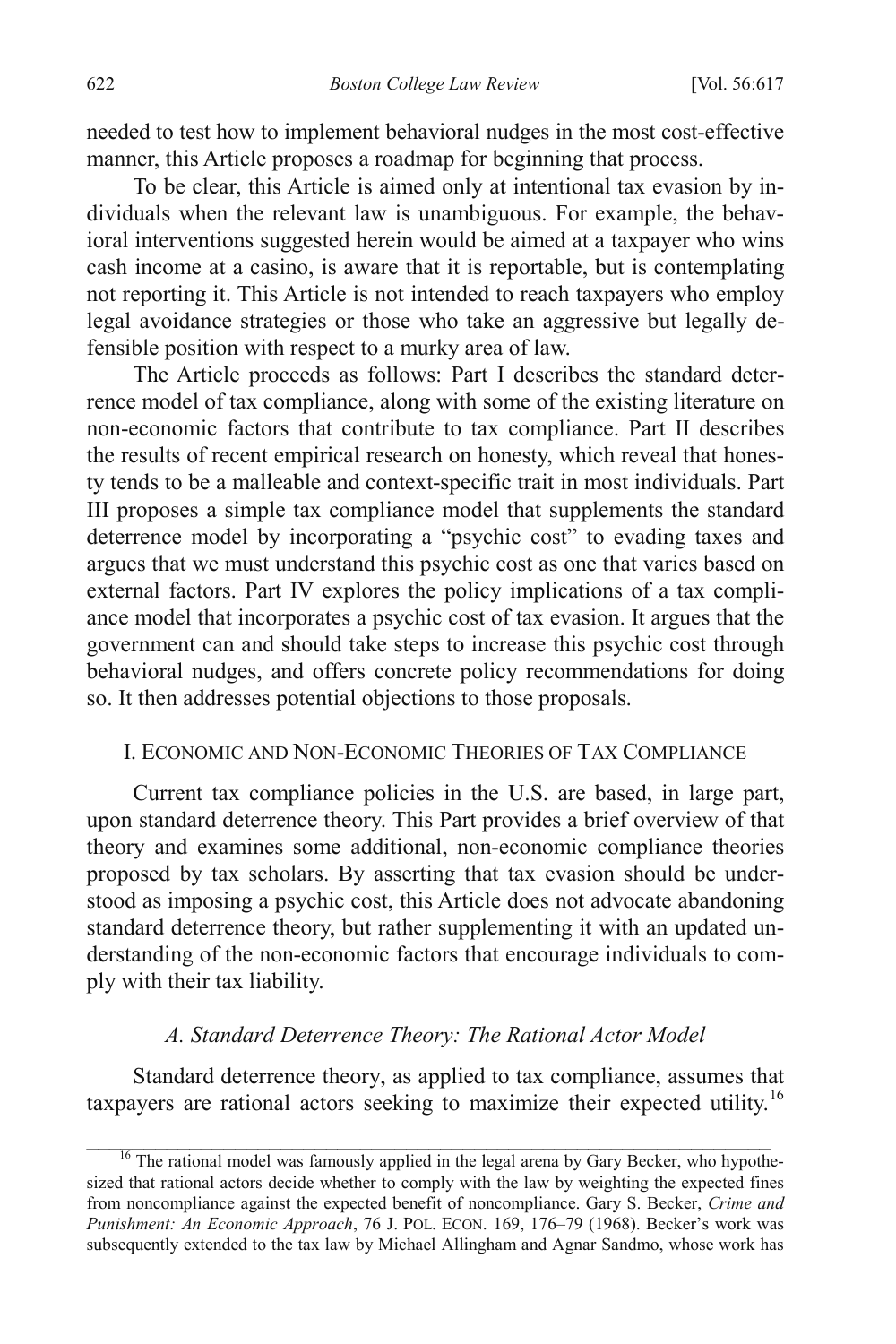needed to test how to implement behavioral nudges in the most cost-effective manner, this Article proposes a roadmap for beginning that process.

To be clear, this Article is aimed only at intentional tax evasion by individuals when the relevant law is unambiguous. For example, the behavioral interventions suggested herein would be aimed at a taxpayer who wins cash income at a casino, is aware that it is reportable, but is contemplating not reporting it. This Article is not intended to reach taxpayers who employ legal avoidance strategies or those who take an aggressive but legally defensible position with respect to a murky area of law.

The Article proceeds as follows: Part I describes the standard deterrence model of tax compliance, along with some of the existing literature on non-economic factors that contribute to tax compliance. Part II describes the results of recent empirical research on honesty, which reveal that honesty tends to be a malleable and context-specific trait in most individuals. Part III proposes a simple tax compliance model that supplements the standard deterrence model by incorporating a "psychic cost" to evading taxes and argues that we must understand this psychic cost as one that varies based on external factors. Part IV explores the policy implications of a tax compliance model that incorporates a psychic cost of tax evasion. It argues that the government can and should take steps to increase this psychic cost through behavioral nudges, and offers concrete policy recommendations for doing so. It then addresses potential objections to those proposals.

## I. ECONOMIC AND NON-ECONOMIC THEORIES OF TAX COMPLIANCE

Current tax compliance policies in the U.S. are based, in large part, upon standard deterrence theory. This Part provides a brief overview of that theory and examines some additional, non-economic compliance theories proposed by tax scholars. By asserting that tax evasion should be understood as imposing a psychic cost, this Article does not advocate abandoning standard deterrence theory, but rather supplementing it with an updated understanding of the non-economic factors that encourage individuals to comply with their tax liability.

### *A. Standard Deterrence Theory: The Rational Actor Model*

Standard deterrence theory, as applied to tax compliance, assumes that taxpayers are rational actors seeking to maximize their expected utility.[16]

---

[16] The rational model was famously applied in the legal arena by Gary Becker, who hypothesized that rational actors decide whether to comply with the law by weighting the expected fines from noncompliance against the expected benefit of noncompliance. Gary S. Becker, *Crime and Punishment: An Economic Approach*, 76 J. POL. ECON. 169, 176–79 (1968). Becker's work was subsequently extended to the tax law by Michael Allingham and Agnar Sandmo, whose work has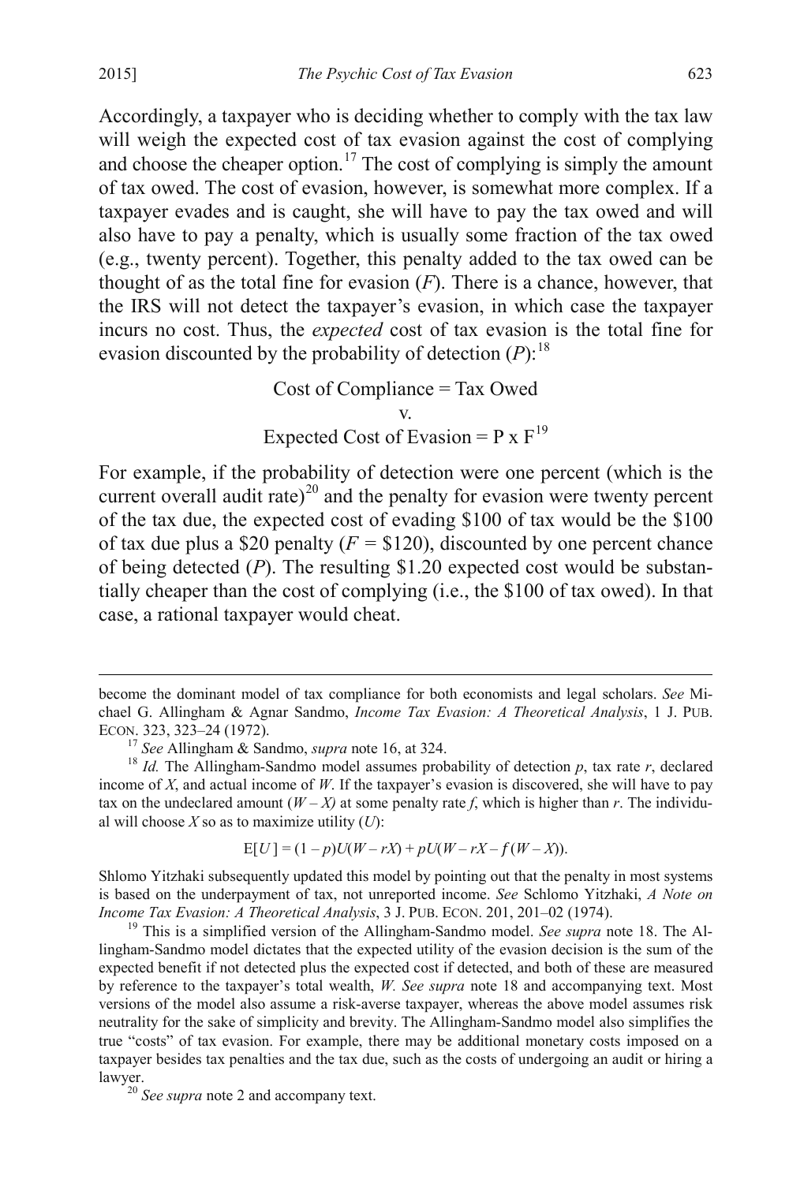Accordingly, a taxpayer who is deciding whether to comply with the tax law will weigh the expected cost of tax evasion against the cost of complying and choose the cheaper option.[17] The cost of complying is simply the amount of tax owed. The cost of evasion, however, is somewhat more complex. If a taxpayer evades and is caught, she will have to pay the tax owed and will also have to pay a penalty, which is usually some fraction of the tax owed (e.g., twenty percent). Together, this penalty added to the tax owed can be thought of as the total fine for evasion ($F$). There is a chance, however, that the IRS will not detect the taxpayer's evasion, in which case the taxpayer incurs no cost. Thus, the *expected* cost of tax evasion is the total fine for evasion discounted by the probability of detection ($P$):[18]

Cost of Compliance = Tax Owed

v.

Expected Cost of Evasion = P x F[19]

For example, if the probability of detection were one percent (which is the current overall audit rate)[20] and the penalty for evasion were twenty percent of the tax due, the expected cost of evading \$100 of tax would be the \$100 of tax due plus a \$20 penalty ($F$ = \$120), discounted by one percent chance of being detected ($P$). The resulting \$1.20 expected cost would be substantially cheaper than the cost of complying (i.e., the \$100 of tax owed). In that case, a rational taxpayer would cheat.

---

become the dominant model of tax compliance for both economists and legal scholars. *See* Michael G. Allingham & Agnar Sandmo, *Income Tax Evasion: A Theoretical Analysis*, 1 J. PUB. ECON. 323, 323–24 (1972).

[17] *See* Allingham & Sandmo, *supra* note 16, at 324.

[18] *Id.* The Allingham-Sandmo model assumes probability of detection $p$, tax rate $r$, declared income of $X$, and actual income of $W$. If the taxpayer's evasion is discovered, she will have to pay tax on the undeclared amount $(W - X)$ at some penalty rate $f$, which is higher than $r$. The individual will choose $X$ so as to maximize utility ($U$):

$$E[U] = (1 - p)U(W - rX) + pU(W - rX - f(W - X)).$$

Shlomo Yitzhaki subsequently updated this model by pointing out that the penalty in most systems is based on the underpayment of tax, not unreported income. *See* Schlomo Yitzhaki, *A Note on Income Tax Evasion: A Theoretical Analysis*, 3 J. PUB. ECON. 201, 201–02 (1974).

[19] This is a simplified version of the Allingham-Sandmo model. *See supra* note 18. The Allingham-Sandmo model dictates that the expected utility of the evasion decision is the sum of the expected benefit if not detected plus the expected cost if detected, and both of these are measured by reference to the taxpayer's total wealth, *W. See supra* note 18 and accompanying text. Most versions of the model also assume a risk-averse taxpayer, whereas the above model assumes risk neutrality for the sake of simplicity and brevity. The Allingham-Sandmo model also simplifies the true "costs" of tax evasion. For example, there may be additional monetary costs imposed on a taxpayer besides tax penalties and the tax due, such as the costs of undergoing an audit or hiring a lawyer.

[20] *See supra* note 2 and accompany text.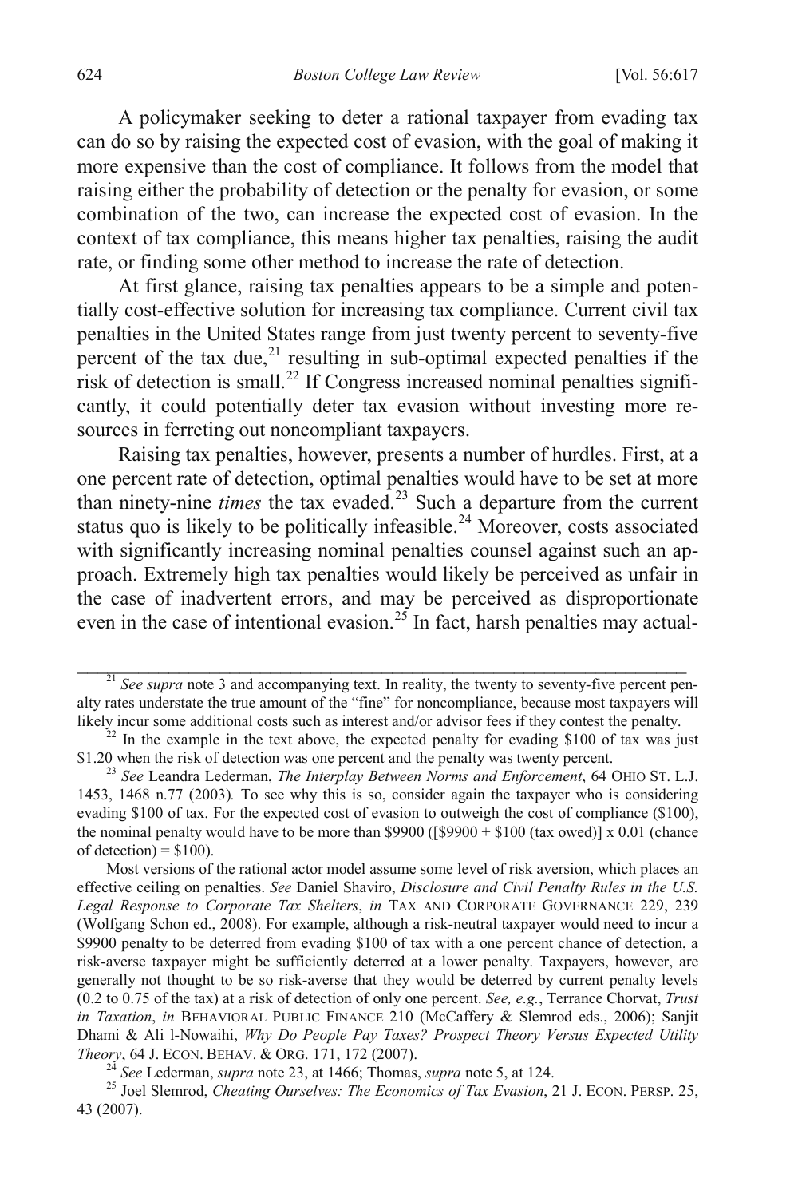A policymaker seeking to deter a rational taxpayer from evading tax can do so by raising the expected cost of evasion, with the goal of making it more expensive than the cost of compliance. It follows from the model that raising either the probability of detection or the penalty for evasion, or some combination of the two, can increase the expected cost of evasion. In the context of tax compliance, this means higher tax penalties, raising the audit rate, or finding some other method to increase the rate of detection.

At first glance, raising tax penalties appears to be a simple and potentially cost-effective solution for increasing tax compliance. Current civil tax penalties in the United States range from just twenty percent to seventy-five percent of the tax due,[21] resulting in sub-optimal expected penalties if the risk of detection is small.[22] If Congress increased nominal penalties significantly, it could potentially deter tax evasion without investing more resources in ferreting out noncompliant taxpayers.

Raising tax penalties, however, presents a number of hurdles. First, at a one percent rate of detection, optimal penalties would have to be set at more than ninety-nine *times* the tax evaded.[23] Such a departure from the current status quo is likely to be politically infeasible.[24] Moreover, costs associated with significantly increasing nominal penalties counsel against such an approach. Extremely high tax penalties would likely be perceived as unfair in the case of inadvertent errors, and may be perceived as disproportionate even in the case of intentional evasion.[25] In fact, harsh penalties may actual-

---

[21] *See supra* note 3 and accompanying text. In reality, the twenty to seventy-five percent penalty rates understate the true amount of the "fine" for noncompliance, because most taxpayers will likely incur some additional costs such as interest and/or advisor fees if they contest the penalty.

[22] In the example in the text above, the expected penalty for evading $100 of tax was just $1.20 when the risk of detection was one percent and the penalty was twenty percent.

[23] *See* Leandra Lederman, *The Interplay Between Norms and Enforcement*, 64 OHIO ST. L.J. 1453, 1468 n.77 (2003)*.* To see why this is so, consider again the taxpayer who is considering evading $100 of tax. For the expected cost of evasion to outweigh the cost of compliance ($100), the nominal penalty would have to be more than $9900 ([$9900 + $100 (tax owed)] x 0.01 (chance of detection) = $100).

Most versions of the rational actor model assume some level of risk aversion, which places an effective ceiling on penalties. *See* Daniel Shaviro, *Disclosure and Civil Penalty Rules in the U.S. Legal Response to Corporate Tax Shelters*, *in* TAX AND CORPORATE GOVERNANCE 229, 239 (Wolfgang Schon ed., 2008). For example, although a risk-neutral taxpayer would need to incur a $9900 penalty to be deterred from evading $100 of tax with a one percent chance of detection, a risk-averse taxpayer might be sufficiently deterred at a lower penalty. Taxpayers, however, are generally not thought to be so risk-averse that they would be deterred by current penalty levels (0.2 to 0.75 of the tax) at a risk of detection of only one percent. *See, e.g.*, Terrance Chorvat, *Trust in Taxation*, *in* BEHAVIORAL PUBLIC FINANCE 210 (McCaffery & Slemrod eds., 2006); Sanjit Dhami & Ali l-Nowaihi, *Why Do People Pay Taxes? Prospect Theory Versus Expected Utility Theory*, 64 J. ECON. BEHAV. & ORG. 171, 172 (2007).

[24] *See* Lederman, *supra* note 23, at 1466; Thomas, *supra* note 5, at 124.

[25] Joel Slemrod, *Cheating Ourselves: The Economics of Tax Evasion*, 21 J. ECON. PERSP. 25, 43 (2007).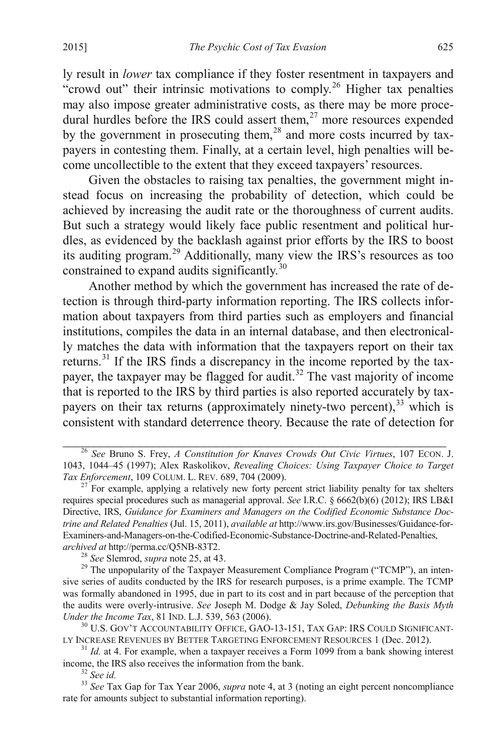ly result in *lower* tax compliance if they foster resentment in taxpayers and "crowd out" their intrinsic motivations to comply.[26] Higher tax penalties may also impose greater administrative costs, as there may be more procedural hurdles before the IRS could assert them,[27] more resources expended by the government in prosecuting them,[28] and more costs incurred by taxpayers in contesting them. Finally, at a certain level, high penalties will become uncollectible to the extent that they exceed taxpayers' resources.

Given the obstacles to raising tax penalties, the government might instead focus on increasing the probability of detection, which could be achieved by increasing the audit rate or the thoroughness of current audits. But such a strategy would likely face public resentment and political hurdles, as evidenced by the backlash against prior efforts by the IRS to boost its auditing program.[29] Additionally, many view the IRS's resources as too constrained to expand audits significantly.[30]

Another method by which the government has increased the rate of detection is through third-party information reporting. The IRS collects information about taxpayers from third parties such as employers and financial institutions, compiles the data in an internal database, and then electronically matches the data with information that the taxpayers report on their tax returns.[31] If the IRS finds a discrepancy in the income reported by the taxpayer, the taxpayer may be flagged for audit.[32] The vast majority of income that is reported to the IRS by third parties is also reported accurately by taxpayers on their tax returns (approximately ninety-two percent),[33] which is consistent with standard deterrence theory. Because the rate of detection for

---

[26] *See* Bruno S. Frey, *A Constitution for Knaves Crowds Out Civic Virtues*, 107 ECON. J. 1043, 1044–45 (1997); Alex Raskolikov, *Revealing Choices: Using Taxpayer Choice to Target Tax Enforcement*, 109 COLUM. L. REV. 689, 704 (2009).

[27] For example, applying a relatively new forty percent strict liability penalty for tax shelters requires special procedures such as managerial approval. *See* I.R.C. § 6662(b)(6) (2012); IRS LB&I Directive, IRS, *Guidance for Examiners and Managers on the Codified Economic Substance Doctrine and Related Penalties* (Jul. 15, 2011), *available at* http://www.irs.gov/Businesses/Guidance-for-Examiners-and-Managers-on-the-Codified-Economic-Substance-Doctrine-and-Related-Penalties, *archived at* http://perma.cc/Q5NB-83T2.

[28] *See* Slemrod, *supra* note 25, at 43.

[29] The unpopularity of the Taxpayer Measurement Compliance Program ("TCMP"), an intensive series of audits conducted by the IRS for research purposes, is a prime example. The TCMP was formally abandoned in 1995, due in part to its cost and in part because of the perception that the audits were overly-intrusive. *See* Joseph M. Dodge & Jay Soled, *Debunking the Basis Myth Under the Income Tax*, 81 IND. L.J. 539, 563 (2006).

[30] U.S. GOV'T ACCOUNTABILITY OFFICE, GAO-13-151, TAX GAP: IRS COULD SIGNIFICANTLY INCREASE REVENUES BY BETTER TARGETING ENFORCEMENT RESOURCES 1 (Dec. 2012).

[31] *Id.* at 4. For example, when a taxpayer receives a Form 1099 from a bank showing interest income, the IRS also receives the information from the bank.

[32] *See id.*

[33] *See* Tax Gap for Tax Year 2006, *supra* note 4, at 3 (noting an eight percent noncompliance rate for amounts subject to substantial information reporting).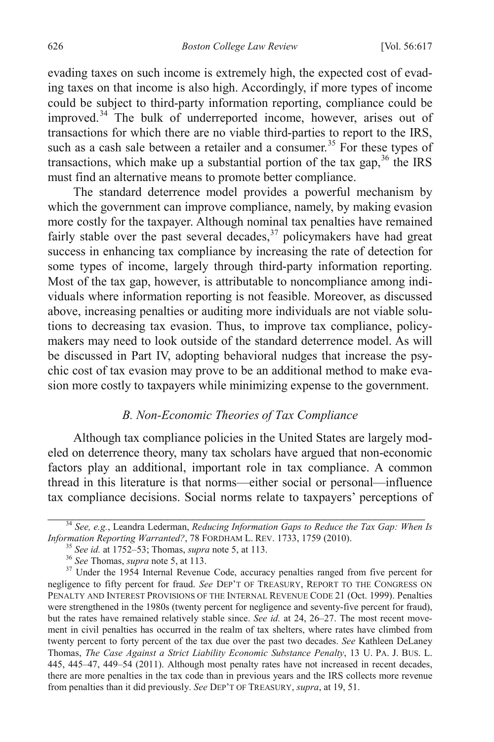evading taxes on such income is extremely high, the expected cost of evading taxes on that income is also high. Accordingly, if more types of income could be subject to third-party information reporting, compliance could be improved.[34] The bulk of underreported income, however, arises out of transactions for which there are no viable third-parties to report to the IRS, such as a cash sale between a retailer and a consumer.[35] For these types of transactions, which make up a substantial portion of the tax gap,[36] the IRS must find an alternative means to promote better compliance.

The standard deterrence model provides a powerful mechanism by which the government can improve compliance, namely, by making evasion more costly for the taxpayer. Although nominal tax penalties have remained fairly stable over the past several decades,[37] policymakers have had great success in enhancing tax compliance by increasing the rate of detection for some types of income, largely through third-party information reporting. Most of the tax gap, however, is attributable to noncompliance among individuals where information reporting is not feasible. Moreover, as discussed above, increasing penalties or auditing more individuals are not viable solutions to decreasing tax evasion. Thus, to improve tax compliance, policymakers may need to look outside of the standard deterrence model. As will be discussed in Part IV, adopting behavioral nudges that increase the psychic cost of tax evasion may prove to be an additional method to make evasion more costly to taxpayers while minimizing expense to the government.

### *B. Non-Economic Theories of Tax Compliance*

Although tax compliance policies in the United States are largely modeled on deterrence theory, many tax scholars have argued that non-economic factors play an additional, important role in tax compliance. A common thread in this literature is that norms—either social or personal—influence tax compliance decisions. Social norms relate to taxpayers' perceptions of

---

[34] *See, e.g.*, Leandra Lederman, *Reducing Information Gaps to Reduce the Tax Gap: When Is Information Reporting Warranted?*, 78 FORDHAM L. REV. 1733, 1759 (2010).

[35] *See id.* at 1752–53; Thomas, *supra* note 5, at 113.

[36] *See* Thomas, *supra* note 5, at 113.

[37] Under the 1954 Internal Revenue Code, accuracy penalties ranged from five percent for negligence to fifty percent for fraud. *See* DEP'T OF TREASURY, REPORT TO THE CONGRESS ON PENALTY AND INTEREST PROVISIONS OF THE INTERNAL REVENUE CODE 21 (Oct. 1999). Penalties were strengthened in the 1980s (twenty percent for negligence and seventy-five percent for fraud), but the rates have remained relatively stable since. *See id.* at 24, 26–27. The most recent movement in civil penalties has occurred in the realm of tax shelters, where rates have climbed from twenty percent to forty percent of the tax due over the past two decades. *See* Kathleen DeLaney Thomas, *The Case Against a Strict Liability Economic Substance Penalty*, 13 U. PA. J. BUS. L. 445, 445–47, 449–54 (2011). Although most penalty rates have not increased in recent decades, there are more penalties in the tax code than in previous years and the IRS collects more revenue from penalties than it did previously. *See* DEP'T OF TREASURY, *supra*, at 19, 51.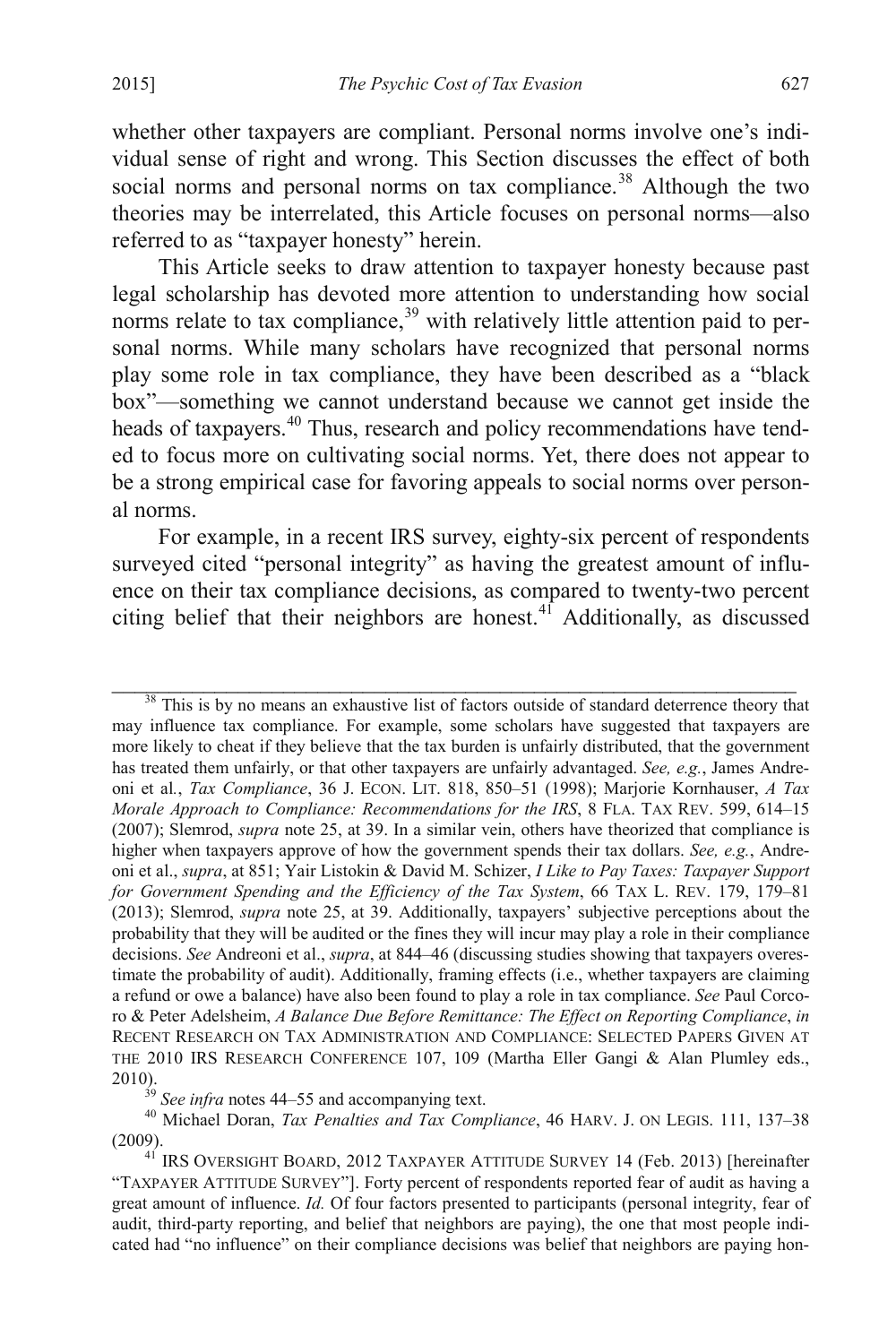whether other taxpayers are compliant. Personal norms involve one's individual sense of right and wrong. This Section discusses the effect of both social norms and personal norms on tax compliance.[38] Although the two theories may be interrelated, this Article focuses on personal norms—also referred to as "taxpayer honesty" herein.

This Article seeks to draw attention to taxpayer honesty because past legal scholarship has devoted more attention to understanding how social norms relate to tax compliance,[39] with relatively little attention paid to personal norms. While many scholars have recognized that personal norms play some role in tax compliance, they have been described as a "black box"—something we cannot understand because we cannot get inside the heads of taxpayers.[40] Thus, research and policy recommendations have tended to focus more on cultivating social norms. Yet, there does not appear to be a strong empirical case for favoring appeals to social norms over personal norms.

For example, in a recent IRS survey, eighty-six percent of respondents surveyed cited "personal integrity" as having the greatest amount of influence on their tax compliance decisions, as compared to twenty-two percent citing belief that their neighbors are honest.[41] Additionally, as discussed

---

[38] This is by no means an exhaustive list of factors outside of standard deterrence theory that may influence tax compliance. For example, some scholars have suggested that taxpayers are more likely to cheat if they believe that the tax burden is unfairly distributed, that the government has treated them unfairly, or that other taxpayers are unfairly advantaged. *See, e.g.*, James Andreoni et al., *Tax Compliance*, 36 J. ECON. LIT. 818, 850–51 (1998); Marjorie Kornhauser, *A Tax Morale Approach to Compliance: Recommendations for the IRS*, 8 FLA. TAX REV. 599, 614–15 (2007); Slemrod, *supra* note 25, at 39. In a similar vein, others have theorized that compliance is higher when taxpayers approve of how the government spends their tax dollars. *See, e.g.*, Andreoni et al., *supra*, at 851; Yair Listokin & David M. Schizer, *I Like to Pay Taxes: Taxpayer Support for Government Spending and the Efficiency of the Tax System*, 66 TAX L. REV. 179, 179–81 (2013); Slemrod, *supra* note 25, at 39. Additionally, taxpayers' subjective perceptions about the probability that they will be audited or the fines they will incur may play a role in their compliance decisions. *See* Andreoni et al., *supra*, at 844–46 (discussing studies showing that taxpayers overestimate the probability of audit). Additionally, framing effects (i.e., whether taxpayers are claiming a refund or owe a balance) have also been found to play a role in tax compliance. *See* Paul Corcoro & Peter Adelsheim, *A Balance Due Before Remittance: The Effect on Reporting Compliance*, *in* RECENT RESEARCH ON TAX ADMINISTRATION AND COMPLIANCE: SELECTED PAPERS GIVEN AT THE 2010 IRS RESEARCH CONFERENCE 107, 109 (Martha Eller Gangi & Alan Plumley eds., 2010).

[39] *See infra* notes 44–55 and accompanying text.

[40] Michael Doran, *Tax Penalties and Tax Compliance*, 46 HARV. J. ON LEGIS. 111, 137–38 (2009).

[41] IRS OVERSIGHT BOARD, 2012 TAXPAYER ATTITUDE SURVEY 14 (Feb. 2013) [hereinafter "TAXPAYER ATTITUDE SURVEY"]. Forty percent of respondents reported fear of audit as having a great amount of influence. *Id.* Of four factors presented to participants (personal integrity, fear of audit, third-party reporting, and belief that neighbors are paying), the one that most people indicated had "no influence" on their compliance decisions was belief that neighbors are paying hon-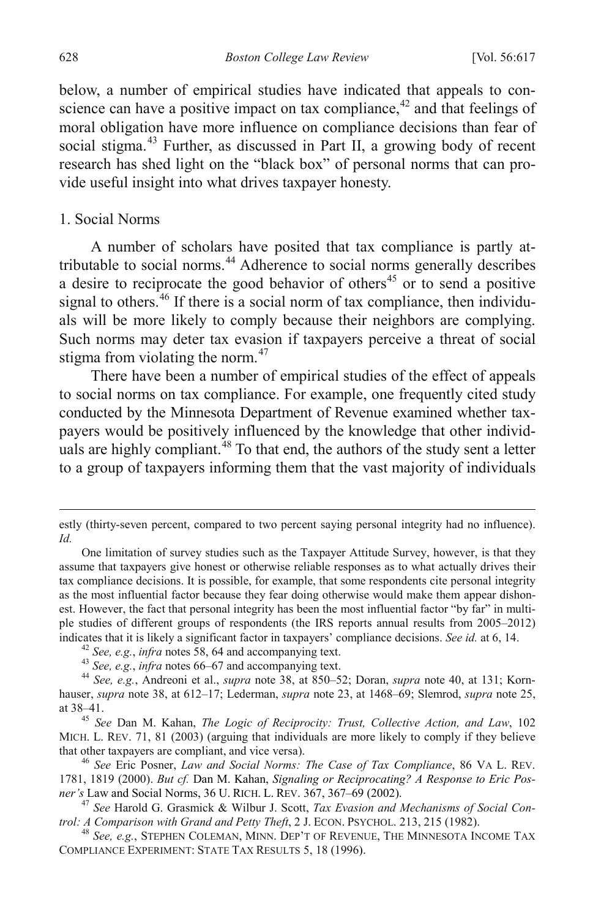below, a number of empirical studies have indicated that appeals to conscience can have a positive impact on tax compliance,[42] and that feelings of moral obligation have more influence on compliance decisions than fear of social stigma.[43] Further, as discussed in Part II, a growing body of recent research has shed light on the "black box" of personal norms that can provide useful insight into what drives taxpayer honesty.

### 1. Social Norms

A number of scholars have posited that tax compliance is partly attributable to social norms.[44] Adherence to social norms generally describes a desire to reciprocate the good behavior of others[45] or to send a positive signal to others.[46] If there is a social norm of tax compliance, then individuals will be more likely to comply because their neighbors are complying. Such norms may deter tax evasion if taxpayers perceive a threat of social stigma from violating the norm.[47]

There have been a number of empirical studies of the effect of appeals to social norms on tax compliance. For example, one frequently cited study conducted by the Minnesota Department of Revenue examined whether taxpayers would be positively influenced by the knowledge that other individuals are highly compliant.[48] To that end, the authors of the study sent a letter to a group of taxpayers informing them that the vast majority of individuals

---

estly (thirty-seven percent, compared to two percent saying personal integrity had no influence). *Id.*

One limitation of survey studies such as the Taxpayer Attitude Survey, however, is that they assume that taxpayers give honest or otherwise reliable responses as to what actually drives their tax compliance decisions. It is possible, for example, that some respondents cite personal integrity as the most influential factor because they fear doing otherwise would make them appear dishonest. However, the fact that personal integrity has been the most influential factor "by far" in multiple studies of different groups of respondents (the IRS reports annual results from 2005–2012) indicates that it is likely a significant factor in taxpayers' compliance decisions. *See id.* at 6, 14.

[42] *See, e.g.*, *infra* notes 58, 64 and accompanying text.

[43] *See, e.g.*, *infra* notes 66–67 and accompanying text.

[44] *See, e.g.*, Andreoni et al., *supra* note 38, at 850–52; Doran, *supra* note 40, at 131; Kornhauser, *supra* note 38, at 612–17; Lederman, *supra* note 23, at 1468–69; Slemrod, *supra* note 25, at 38–41.

[45] *See* Dan M. Kahan, *The Logic of Reciprocity: Trust, Collective Action, and Law*, 102 MICH. L. REV. 71, 81 (2003) (arguing that individuals are more likely to comply if they believe that other taxpayers are compliant, and vice versa).

[46] *See* Eric Posner, *Law and Social Norms: The Case of Tax Compliance*, 86 VA L. REV. 1781, 1819 (2000). *But cf.* Dan M. Kahan, *Signaling or Reciprocating? A Response to Eric Posner's* Law and Social Norms, 36 U. RICH. L. REV. 367, 367–69 (2002).

[47] *See* Harold G. Grasmick & Wilbur J. Scott, *Tax Evasion and Mechanisms of Social Control: A Comparison with Grand and Petty Theft*, 2 J. ECON. PSYCHOL. 213, 215 (1982).

[48] *See, e.g.*, STEPHEN COLEMAN, MINN. DEP'T OF REVENUE, THE MINNESOTA INCOME TAX COMPLIANCE EXPERIMENT: STATE TAX RESULTS 5, 18 (1996).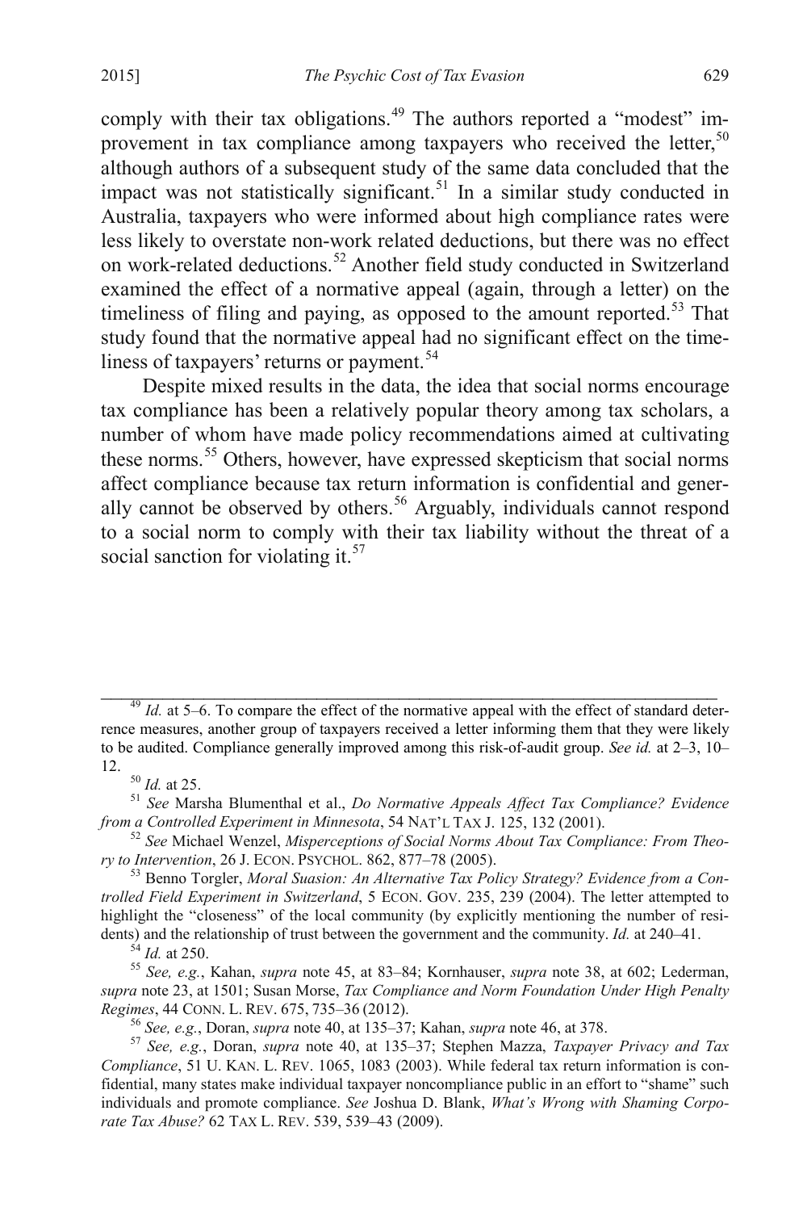comply with their tax obligations.[49] The authors reported a "modest" improvement in tax compliance among taxpayers who received the letter,[50] although authors of a subsequent study of the same data concluded that the impact was not statistically significant.[51] In a similar study conducted in Australia, taxpayers who were informed about high compliance rates were less likely to overstate non-work related deductions, but there was no effect on work-related deductions.[52] Another field study conducted in Switzerland examined the effect of a normative appeal (again, through a letter) on the timeliness of filing and paying, as opposed to the amount reported.[53] That study found that the normative appeal had no significant effect on the timeliness of taxpayers' returns or payment.[54]

Despite mixed results in the data, the idea that social norms encourage tax compliance has been a relatively popular theory among tax scholars, a number of whom have made policy recommendations aimed at cultivating these norms.[55] Others, however, have expressed skepticism that social norms affect compliance because tax return information is confidential and generally cannot be observed by others.[56] Arguably, individuals cannot respond to a social norm to comply with their tax liability without the threat of a social sanction for violating it.[57]

---

[49] *Id.* at 5–6. To compare the effect of the normative appeal with the effect of standard deterrence measures, another group of taxpayers received a letter informing them that they were likely to be audited. Compliance generally improved among this risk-of-audit group. *See id.* at 2–3, 10–12.

[50] *Id.* at 25.

[51] *See* Marsha Blumenthal et al., *Do Normative Appeals Affect Tax Compliance? Evidence from a Controlled Experiment in Minnesota*, 54 NAT'L TAX J. 125, 132 (2001).

[52] *See* Michael Wenzel, *Misperceptions of Social Norms About Tax Compliance: From Theory to Intervention*, 26 J. ECON. PSYCHOL. 862, 877–78 (2005).

[53] Benno Torgler, *Moral Suasion: An Alternative Tax Policy Strategy? Evidence from a Controlled Field Experiment in Switzerland*, 5 ECON. GOV. 235, 239 (2004). The letter attempted to highlight the "closeness" of the local community (by explicitly mentioning the number of residents) and the relationship of trust between the government and the community. *Id.* at 240–41.

[54] *Id.* at 250.

[55] *See, e.g.*, Kahan, *supra* note 45, at 83–84; Kornhauser, *supra* note 38, at 602; Lederman, *supra* note 23, at 1501; Susan Morse, *Tax Compliance and Norm Foundation Under High Penalty Regimes*, 44 CONN. L. REV. 675, 735–36 (2012).

[56] *See, e.g.*, Doran, *supra* note 40, at 135–37; Kahan, *supra* note 46, at 378.

[57] *See, e.g.*, Doran, *supra* note 40, at 135–37; Stephen Mazza, *Taxpayer Privacy and Tax Compliance*, 51 U. KAN. L. REV. 1065, 1083 (2003). While federal tax return information is confidential, many states make individual taxpayer noncompliance public in an effort to "shame" such individuals and promote compliance. *See* Joshua D. Blank, *What's Wrong with Shaming Corporate Tax Abuse?* 62 TAX L. REV. 539, 539–43 (2009).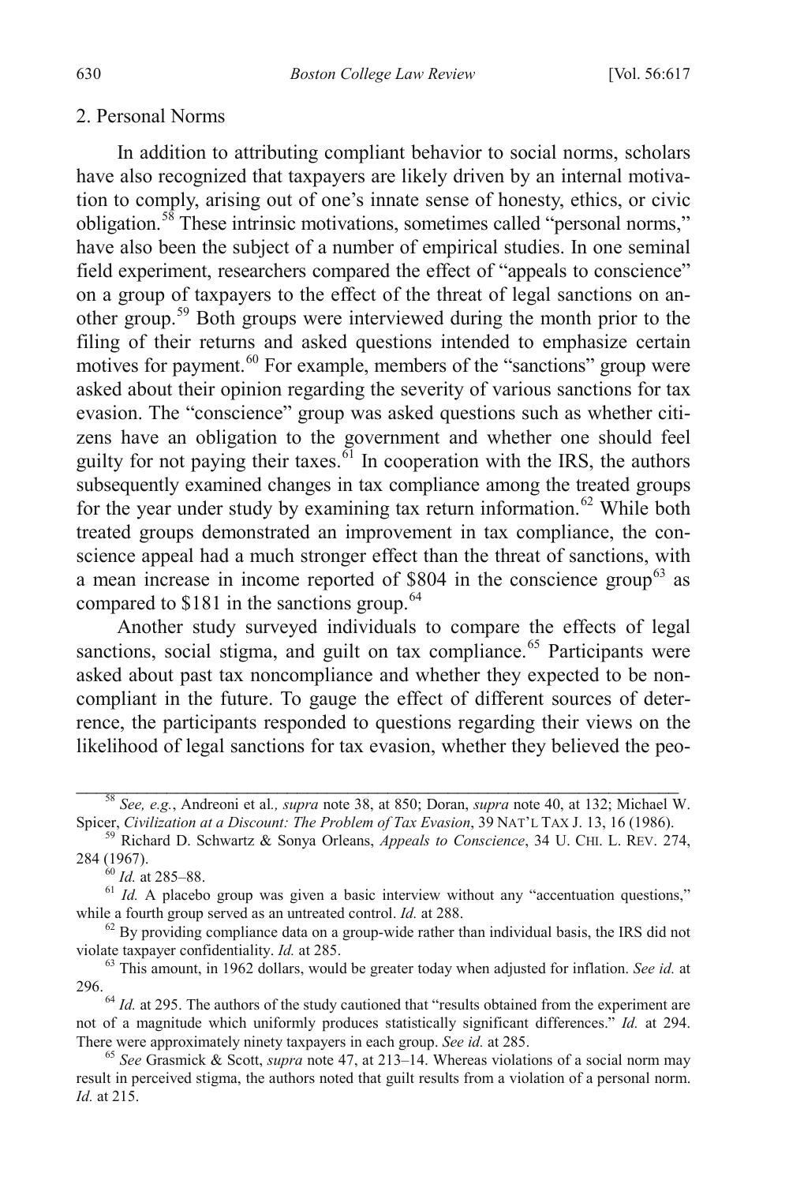### 2. Personal Norms

In addition to attributing compliant behavior to social norms, scholars have also recognized that taxpayers are likely driven by an internal motivation to comply, arising out of one's innate sense of honesty, ethics, or civic obligation.[58] These intrinsic motivations, sometimes called "personal norms," have also been the subject of a number of empirical studies. In one seminal field experiment, researchers compared the effect of "appeals to conscience" on a group of taxpayers to the effect of the threat of legal sanctions on another group.[59] Both groups were interviewed during the month prior to the filing of their returns and asked questions intended to emphasize certain motives for payment.[60] For example, members of the "sanctions" group were asked about their opinion regarding the severity of various sanctions for tax evasion. The "conscience" group was asked questions such as whether citizens have an obligation to the government and whether one should feel guilty for not paying their taxes.[61] In cooperation with the IRS, the authors subsequently examined changes in tax compliance among the treated groups for the year under study by examining tax return information.[62] While both treated groups demonstrated an improvement in tax compliance, the conscience appeal had a much stronger effect than the threat of sanctions, with a mean increase in income reported of $804 in the conscience group[63] as compared to $181 in the sanctions group.[64]

Another study surveyed individuals to compare the effects of legal sanctions, social stigma, and guilt on tax compliance.[65] Participants were asked about past tax noncompliance and whether they expected to be noncompliant in the future. To gauge the effect of different sources of deterrence, the participants responded to questions regarding their views on the likelihood of legal sanctions for tax evasion, whether they believed the peo-

---

[58] *See, e.g.*, Andreoni et al*., supra* note 38, at 850; Doran, *supra* note 40, at 132; Michael W. Spicer, *Civilization at a Discount: The Problem of Tax Evasion*, 39 NAT'L TAX J. 13, 16 (1986).

[59] Richard D. Schwartz & Sonya Orleans, *Appeals to Conscience*, 34 U. CHI. L. REV. 274, 284 (1967).

[60] *Id.* at 285–88.

[61] *Id.* A placebo group was given a basic interview without any "accentuation questions," while a fourth group served as an untreated control. *Id.* at 288.

[62] By providing compliance data on a group-wide rather than individual basis, the IRS did not violate taxpayer confidentiality. *Id.* at 285.

[63] This amount, in 1962 dollars, would be greater today when adjusted for inflation. *See id.* at 296.

[64] *Id.* at 295. The authors of the study cautioned that "results obtained from the experiment are not of a magnitude which uniformly produces statistically significant differences." *Id.* at 294. There were approximately ninety taxpayers in each group. *See id.* at 285.

[65] *See* Grasmick & Scott, *supra* note 47, at 213–14. Whereas violations of a social norm may result in perceived stigma, the authors noted that guilt results from a violation of a personal norm. *Id.* at 215.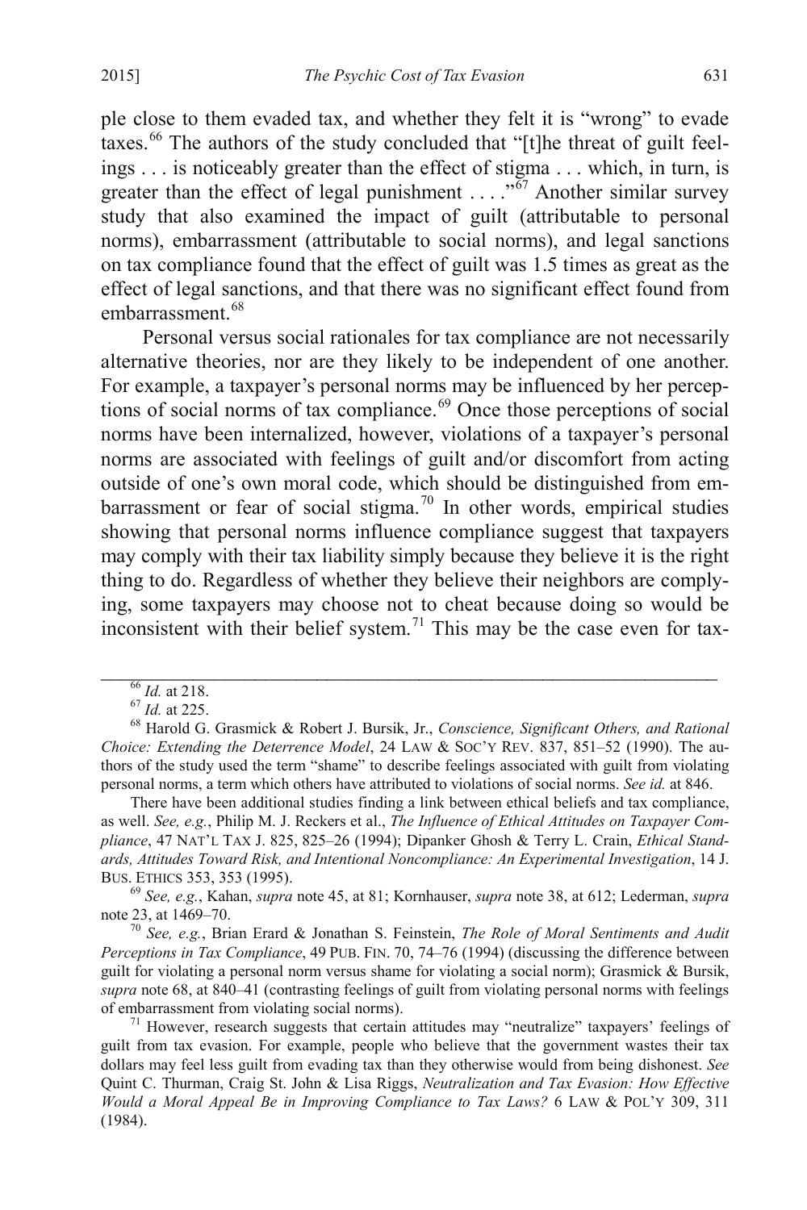ple close to them evaded tax, and whether they felt it is "wrong" to evade taxes.[66] The authors of the study concluded that "[t]he threat of guilt feelings . . . is noticeably greater than the effect of stigma . . . which, in turn, is greater than the effect of legal punishment . . . ."[67] Another similar survey study that also examined the impact of guilt (attributable to personal norms), embarrassment (attributable to social norms), and legal sanctions on tax compliance found that the effect of guilt was 1.5 times as great as the effect of legal sanctions, and that there was no significant effect found from embarrassment.[68]

Personal versus social rationales for tax compliance are not necessarily alternative theories, nor are they likely to be independent of one another. For example, a taxpayer's personal norms may be influenced by her perceptions of social norms of tax compliance.[69] Once those perceptions of social norms have been internalized, however, violations of a taxpayer's personal norms are associated with feelings of guilt and/or discomfort from acting outside of one's own moral code, which should be distinguished from embarrassment or fear of social stigma.[70] In other words, empirical studies showing that personal norms influence compliance suggest that taxpayers may comply with their tax liability simply because they believe it is the right thing to do. Regardless of whether they believe their neighbors are complying, some taxpayers may choose not to cheat because doing so would be inconsistent with their belief system.[71] This may be the case even for tax-

---

[66] *Id.* at 218.

[67] *Id.* at 225.

[68] Harold G. Grasmick & Robert J. Bursik, Jr., *Conscience, Significant Others, and Rational Choice: Extending the Deterrence Model*, 24 LAW & SOC'Y REV. 837, 851–52 (1990). The authors of the study used the term "shame" to describe feelings associated with guilt from violating personal norms, a term which others have attributed to violations of social norms. *See id.* at 846.

There have been additional studies finding a link between ethical beliefs and tax compliance, as well. *See, e.g.*, Philip M. J. Reckers et al., *The Influence of Ethical Attitudes on Taxpayer Compliance*, 47 NAT'L TAX J. 825, 825–26 (1994); Dipanker Ghosh & Terry L. Crain, *Ethical Standards, Attitudes Toward Risk, and Intentional Noncompliance: An Experimental Investigation*, 14 J. BUS. ETHICS 353, 353 (1995).

[69] *See, e.g.*, Kahan, *supra* note 45, at 81; Kornhauser, *supra* note 38, at 612; Lederman, *supra* note 23, at 1469–70.

[70] *See, e.g.*, Brian Erard & Jonathan S. Feinstein, *The Role of Moral Sentiments and Audit Perceptions in Tax Compliance*, 49 PUB. FIN. 70, 74–76 (1994) (discussing the difference between guilt for violating a personal norm versus shame for violating a social norm); Grasmick & Bursik, *supra* note 68, at 840–41 (contrasting feelings of guilt from violating personal norms with feelings of embarrassment from violating social norms).

[71] However, research suggests that certain attitudes may "neutralize" taxpayers' feelings of guilt from tax evasion. For example, people who believe that the government wastes their tax dollars may feel less guilt from evading tax than they otherwise would from being dishonest. *See* Quint C. Thurman, Craig St. John & Lisa Riggs, *Neutralization and Tax Evasion: How Effective Would a Moral Appeal Be in Improving Compliance to Tax Laws?* 6 LAW & POL'Y 309, 311 (1984).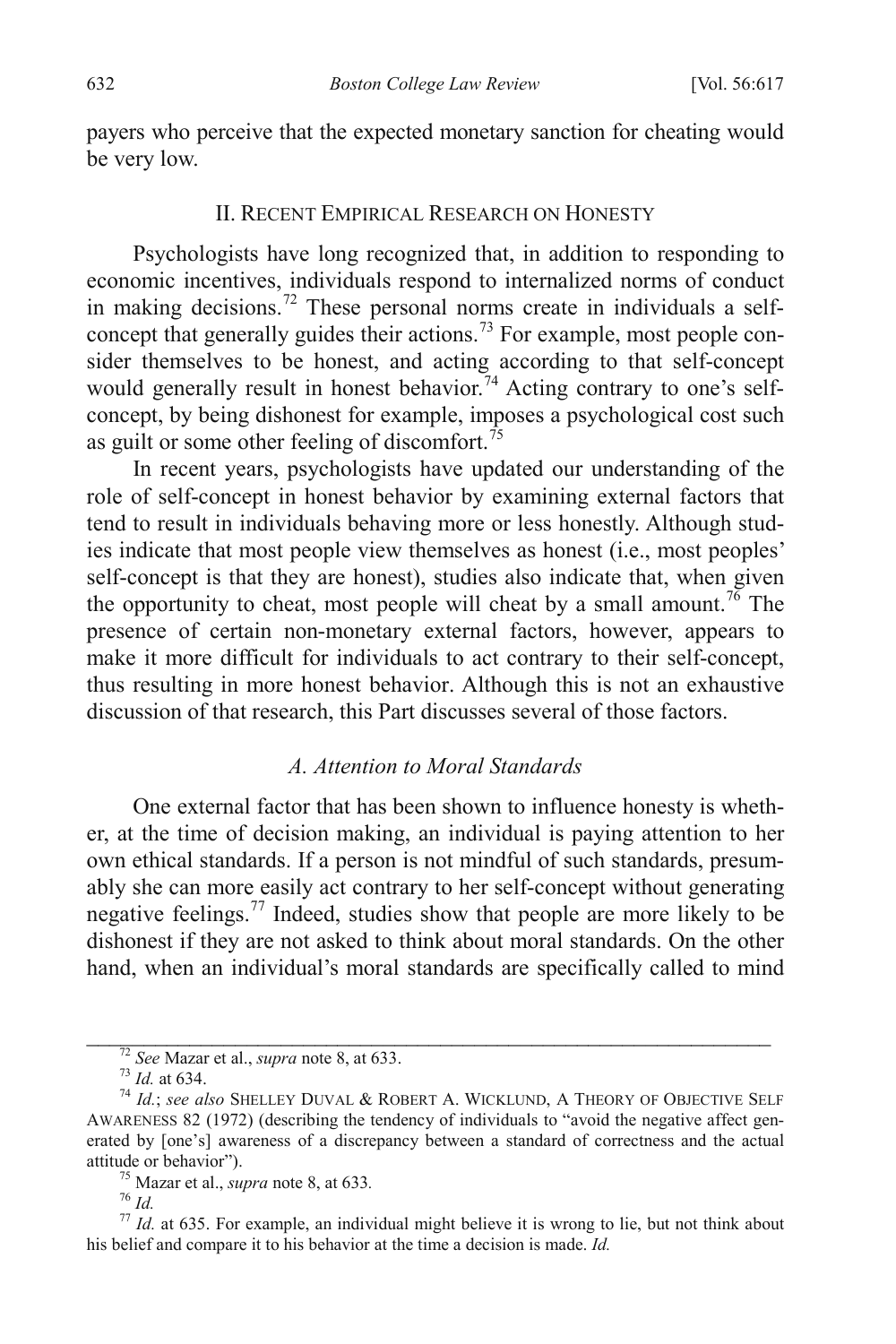payers who perceive that the expected monetary sanction for cheating would be very low.

## II. RECENT EMPIRICAL RESEARCH ON HONESTY

Psychologists have long recognized that, in addition to responding to economic incentives, individuals respond to internalized norms of conduct in making decisions.[72] These personal norms create in individuals a self-concept that generally guides their actions.[73] For example, most people consider themselves to be honest, and acting according to that self-concept would generally result in honest behavior.[74] Acting contrary to one's self-concept, by being dishonest for example, imposes a psychological cost such as guilt or some other feeling of discomfort.[75]

In recent years, psychologists have updated our understanding of the role of self-concept in honest behavior by examining external factors that tend to result in individuals behaving more or less honestly. Although studies indicate that most people view themselves as honest (i.e., most peoples' self-concept is that they are honest), studies also indicate that, when given the opportunity to cheat, most people will cheat by a small amount.[76] The presence of certain non-monetary external factors, however, appears to make it more difficult for individuals to act contrary to their self-concept, thus resulting in more honest behavior. Although this is not an exhaustive discussion of that research, this Part discusses several of those factors.

### *A. Attention to Moral Standards*

One external factor that has been shown to influence honesty is whether, at the time of decision making, an individual is paying attention to her own ethical standards. If a person is not mindful of such standards, presumably she can more easily act contrary to her self-concept without generating negative feelings.[77] Indeed, studies show that people are more likely to be dishonest if they are not asked to think about moral standards. On the other hand, when an individual's moral standards are specifically called to mind

---

[72] *See* Mazar et al., *supra* note 8, at 633.

[73] *Id.* at 634.

[74] *Id.*; *see also* SHELLEY DUVAL & ROBERT A. WICKLUND, A THEORY OF OBJECTIVE SELF AWARENESS 82 (1972) (describing the tendency of individuals to "avoid the negative affect generated by [one's] awareness of a discrepancy between a standard of correctness and the actual attitude or behavior").

[75] Mazar et al., *supra* note 8, at 633.

[76] *Id.*

[77] *Id.* at 635. For example, an individual might believe it is wrong to lie, but not think about his belief and compare it to his behavior at the time a decision is made. *Id.*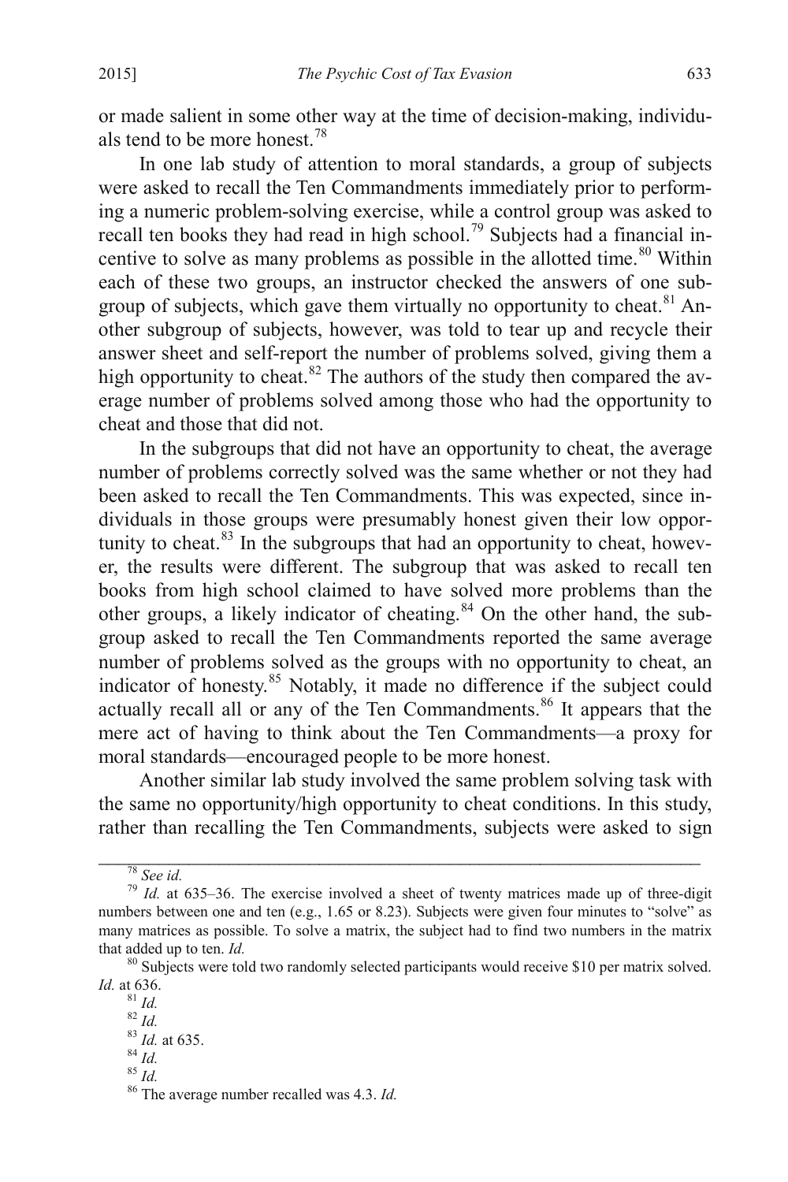or made salient in some other way at the time of decision-making, individuals tend to be more honest.[78]

In one lab study of attention to moral standards, a group of subjects were asked to recall the Ten Commandments immediately prior to performing a numeric problem-solving exercise, while a control group was asked to recall ten books they had read in high school.[79] Subjects had a financial incentive to solve as many problems as possible in the allotted time.[80] Within each of these two groups, an instructor checked the answers of one subgroup of subjects, which gave them virtually no opportunity to cheat.[81] Another subgroup of subjects, however, was told to tear up and recycle their answer sheet and self-report the number of problems solved, giving them a high opportunity to cheat.[82] The authors of the study then compared the average number of problems solved among those who had the opportunity to cheat and those that did not.

In the subgroups that did not have an opportunity to cheat, the average number of problems correctly solved was the same whether or not they had been asked to recall the Ten Commandments. This was expected, since individuals in those groups were presumably honest given their low opportunity to cheat.[83] In the subgroups that had an opportunity to cheat, however, the results were different. The subgroup that was asked to recall ten books from high school claimed to have solved more problems than the other groups, a likely indicator of cheating.[84] On the other hand, the subgroup asked to recall the Ten Commandments reported the same average number of problems solved as the groups with no opportunity to cheat, an indicator of honesty.[85] Notably, it made no difference if the subject could actually recall all or any of the Ten Commandments.[86] It appears that the mere act of having to think about the Ten Commandments—a proxy for moral standards—encouraged people to be more honest.

Another similar lab study involved the same problem solving task with the same no opportunity/high opportunity to cheat conditions. In this study, rather than recalling the Ten Commandments, subjects were asked to sign

---

[78] *See id.*

[79] *Id.* at 635–36. The exercise involved a sheet of twenty matrices made up of three-digit numbers between one and ten (e.g., 1.65 or 8.23). Subjects were given four minutes to "solve" as many matrices as possible. To solve a matrix, the subject had to find two numbers in the matrix that added up to ten. *Id.*

[80] Subjects were told two randomly selected participants would receive $10 per matrix solved. *Id.* at 636.

[81] *Id.*

[82] *Id.*

[83] *Id.* at 635.

[84] *Id.*

[85] *Id.*

[86] The average number recalled was 4.3. *Id.*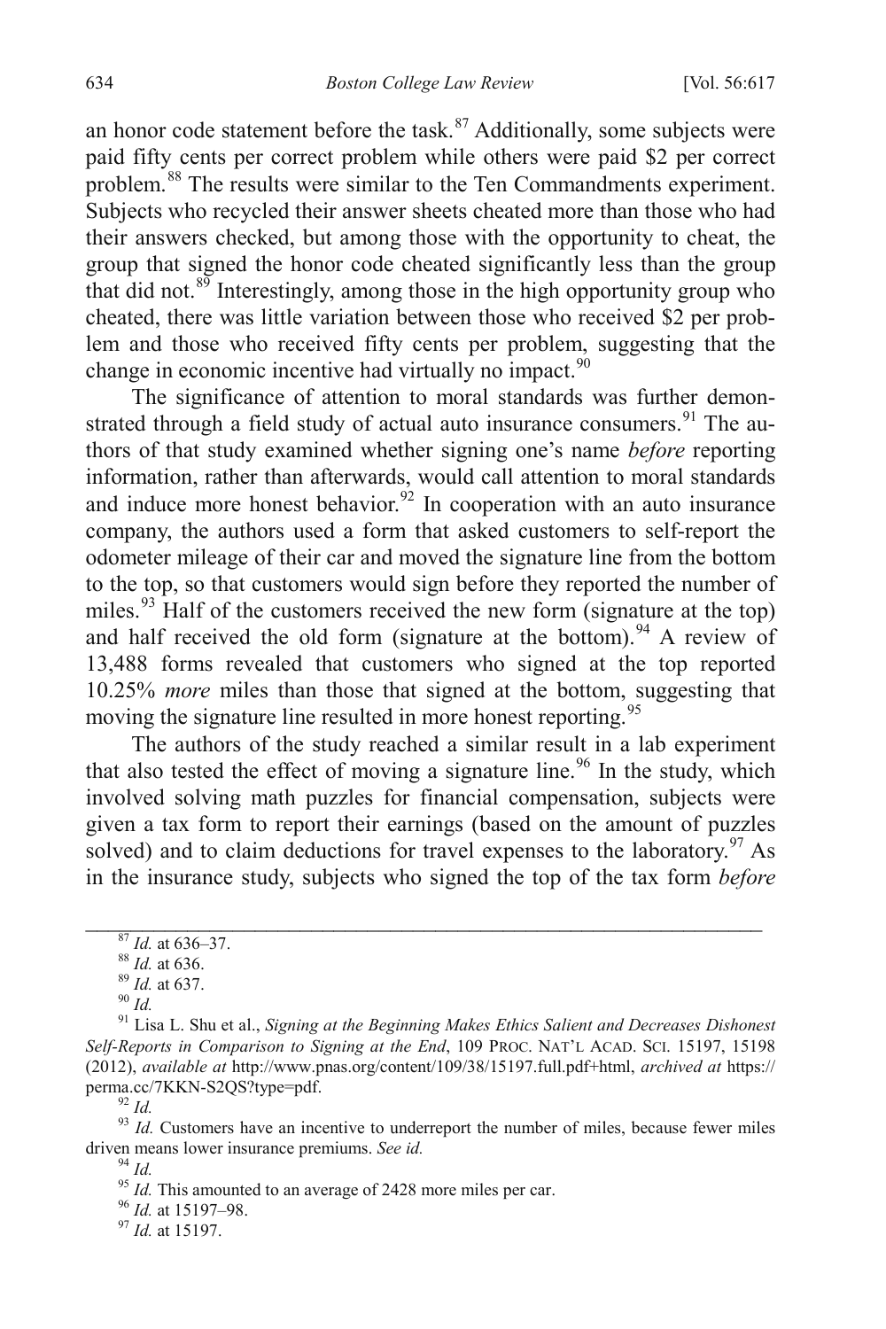an honor code statement before the task.[87] Additionally, some subjects were paid fifty cents per correct problem while others were paid $2 per correct problem.[88] The results were similar to the Ten Commandments experiment. Subjects who recycled their answer sheets cheated more than those who had their answers checked, but among those with the opportunity to cheat, the group that signed the honor code cheated significantly less than the group that did not.[89] Interestingly, among those in the high opportunity group who cheated, there was little variation between those who received $2 per problem and those who received fifty cents per problem, suggesting that the change in economic incentive had virtually no impact.[90]

The significance of attention to moral standards was further demonstrated through a field study of actual auto insurance consumers.[91] The authors of that study examined whether signing one's name *before* reporting information, rather than afterwards, would call attention to moral standards and induce more honest behavior.[92] In cooperation with an auto insurance company, the authors used a form that asked customers to self-report the odometer mileage of their car and moved the signature line from the bottom to the top, so that customers would sign before they reported the number of miles.[93] Half of the customers received the new form (signature at the top) and half received the old form (signature at the bottom).[94] A review of 13,488 forms revealed that customers who signed at the top reported 10.25% *more* miles than those that signed at the bottom, suggesting that moving the signature line resulted in more honest reporting.[95]

The authors of the study reached a similar result in a lab experiment that also tested the effect of moving a signature line.[96] In the study, which involved solving math puzzles for financial compensation, subjects were given a tax form to report their earnings (based on the amount of puzzles solved) and to claim deductions for travel expenses to the laboratory.[97] As in the insurance study, subjects who signed the top of the tax form *before*

---

[87] *Id.* at 636–37.

[88] *Id.* at 636.

[89] *Id.* at 637.

[90] *Id.*

[91] Lisa L. Shu et al., *Signing at the Beginning Makes Ethics Salient and Decreases Dishonest Self-Reports in Comparison to Signing at the End*, 109 PROC. NAT'L ACAD. SCI. 15197, 15198 (2012), *available at* http://www.pnas.org/content/109/38/15197.full.pdf+html, *archived at* https://perma.cc/7KKN-S2QS?type=pdf.

[92] *Id.*

[93] *Id.* Customers have an incentive to underreport the number of miles, because fewer miles driven means lower insurance premiums. *See id.*

[94] *Id.*

[95] *Id.* This amounted to an average of 2428 more miles per car.

[96] *Id.* at 15197–98.

[97] *Id.* at 15197.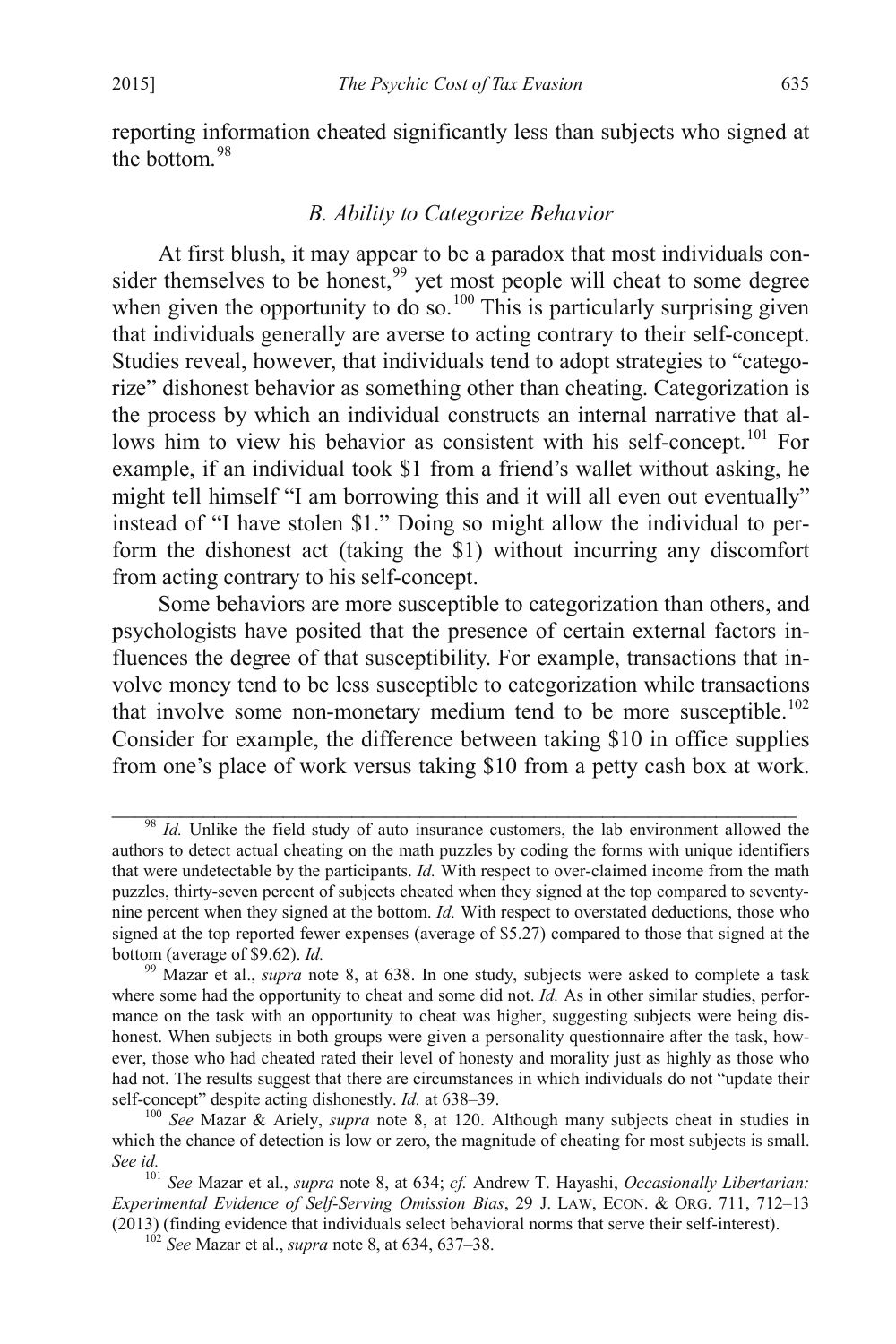reporting information cheated significantly less than subjects who signed at the bottom.[98]

### *B. Ability to Categorize Behavior*

At first blush, it may appear to be a paradox that most individuals consider themselves to be honest,[99] yet most people will cheat to some degree when given the opportunity to do so.[100] This is particularly surprising given that individuals generally are averse to acting contrary to their self-concept. Studies reveal, however, that individuals tend to adopt strategies to "categorize" dishonest behavior as something other than cheating. Categorization is the process by which an individual constructs an internal narrative that allows him to view his behavior as consistent with his self-concept.[101] For example, if an individual took $1 from a friend's wallet without asking, he might tell himself "I am borrowing this and it will all even out eventually" instead of "I have stolen $1." Doing so might allow the individual to perform the dishonest act (taking the $1) without incurring any discomfort from acting contrary to his self-concept.

Some behaviors are more susceptible to categorization than others, and psychologists have posited that the presence of certain external factors influences the degree of that susceptibility. For example, transactions that involve money tend to be less susceptible to categorization while transactions that involve some non-monetary medium tend to be more susceptible.[102] Consider for example, the difference between taking $10 in office supplies from one's place of work versus taking $10 from a petty cash box at work.

---

[98] *Id.* Unlike the field study of auto insurance customers, the lab environment allowed the authors to detect actual cheating on the math puzzles by coding the forms with unique identifiers that were undetectable by the participants. *Id.* With respect to over-claimed income from the math puzzles, thirty-seven percent of subjects cheated when they signed at the top compared to seventy-nine percent when they signed at the bottom. *Id.* With respect to overstated deductions, those who signed at the top reported fewer expenses (average of $5.27) compared to those that signed at the bottom (average of $9.62). *Id.*

[99] Mazar et al., *supra* note 8, at 638. In one study, subjects were asked to complete a task where some had the opportunity to cheat and some did not. *Id.* As in other similar studies, performance on the task with an opportunity to cheat was higher, suggesting subjects were being dishonest. When subjects in both groups were given a personality questionnaire after the task, however, those who had cheated rated their level of honesty and morality just as highly as those who had not. The results suggest that there are circumstances in which individuals do not "update their self-concept" despite acting dishonestly. *Id.* at 638–39.

[100] *See* Mazar & Ariely, *supra* note 8, at 120. Although many subjects cheat in studies in which the chance of detection is low or zero, the magnitude of cheating for most subjects is small. *See id.*

[101] *See* Mazar et al., *supra* note 8, at 634; *cf.* Andrew T. Hayashi, *Occasionally Libertarian: Experimental Evidence of Self-Serving Omission Bias*, 29 J. LAW, ECON. & ORG. 711, 712–13 (2013) (finding evidence that individuals select behavioral norms that serve their self-interest).

[102] *See* Mazar et al., *supra* note 8, at 634, 637–38.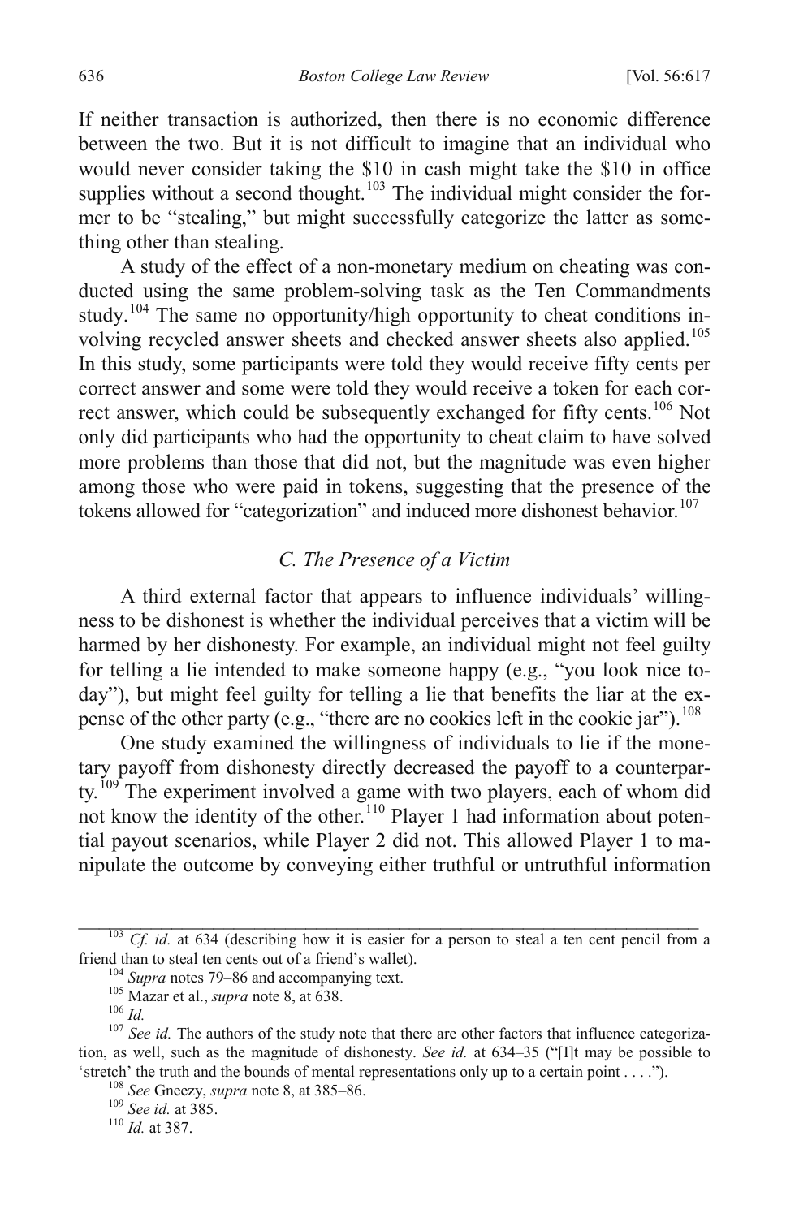If neither transaction is authorized, then there is no economic difference between the two. But it is not difficult to imagine that an individual who would never consider taking the $10 in cash might take the $10 in office supplies without a second thought.[103] The individual might consider the former to be "stealing," but might successfully categorize the latter as something other than stealing.

A study of the effect of a non-monetary medium on cheating was conducted using the same problem-solving task as the Ten Commandments study.[104] The same no opportunity/high opportunity to cheat conditions involving recycled answer sheets and checked answer sheets also applied.[105] In this study, some participants were told they would receive fifty cents per correct answer and some were told they would receive a token for each correct answer, which could be subsequently exchanged for fifty cents.[106] Not only did participants who had the opportunity to cheat claim to have solved more problems than those that did not, but the magnitude was even higher among those who were paid in tokens, suggesting that the presence of the tokens allowed for "categorization" and induced more dishonest behavior.[107]

## *C. The Presence of a Victim*

A third external factor that appears to influence individuals' willingness to be dishonest is whether the individual perceives that a victim will be harmed by her dishonesty. For example, an individual might not feel guilty for telling a lie intended to make someone happy (e.g., "you look nice today"), but might feel guilty for telling a lie that benefits the liar at the expense of the other party (e.g., "there are no cookies left in the cookie jar").[108]

One study examined the willingness of individuals to lie if the monetary payoff from dishonesty directly decreased the payoff to a counterparty.[109] The experiment involved a game with two players, each of whom did not know the identity of the other.[110] Player 1 had information about potential payout scenarios, while Player 2 did not. This allowed Player 1 to manipulate the outcome by conveying either truthful or untruthful information

---

[103] *Cf. id.* at 634 (describing how it is easier for a person to steal a ten cent pencil from a friend than to steal ten cents out of a friend's wallet).

[104] *Supra* notes 79–86 and accompanying text.

[105] Mazar et al., *supra* note 8, at 638.

[106] *Id.*

[107] *See id.* The authors of the study note that there are other factors that influence categorization, as well, such as the magnitude of dishonesty. *See id.* at 634–35 ("[I]t may be possible to 'stretch' the truth and the bounds of mental representations only up to a certain point . . . .").

[108] *See* Gneezy, *supra* note 8, at 385–86.

[109] *See id.* at 385.

[110] *Id.* at 387.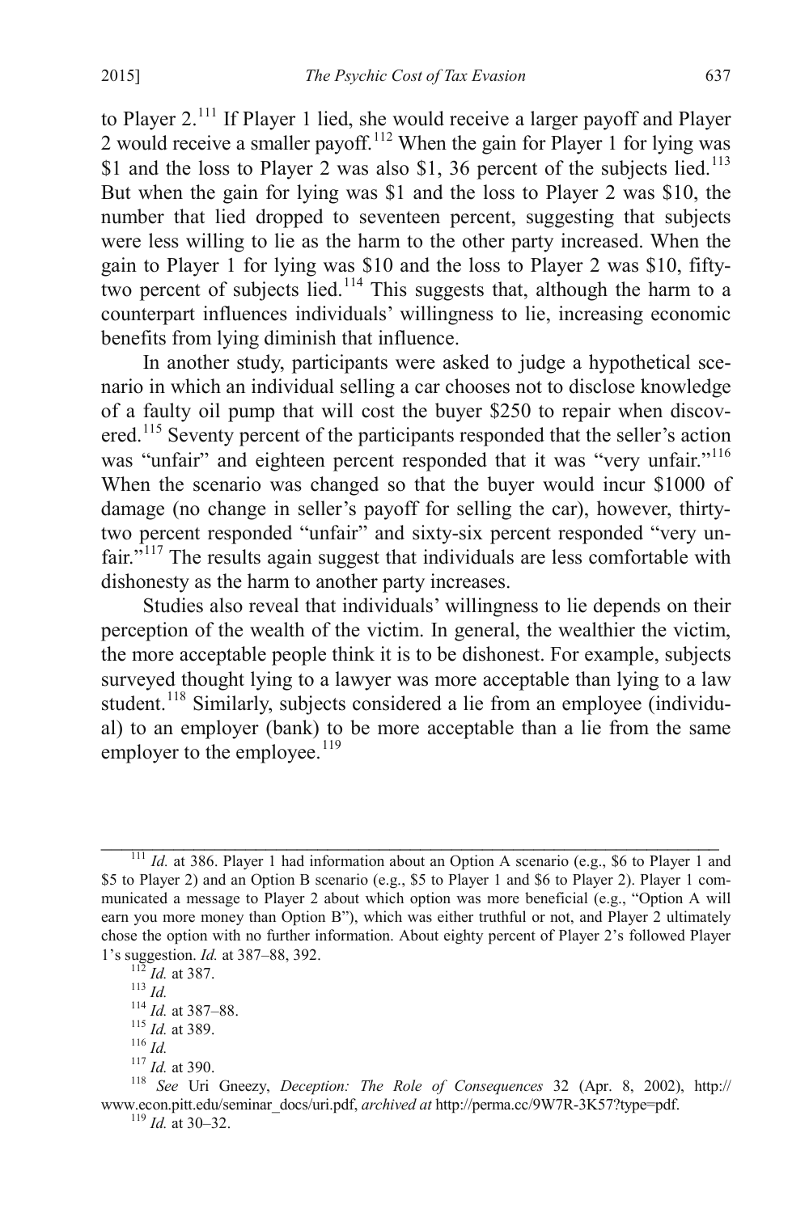to Player 2.[111] If Player 1 lied, she would receive a larger payoff and Player 2 would receive a smaller payoff.[112] When the gain for Player 1 for lying was $1 and the loss to Player 2 was also $1, 36 percent of the subjects lied.[113] But when the gain for lying was $1 and the loss to Player 2 was $10, the number that lied dropped to seventeen percent, suggesting that subjects were less willing to lie as the harm to the other party increased. When the gain to Player 1 for lying was $10 and the loss to Player 2 was $10, fifty-two percent of subjects lied.[114] This suggests that, although the harm to a counterpart influences individuals' willingness to lie, increasing economic benefits from lying diminish that influence.

In another study, participants were asked to judge a hypothetical scenario in which an individual selling a car chooses not to disclose knowledge of a faulty oil pump that will cost the buyer $250 to repair when discovered.[115] Seventy percent of the participants responded that the seller's action was "unfair" and eighteen percent responded that it was "very unfair."[116] When the scenario was changed so that the buyer would incur $1000 of damage (no change in seller's payoff for selling the car), however, thirty-two percent responded "unfair" and sixty-six percent responded "very unfair."[117] The results again suggest that individuals are less comfortable with dishonesty as the harm to another party increases.

Studies also reveal that individuals' willingness to lie depends on their perception of the wealth of the victim. In general, the wealthier the victim, the more acceptable people think it is to be dishonest. For example, subjects surveyed thought lying to a lawyer was more acceptable than lying to a law student.[118] Similarly, subjects considered a lie from an employee (individual) to an employer (bank) to be more acceptable than a lie from the same employer to the employee.[119]

---

[111] *Id.* at 386. Player 1 had information about an Option A scenario (e.g., $6 to Player 1 and $5 to Player 2) and an Option B scenario (e.g., $5 to Player 1 and $6 to Player 2). Player 1 communicated a message to Player 2 about which option was more beneficial (e.g., "Option A will earn you more money than Option B"), which was either truthful or not, and Player 2 ultimately chose the option with no further information. About eighty percent of Player 2's followed Player 1's suggestion. *Id.* at 387–88, 392.

[112] *Id.* at 387.

[113] *Id.*

[114] *Id.* at 387–88.

[115] *Id.* at 389.

[116] *Id.*

[117] *Id.* at 390.

[118] *See* Uri Gneezy, *Deception: The Role of Consequences* 32 (Apr. 8, 2002), http://www.econ.pitt.edu/seminar_docs/uri.pdf, *archived at* http://perma.cc/9W7R-3K57?type=pdf.

[119] *Id.* at 30–32.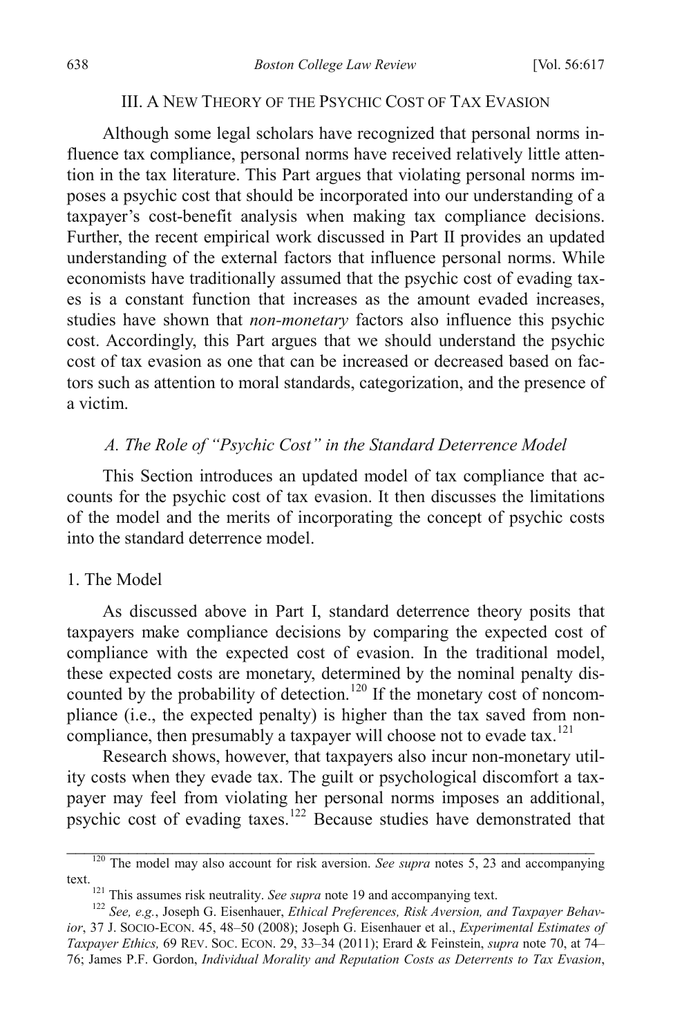## III. A NEW THEORY OF THE PSYCHIC COST OF TAX EVASION

Although some legal scholars have recognized that personal norms influence tax compliance, personal norms have received relatively little attention in the tax literature. This Part argues that violating personal norms imposes a psychic cost that should be incorporated into our understanding of a taxpayer's cost-benefit analysis when making tax compliance decisions. Further, the recent empirical work discussed in Part II provides an updated understanding of the external factors that influence personal norms. While economists have traditionally assumed that the psychic cost of evading taxes is a constant function that increases as the amount evaded increases, studies have shown that *non-monetary* factors also influence this psychic cost. Accordingly, this Part argues that we should understand the psychic cost of tax evasion as one that can be increased or decreased based on factors such as attention to moral standards, categorization, and the presence of a victim.

### *A. The Role of "Psychic Cost" in the Standard Deterrence Model*

This Section introduces an updated model of tax compliance that accounts for the psychic cost of tax evasion. It then discusses the limitations of the model and the merits of incorporating the concept of psychic costs into the standard deterrence model.

#### 1. The Model

As discussed above in Part I, standard deterrence theory posits that taxpayers make compliance decisions by comparing the expected cost of compliance with the expected cost of evasion. In the traditional model, these expected costs are monetary, determined by the nominal penalty discounted by the probability of detection.[120] If the monetary cost of noncompliance (i.e., the expected penalty) is higher than the tax saved from noncompliance, then presumably a taxpayer will choose not to evade tax.[121]

Research shows, however, that taxpayers also incur non-monetary utility costs when they evade tax. The guilt or psychological discomfort a taxpayer may feel from violating her personal norms imposes an additional, psychic cost of evading taxes.[122] Because studies have demonstrated that

---

[120] The model may also account for risk aversion. *See supra* notes 5, 23 and accompanying text.

[121] This assumes risk neutrality. *See supra* note 19 and accompanying text.

[122] *See, e.g.*, Joseph G. Eisenhauer, *Ethical Preferences, Risk Aversion, and Taxpayer Behavior*, 37 J. SOCIO-ECON. 45, 48–50 (2008); Joseph G. Eisenhauer et al., *Experimental Estimates of Taxpayer Ethics,* 69 REV. SOC. ECON. 29, 33–34 (2011); Erard & Feinstein, *supra* note 70, at 74–76; James P.F. Gordon, *Individual Morality and Reputation Costs as Deterrents to Tax Evasion*,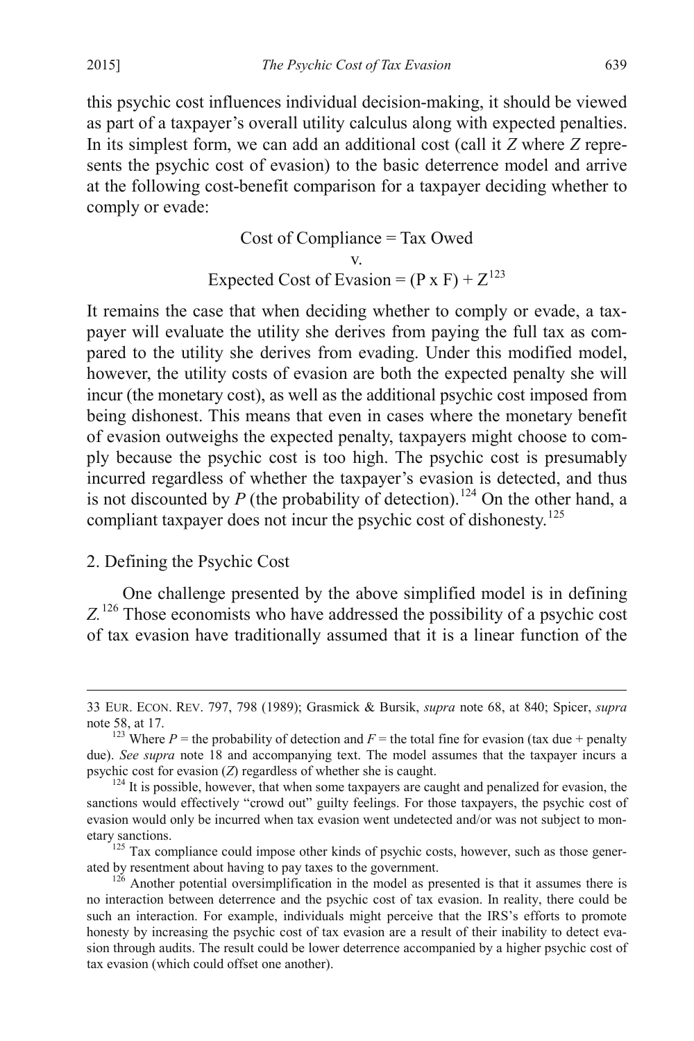this psychic cost influences individual decision-making, it should be viewed as part of a taxpayer's overall utility calculus along with expected penalties. In its simplest form, we can add an additional cost (call it *Z* where *Z* represents the psychic cost of evasion) to the basic deterrence model and arrive at the following cost-benefit comparison for a taxpayer deciding whether to comply or evade:

$$\text{Cost of Compliance} = \text{Tax Owed}$$

v.

$$\text{Expected Cost of Evasion} = (P \times F) + Z$$ [123]

It remains the case that when deciding whether to comply or evade, a taxpayer will evaluate the utility she derives from paying the full tax as compared to the utility she derives from evading. Under this modified model, however, the utility costs of evasion are both the expected penalty she will incur (the monetary cost), as well as the additional psychic cost imposed from being dishonest. This means that even in cases where the monetary benefit of evasion outweighs the expected penalty, taxpayers might choose to comply because the psychic cost is too high. The psychic cost is presumably incurred regardless of whether the taxpayer's evasion is detected, and thus is not discounted by *P* (the probability of detection).[124] On the other hand, a compliant taxpayer does not incur the psychic cost of dishonesty.[125]

2. Defining the Psychic Cost

One challenge presented by the above simplified model is in defining *Z*.[126] Those economists who have addressed the possibility of a psychic cost of tax evasion have traditionally assumed that it is a linear function of the

---

33 EUR. ECON. REV. 797, 798 (1989); Grasmick & Bursik, *supra* note 68, at 840; Spicer, *supra* note 58, at 17.

[123] Where *P* = the probability of detection and *F* = the total fine for evasion (tax due + penalty due). *See supra* note 18 and accompanying text. The model assumes that the taxpayer incurs a psychic cost for evasion (*Z*) regardless of whether she is caught.

[124] It is possible, however, that when some taxpayers are caught and penalized for evasion, the sanctions would effectively "crowd out" guilty feelings. For those taxpayers, the psychic cost of evasion would only be incurred when tax evasion went undetected and/or was not subject to monetary sanctions.

[125] Tax compliance could impose other kinds of psychic costs, however, such as those generated by resentment about having to pay taxes to the government.

[126] Another potential oversimplification in the model as presented is that it assumes there is no interaction between deterrence and the psychic cost of tax evasion. In reality, there could be such an interaction. For example, individuals might perceive that the IRS's efforts to promote honesty by increasing the psychic cost of tax evasion are a result of their inability to detect evasion through audits. The result could be lower deterrence accompanied by a higher psychic cost of tax evasion (which could offset one another).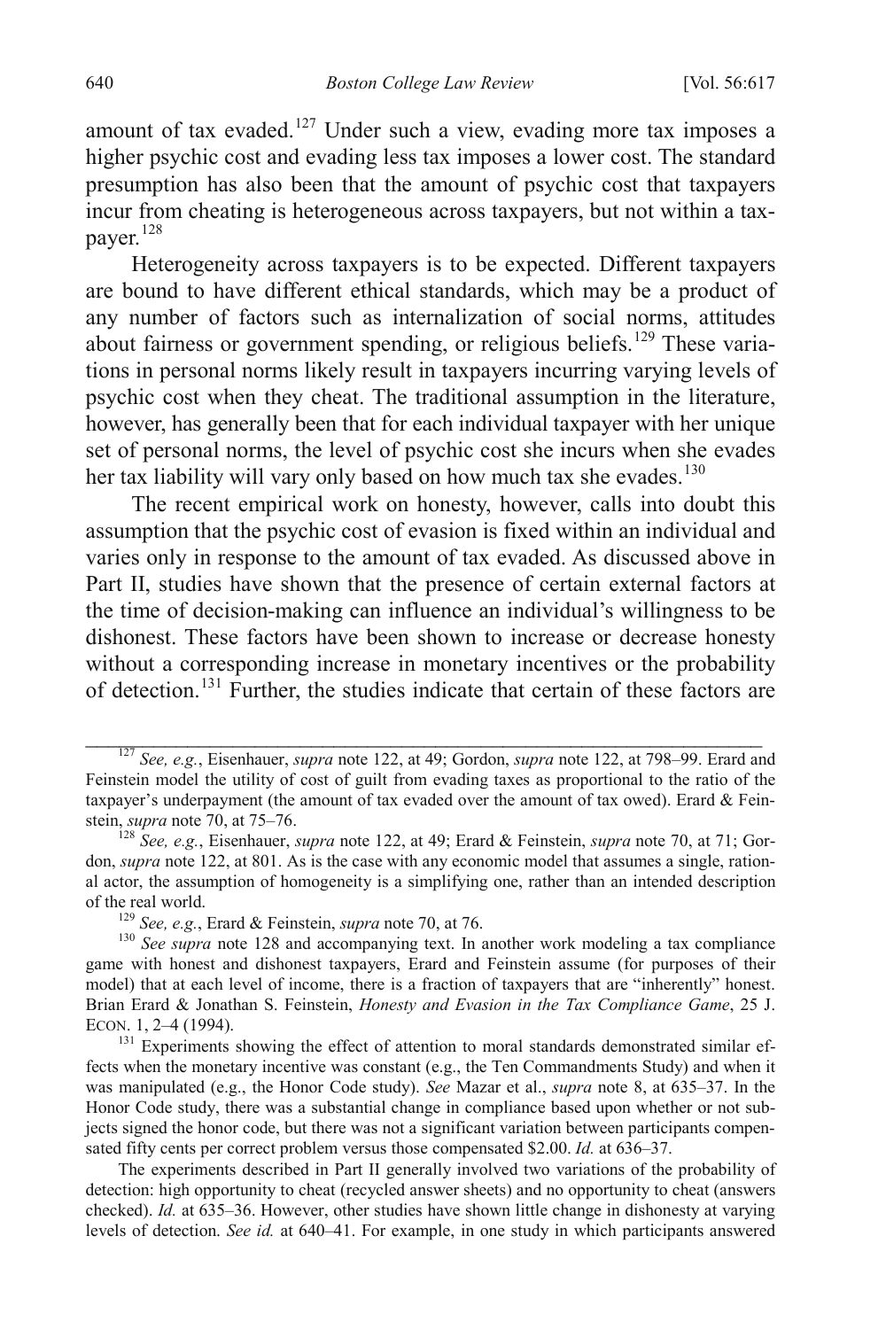amount of tax evaded.[127] Under such a view, evading more tax imposes a higher psychic cost and evading less tax imposes a lower cost. The standard presumption has also been that the amount of psychic cost that taxpayers incur from cheating is heterogeneous across taxpayers, but not within a taxpayer.[128]

Heterogeneity across taxpayers is to be expected. Different taxpayers are bound to have different ethical standards, which may be a product of any number of factors such as internalization of social norms, attitudes about fairness or government spending, or religious beliefs.[129] These variations in personal norms likely result in taxpayers incurring varying levels of psychic cost when they cheat. The traditional assumption in the literature, however, has generally been that for each individual taxpayer with her unique set of personal norms, the level of psychic cost she incurs when she evades her tax liability will vary only based on how much tax she evades.[130]

The recent empirical work on honesty, however, calls into doubt this assumption that the psychic cost of evasion is fixed within an individual and varies only in response to the amount of tax evaded. As discussed above in Part II, studies have shown that the presence of certain external factors at the time of decision-making can influence an individual's willingness to be dishonest. These factors have been shown to increase or decrease honesty without a corresponding increase in monetary incentives or the probability of detection.[131] Further, the studies indicate that certain of these factors are

---

[127] *See, e.g.*, Eisenhauer, *supra* note 122, at 49; Gordon, *supra* note 122, at 798–99. Erard and Feinstein model the utility of cost of guilt from evading taxes as proportional to the ratio of the taxpayer's underpayment (the amount of tax evaded over the amount of tax owed). Erard & Feinstein, *supra* note 70, at 75–76.

[128] *See, e.g.*, Eisenhauer, *supra* note 122, at 49; Erard & Feinstein, *supra* note 70, at 71; Gordon, *supra* note 122, at 801. As is the case with any economic model that assumes a single, rational actor, the assumption of homogeneity is a simplifying one, rather than an intended description of the real world.

[129] *See, e.g.*, Erard & Feinstein, *supra* note 70, at 76.

[130] *See supra* note 128 and accompanying text. In another work modeling a tax compliance game with honest and dishonest taxpayers, Erard and Feinstein assume (for purposes of their model) that at each level of income, there is a fraction of taxpayers that are "inherently" honest. Brian Erard & Jonathan S. Feinstein, *Honesty and Evasion in the Tax Compliance Game*, 25 J. ECON. 1, 2–4 (1994).

[131] Experiments showing the effect of attention to moral standards demonstrated similar effects when the monetary incentive was constant (e.g., the Ten Commandments Study) and when it was manipulated (e.g., the Honor Code study). *See* Mazar et al., *supra* note 8, at 635–37. In the Honor Code study, there was a substantial change in compliance based upon whether or not subjects signed the honor code, but there was not a significant variation between participants compensated fifty cents per correct problem versus those compensated $2.00. *Id.* at 636–37.

The experiments described in Part II generally involved two variations of the probability of detection: high opportunity to cheat (recycled answer sheets) and no opportunity to cheat (answers checked). *Id.* at 635–36. However, other studies have shown little change in dishonesty at varying levels of detection. *See id.* at 640–41. For example, in one study in which participants answered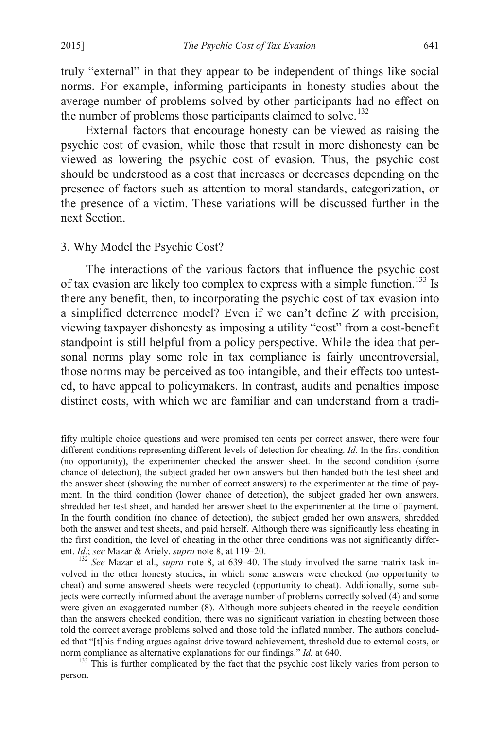truly "external" in that they appear to be independent of things like social norms. For example, informing participants in honesty studies about the average number of problems solved by other participants had no effect on the number of problems those participants claimed to solve.[132]

External factors that encourage honesty can be viewed as raising the psychic cost of evasion, while those that result in more dishonesty can be viewed as lowering the psychic cost of evasion. Thus, the psychic cost should be understood as a cost that increases or decreases depending on the presence of factors such as attention to moral standards, categorization, or the presence of a victim. These variations will be discussed further in the next Section.

### 3. Why Model the Psychic Cost?

The interactions of the various factors that influence the psychic cost of tax evasion are likely too complex to express with a simple function.[133] Is there any benefit, then, to incorporating the psychic cost of tax evasion into a simplified deterrence model? Even if we can't define *Z* with precision, viewing taxpayer dishonesty as imposing a utility "cost" from a cost-benefit standpoint is still helpful from a policy perspective. While the idea that personal norms play some role in tax compliance is fairly uncontroversial, those norms may be perceived as too intangible, and their effects too untested, to have appeal to policymakers. In contrast, audits and penalties impose distinct costs, with which we are familiar and can understand from a tradi-

---

fifty multiple choice questions and were promised ten cents per correct answer, there were four different conditions representing different levels of detection for cheating. *Id.* In the first condition (no opportunity), the experimenter checked the answer sheet. In the second condition (some chance of detection), the subject graded her own answers but then handed both the test sheet and the answer sheet (showing the number of correct answers) to the experimenter at the time of payment. In the third condition (lower chance of detection), the subject graded her own answers, shredded her test sheet, and handed her answer sheet to the experimenter at the time of payment. In the fourth condition (no chance of detection), the subject graded her own answers, shredded both the answer and test sheets, and paid herself. Although there was significantly less cheating in the first condition, the level of cheating in the other three conditions was not significantly different. *Id.*; *see* Mazar & Ariely, *supra* note 8, at 119–20.

[132] *See* Mazar et al., *supra* note 8, at 639–40. The study involved the same matrix task involved in the other honesty studies, in which some answers were checked (no opportunity to cheat) and some answered sheets were recycled (opportunity to cheat). Additionally, some subjects were correctly informed about the average number of problems correctly solved (4) and some were given an exaggerated number (8). Although more subjects cheated in the recycle condition than the answers checked condition, there was no significant variation in cheating between those told the correct average problems solved and those told the inflated number. The authors concluded that "[t]his finding argues against drive toward achievement, threshold due to external costs, or norm compliance as alternative explanations for our findings." *Id.* at 640.

[133] This is further complicated by the fact that the psychic cost likely varies from person to person.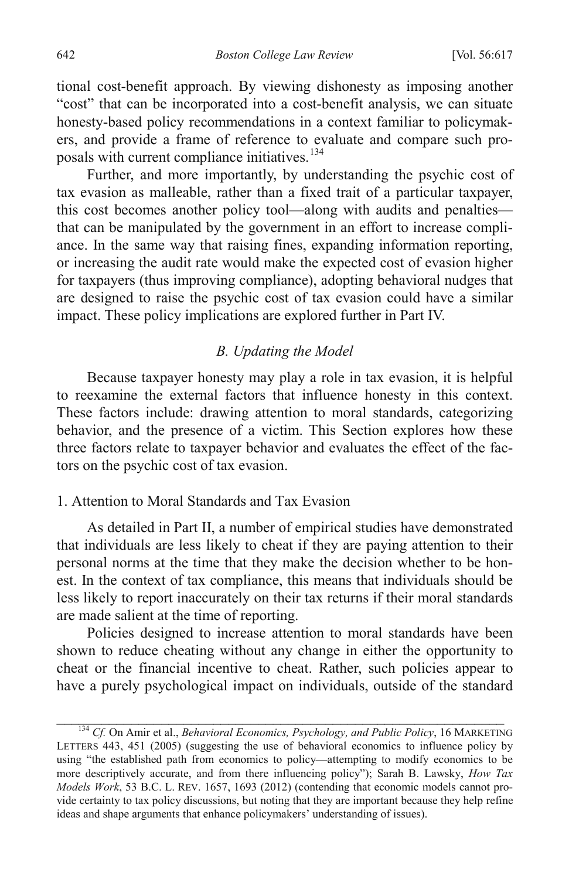tional cost-benefit approach. By viewing dishonesty as imposing another "cost" that can be incorporated into a cost-benefit analysis, we can situate honesty-based policy recommendations in a context familiar to policymakers, and provide a frame of reference to evaluate and compare such proposals with current compliance initiatives.[134]

Further, and more importantly, by understanding the psychic cost of tax evasion as malleable, rather than a fixed trait of a particular taxpayer, this cost becomes another policy tool—along with audits and penalties—that can be manipulated by the government in an effort to increase compliance. In the same way that raising fines, expanding information reporting, or increasing the audit rate would make the expected cost of evasion higher for taxpayers (thus improving compliance), adopting behavioral nudges that are designed to raise the psychic cost of tax evasion could have a similar impact. These policy implications are explored further in Part IV.

### *B. Updating the Model*

Because taxpayer honesty may play a role in tax evasion, it is helpful to reexamine the external factors that influence honesty in this context. These factors include: drawing attention to moral standards, categorizing behavior, and the presence of a victim. This Section explores how these three factors relate to taxpayer behavior and evaluates the effect of the factors on the psychic cost of tax evasion.

#### 1. Attention to Moral Standards and Tax Evasion

As detailed in Part II, a number of empirical studies have demonstrated that individuals are less likely to cheat if they are paying attention to their personal norms at the time that they make the decision whether to be honest. In the context of tax compliance, this means that individuals should be less likely to report inaccurately on their tax returns if their moral standards are made salient at the time of reporting.

Policies designed to increase attention to moral standards have been shown to reduce cheating without any change in either the opportunity to cheat or the financial incentive to cheat. Rather, such policies appear to have a purely psychological impact on individuals, outside of the standard

---

[134] *Cf.* On Amir et al., *Behavioral Economics, Psychology, and Public Policy*, 16 MARKETING LETTERS 443, 451 (2005) (suggesting the use of behavioral economics to influence policy by using "the established path from economics to policy—attempting to modify economics to be more descriptively accurate, and from there influencing policy"); Sarah B. Lawsky, *How Tax Models Work*, 53 B.C. L. REV. 1657, 1693 (2012) (contending that economic models cannot provide certainty to tax policy discussions, but noting that they are important because they help refine ideas and shape arguments that enhance policymakers' understanding of issues).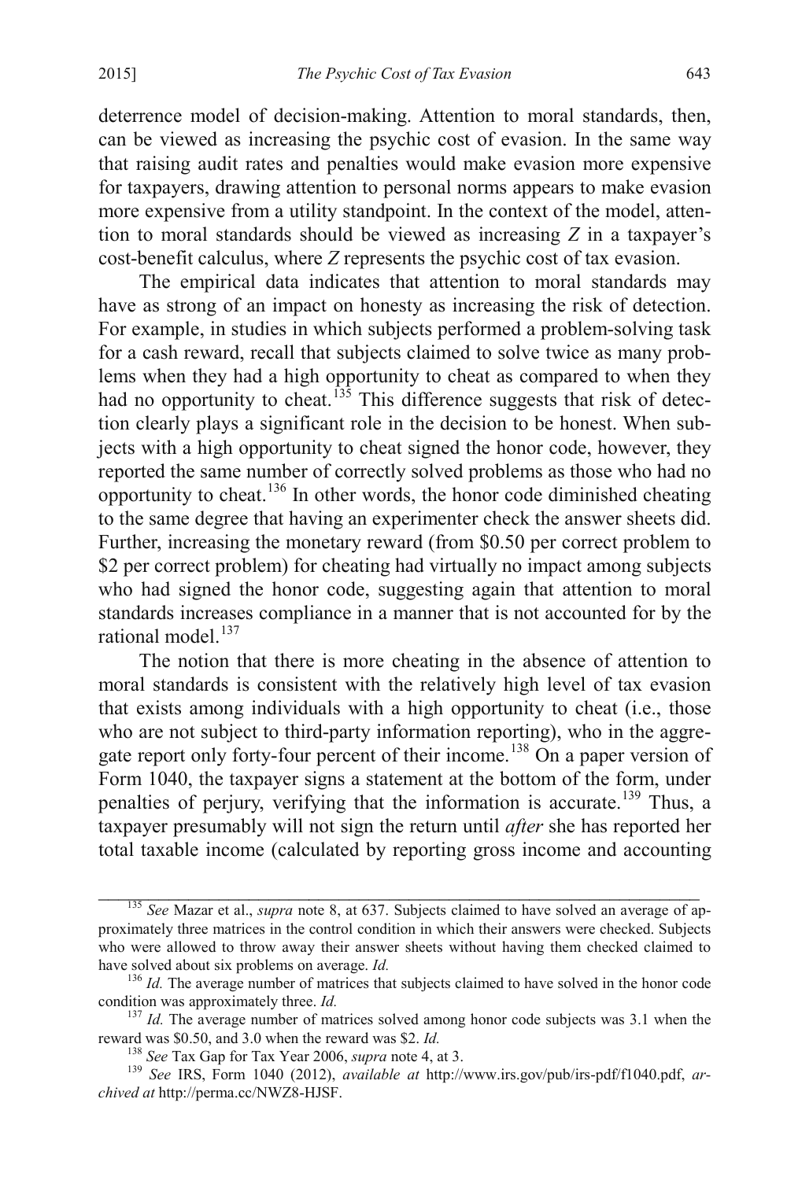deterrence model of decision-making. Attention to moral standards, then, can be viewed as increasing the psychic cost of evasion. In the same way that raising audit rates and penalties would make evasion more expensive for taxpayers, drawing attention to personal norms appears to make evasion more expensive from a utility standpoint. In the context of the model, attention to moral standards should be viewed as increasing $Z$ in a taxpayer's cost-benefit calculus, where $Z$ represents the psychic cost of tax evasion.

The empirical data indicates that attention to moral standards may have as strong of an impact on honesty as increasing the risk of detection. For example, in studies in which subjects performed a problem-solving task for a cash reward, recall that subjects claimed to solve twice as many problems when they had a high opportunity to cheat as compared to when they had no opportunity to cheat.[135] This difference suggests that risk of detection clearly plays a significant role in the decision to be honest. When subjects with a high opportunity to cheat signed the honor code, however, they reported the same number of correctly solved problems as those who had no opportunity to cheat.[136] In other words, the honor code diminished cheating to the same degree that having an experimenter check the answer sheets did. Further, increasing the monetary reward (from \$0.50 per correct problem to \$2 per correct problem) for cheating had virtually no impact among subjects who had signed the honor code, suggesting again that attention to moral standards increases compliance in a manner that is not accounted for by the rational model.[137]

The notion that there is more cheating in the absence of attention to moral standards is consistent with the relatively high level of tax evasion that exists among individuals with a high opportunity to cheat (i.e., those who are not subject to third-party information reporting), who in the aggregate report only forty-four percent of their income.[138] On a paper version of Form 1040, the taxpayer signs a statement at the bottom of the form, under penalties of perjury, verifying that the information is accurate.[139] Thus, a taxpayer presumably will not sign the return until *after* she has reported her total taxable income (calculated by reporting gross income and accounting

---

[135] *See* Mazar et al., *supra* note 8, at 637. Subjects claimed to have solved an average of approximately three matrices in the control condition in which their answers were checked. Subjects who were allowed to throw away their answer sheets without having them checked claimed to have solved about six problems on average. *Id.*

[136] *Id.* The average number of matrices that subjects claimed to have solved in the honor code condition was approximately three. *Id.*

[137] *Id.* The average number of matrices solved among honor code subjects was 3.1 when the reward was \$0.50, and 3.0 when the reward was \$2. *Id.*

[138] *See* Tax Gap for Tax Year 2006, *supra* note 4, at 3.

[139] *See* IRS, Form 1040 (2012), *available at* http://www.irs.gov/pub/irs-pdf/f1040.pdf, *archived at* http://perma.cc/NWZ8-HJSF.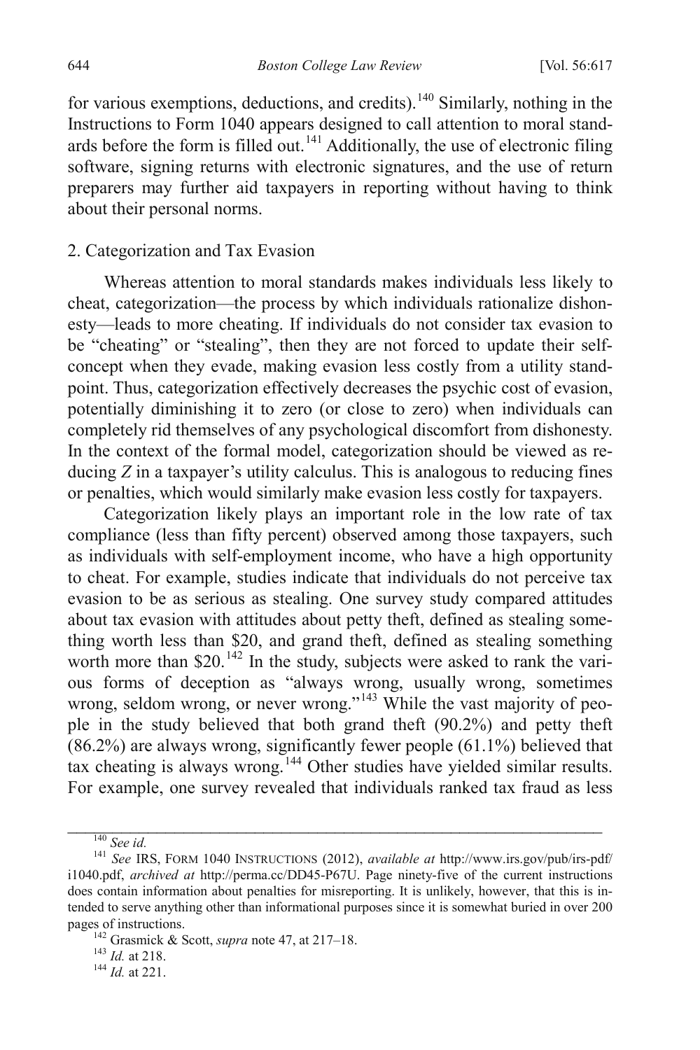for various exemptions, deductions, and credits).[140] Similarly, nothing in the Instructions to Form 1040 appears designed to call attention to moral standards before the form is filled out.[141] Additionally, the use of electronic filing software, signing returns with electronic signatures, and the use of return preparers may further aid taxpayers in reporting without having to think about their personal norms.

### 2. Categorization and Tax Evasion

Whereas attention to moral standards makes individuals less likely to cheat, categorization—the process by which individuals rationalize dishonesty—leads to more cheating. If individuals do not consider tax evasion to be "cheating" or "stealing", then they are not forced to update their self-concept when they evade, making evasion less costly from a utility standpoint. Thus, categorization effectively decreases the psychic cost of evasion, potentially diminishing it to zero (or close to zero) when individuals can completely rid themselves of any psychological discomfort from dishonesty. In the context of the formal model, categorization should be viewed as reducing $Z$ in a taxpayer's utility calculus. This is analogous to reducing fines or penalties, which would similarly make evasion less costly for taxpayers.

Categorization likely plays an important role in the low rate of tax compliance (less than fifty percent) observed among those taxpayers, such as individuals with self-employment income, who have a high opportunity to cheat. For example, studies indicate that individuals do not perceive tax evasion to be as serious as stealing. One survey study compared attitudes about tax evasion with attitudes about petty theft, defined as stealing something worth less than $20, and grand theft, defined as stealing something worth more than $20.[142] In the study, subjects were asked to rank the various forms of deception as "always wrong, usually wrong, sometimes wrong, seldom wrong, or never wrong."[143] While the vast majority of people in the study believed that both grand theft (90.2%) and petty theft (86.2%) are always wrong, significantly fewer people (61.1%) believed that tax cheating is always wrong.[144] Other studies have yielded similar results. For example, one survey revealed that individuals ranked tax fraud as less

---

[140] *See id.*

[141] *See* IRS, FORM 1040 INSTRUCTIONS (2012), *available at* http://www.irs.gov/pub/irs-pdf/i1040.pdf, *archived at* http://perma.cc/DD45-P67U. Page ninety-five of the current instructions does contain information about penalties for misreporting. It is unlikely, however, that this is intended to serve anything other than informational purposes since it is somewhat buried in over 200 pages of instructions.

[142] Grasmick & Scott, *supra* note 47, at 217–18.

[143] *Id.* at 218.

[144] *Id.* at 221.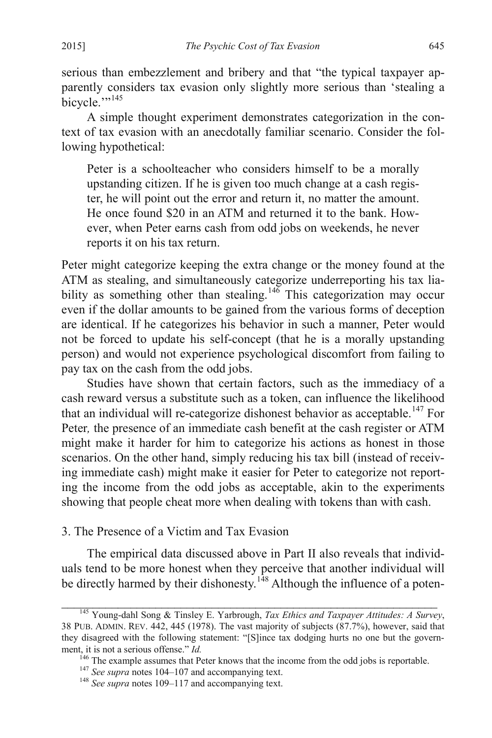serious than embezzlement and bribery and that "the typical taxpayer apparently considers tax evasion only slightly more serious than 'stealing a bicycle.'"[145]

A simple thought experiment demonstrates categorization in the context of tax evasion with an anecdotally familiar scenario. Consider the following hypothetical:

> Peter is a schoolteacher who considers himself to be a morally upstanding citizen. If he is given too much change at a cash register, he will point out the error and return it, no matter the amount. He once found $20 in an ATM and returned it to the bank. However, when Peter earns cash from odd jobs on weekends, he never reports it on his tax return.

Peter might categorize keeping the extra change or the money found at the ATM as stealing, and simultaneously categorize underreporting his tax liability as something other than stealing.[146] This categorization may occur even if the dollar amounts to be gained from the various forms of deception are identical. If he categorizes his behavior in such a manner, Peter would not be forced to update his self-concept (that he is a morally upstanding person) and would not experience psychological discomfort from failing to pay tax on the cash from the odd jobs.

Studies have shown that certain factors, such as the immediacy of a cash reward versus a substitute such as a token, can influence the likelihood that an individual will re-categorize dishonest behavior as acceptable.[147] For Peter*,* the presence of an immediate cash benefit at the cash register or ATM might make it harder for him to categorize his actions as honest in those scenarios. On the other hand, simply reducing his tax bill (instead of receiving immediate cash) might make it easier for Peter to categorize not reporting the income from the odd jobs as acceptable, akin to the experiments showing that people cheat more when dealing with tokens than with cash.

### 3. The Presence of a Victim and Tax Evasion

The empirical data discussed above in Part II also reveals that individuals tend to be more honest when they perceive that another individual will be directly harmed by their dishonesty.[148] Although the influence of a poten-

---

[145] Young-dahl Song & Tinsley E. Yarbrough, *Tax Ethics and Taxpayer Attitudes: A Survey*, 38 PUB. ADMIN. REV. 442, 445 (1978). The vast majority of subjects (87.7%), however, said that they disagreed with the following statement: "[S]ince tax dodging hurts no one but the government, it is not a serious offense." *Id.*

[146] The example assumes that Peter knows that the income from the odd jobs is reportable.

[147] *See supra* notes 104–107 and accompanying text.

[148] *See supra* notes 109–117 and accompanying text.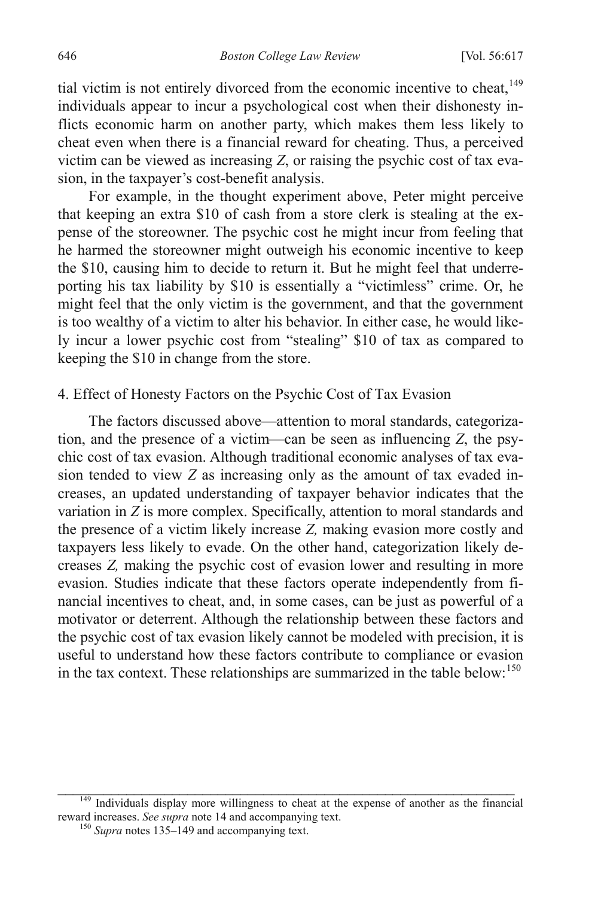tial victim is not entirely divorced from the economic incentive to cheat,[149] individuals appear to incur a psychological cost when their dishonesty inflicts economic harm on another party, which makes them less likely to cheat even when there is a financial reward for cheating. Thus, a perceived victim can be viewed as increasing $Z$, or raising the psychic cost of tax evasion, in the taxpayer's cost-benefit analysis.

For example, in the thought experiment above, Peter might perceive that keeping an extra $10 of cash from a store clerk is stealing at the expense of the storeowner. The psychic cost he might incur from feeling that he harmed the storeowner might outweigh his economic incentive to keep the $10, causing him to decide to return it. But he might feel that underreporting his tax liability by $10 is essentially a "victimless" crime. Or, he might feel that the only victim is the government, and that the government is too wealthy of a victim to alter his behavior. In either case, he would likely incur a lower psychic cost from "stealing" $10 of tax as compared to keeping the $10 in change from the store.

#### 4. Effect of Honesty Factors on the Psychic Cost of Tax Evasion

The factors discussed above—attention to moral standards, categorization, and the presence of a victim—can be seen as influencing $Z$, the psychic cost of tax evasion. Although traditional economic analyses of tax evasion tended to view $Z$ as increasing only as the amount of tax evaded increases, an updated understanding of taxpayer behavior indicates that the variation in $Z$ is more complex. Specifically, attention to moral standards and the presence of a victim likely increase $Z$, making evasion more costly and taxpayers less likely to evade. On the other hand, categorization likely decreases $Z$, making the psychic cost of evasion lower and resulting in more evasion. Studies indicate that these factors operate independently from financial incentives to cheat, and, in some cases, can be just as powerful of a motivator or deterrent. Although the relationship between these factors and the psychic cost of tax evasion likely cannot be modeled with precision, it is useful to understand how these factors contribute to compliance or evasion in the tax context. These relationships are summarized in the table below:[150]

---

[149] Individuals display more willingness to cheat at the expense of another as the financial reward increases. *See supra* note 14 and accompanying text.

[150] *Supra* notes 135–149 and accompanying text.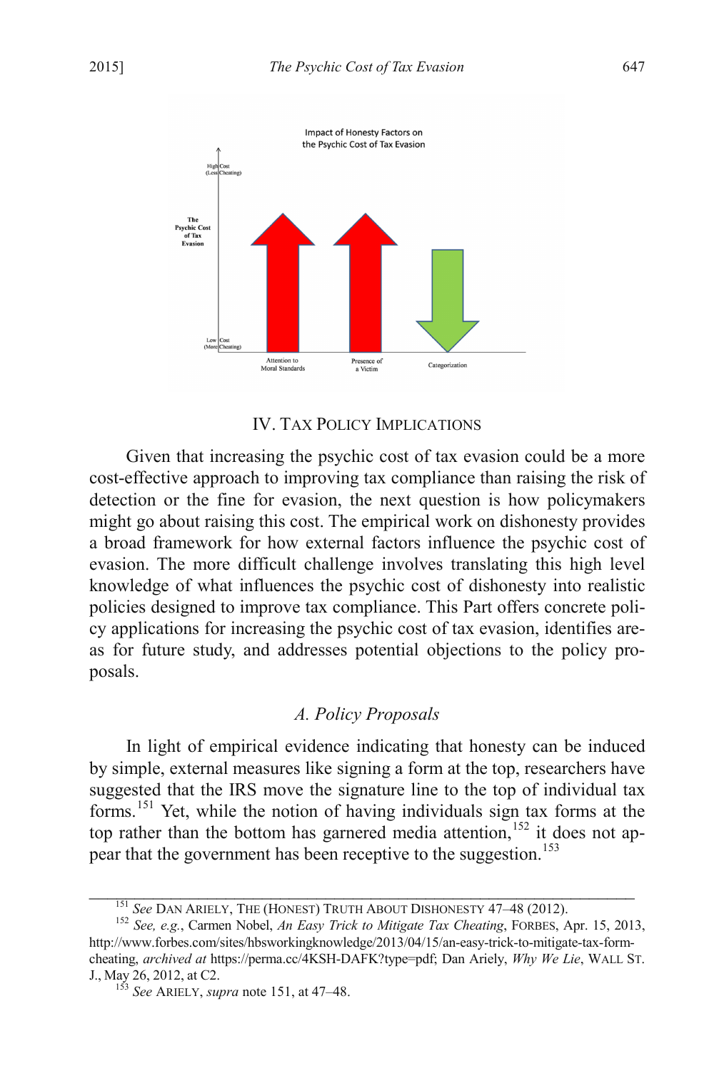Impact of Honesty Factors on the Psychic Cost of Tax Evasion

High Cost (Less Cheating)

The Psychic Cost of Tax Evasion

Low Cost (More Cheating)

Attention to Moral Standards

Presence of a Victim

Categorization

## IV. Tax Policy Implications

Given that increasing the psychic cost of tax evasion could be a more cost-effective approach to improving tax compliance than raising the risk of detection or the fine for evasion, the next question is how policymakers might go about raising this cost. The empirical work on dishonesty provides a broad framework for how external factors influence the psychic cost of evasion. The more difficult challenge involves translating this high level knowledge of what influences the psychic cost of dishonesty into realistic policies designed to improve tax compliance. This Part offers concrete policy applications for increasing the psychic cost of tax evasion, identifies areas for future study, and addresses potential objections to the policy proposals.

### *A. Policy Proposals*

In light of empirical evidence indicating that honesty can be induced by simple, external measures like signing a form at the top, researchers have suggested that the IRS move the signature line to the top of individual tax forms.[151] Yet, while the notion of having individuals sign tax forms at the top rather than the bottom has garnered media attention,[152] it does not appear that the government has been receptive to the suggestion.[153]

---

[151] *See* Dan Ariely, The (Honest) Truth About Dishonesty 47–48 (2012).

[152] *See, e.g.*, Carmen Nobel, *An Easy Trick to Mitigate Tax Cheating*, Forbes, Apr. 15, 2013, http://www.forbes.com/sites/hbsworkingknowledge/2013/04/15/an-easy-trick-to-mitigate-tax-form-cheating, *archived at* https://perma.cc/4KSH-DAFK?type=pdf; Dan Ariely, *Why We Lie*, Wall St. J., May 26, 2012, at C2.

[153] *See* Ariely, *supra* note 151, at 47–48.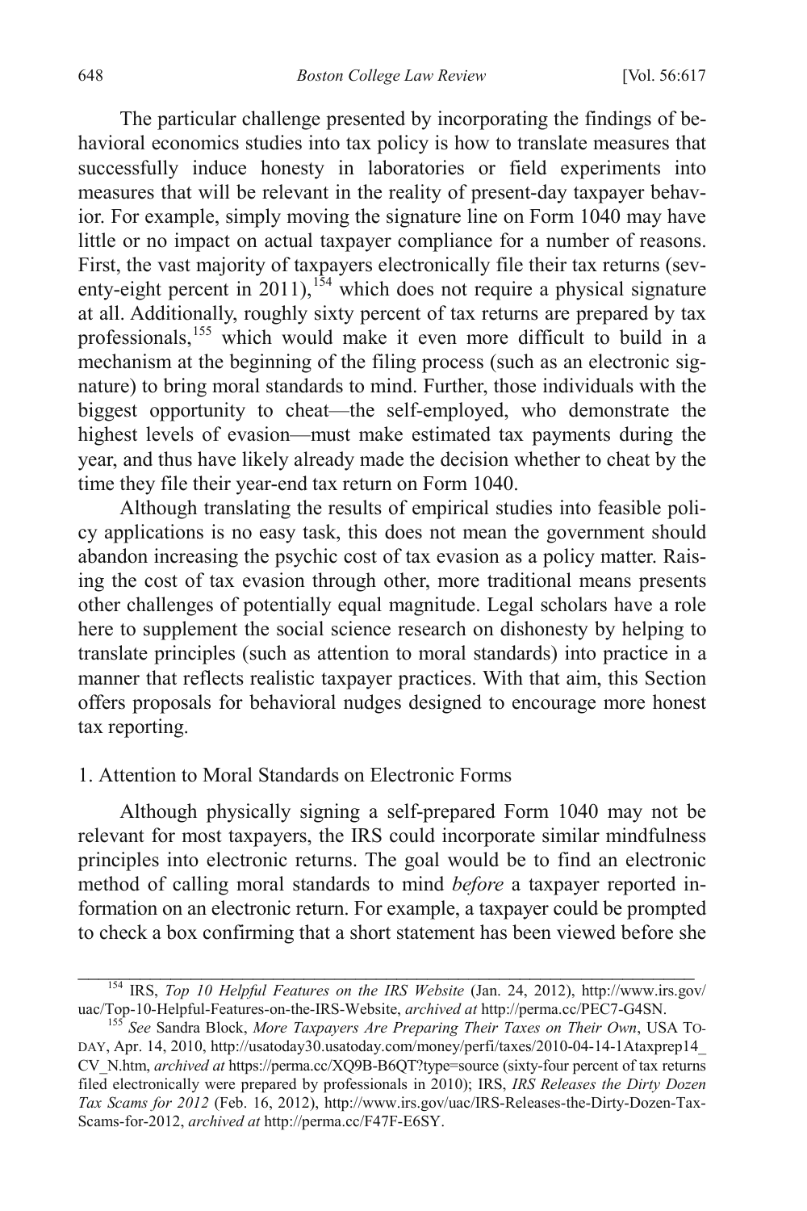The particular challenge presented by incorporating the findings of behavioral economics studies into tax policy is how to translate measures that successfully induce honesty in laboratories or field experiments into measures that will be relevant in the reality of present-day taxpayer behavior. For example, simply moving the signature line on Form 1040 may have little or no impact on actual taxpayer compliance for a number of reasons. First, the vast majority of taxpayers electronically file their tax returns (seventy-eight percent in 2011),[154] which does not require a physical signature at all. Additionally, roughly sixty percent of tax returns are prepared by tax professionals,[155] which would make it even more difficult to build in a mechanism at the beginning of the filing process (such as an electronic signature) to bring moral standards to mind. Further, those individuals with the biggest opportunity to cheat—the self-employed, who demonstrate the highest levels of evasion—must make estimated tax payments during the year, and thus have likely already made the decision whether to cheat by the time they file their year-end tax return on Form 1040.

Although translating the results of empirical studies into feasible policy applications is no easy task, this does not mean the government should abandon increasing the psychic cost of tax evasion as a policy matter. Raising the cost of tax evasion through other, more traditional means presents other challenges of potentially equal magnitude. Legal scholars have a role here to supplement the social science research on dishonesty by helping to translate principles (such as attention to moral standards) into practice in a manner that reflects realistic taxpayer practices. With that aim, this Section offers proposals for behavioral nudges designed to encourage more honest tax reporting.

### 1. Attention to Moral Standards on Electronic Forms

Although physically signing a self-prepared Form 1040 may not be relevant for most taxpayers, the IRS could incorporate similar mindfulness principles into electronic returns. The goal would be to find an electronic method of calling moral standards to mind *before* a taxpayer reported information on an electronic return. For example, a taxpayer could be prompted to check a box confirming that a short statement has been viewed before she

---

[154] IRS, *Top 10 Helpful Features on the IRS Website* (Jan. 24, 2012), http://www.irs.gov/uac/Top-10-Helpful-Features-on-the-IRS-Website, *archived at* http://perma.cc/PEC7-G4SN.

[155] *See* Sandra Block, *More Taxpayers Are Preparing Their Taxes on Their Own*, USA TODAY, Apr. 14, 2010, http://usatoday30.usatoday.com/money/perfi/taxes/2010-04-14-1Ataxprep14_CV_N.htm, *archived at* https://perma.cc/XQ9B-B6QT?type=source (sixty-four percent of tax returns filed electronically were prepared by professionals in 2010); IRS, *IRS Releases the Dirty Dozen Tax Scams for 2012* (Feb. 16, 2012), http://www.irs.gov/uac/IRS-Releases-the-Dirty-Dozen-Tax-Scams-for-2012, *archived at* http://perma.cc/F47F-E6SY.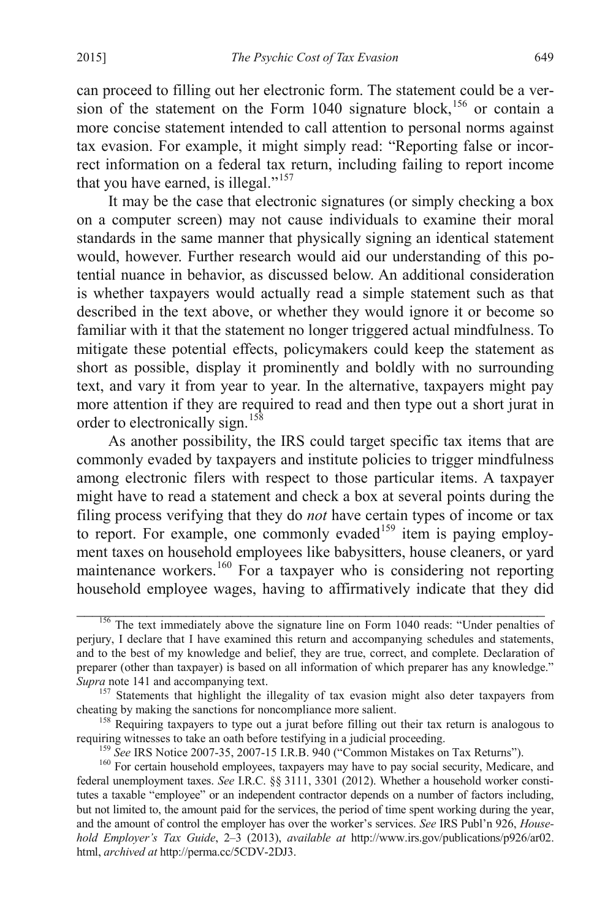can proceed to filling out her electronic form. The statement could be a version of the statement on the Form 1040 signature block,[156] or contain a more concise statement intended to call attention to personal norms against tax evasion. For example, it might simply read: "Reporting false or incorrect information on a federal tax return, including failing to report income that you have earned, is illegal."[157]

It may be the case that electronic signatures (or simply checking a box on a computer screen) may not cause individuals to examine their moral standards in the same manner that physically signing an identical statement would, however. Further research would aid our understanding of this potential nuance in behavior, as discussed below. An additional consideration is whether taxpayers would actually read a simple statement such as that described in the text above, or whether they would ignore it or become so familiar with it that the statement no longer triggered actual mindfulness. To mitigate these potential effects, policymakers could keep the statement as short as possible, display it prominently and boldly with no surrounding text, and vary it from year to year. In the alternative, taxpayers might pay more attention if they are required to read and then type out a short jurat in order to electronically sign.[158]

As another possibility, the IRS could target specific tax items that are commonly evaded by taxpayers and institute policies to trigger mindfulness among electronic filers with respect to those particular items. A taxpayer might have to read a statement and check a box at several points during the filing process verifying that they do *not* have certain types of income or tax to report. For example, one commonly evaded[159] item is paying employment taxes on household employees like babysitters, house cleaners, or yard maintenance workers.[160] For a taxpayer who is considering not reporting household employee wages, having to affirmatively indicate that they did

---

[156] The text immediately above the signature line on Form 1040 reads: "Under penalties of perjury, I declare that I have examined this return and accompanying schedules and statements, and to the best of my knowledge and belief, they are true, correct, and complete. Declaration of preparer (other than taxpayer) is based on all information of which preparer has any knowledge." *Supra* note 141 and accompanying text.

[157] Statements that highlight the illegality of tax evasion might also deter taxpayers from cheating by making the sanctions for noncompliance more salient.

[158] Requiring taxpayers to type out a jurat before filling out their tax return is analogous to requiring witnesses to take an oath before testifying in a judicial proceeding.

[159] *See* IRS Notice 2007-35, 2007-15 I.R.B. 940 ("Common Mistakes on Tax Returns").

[160] For certain household employees, taxpayers may have to pay social security, Medicare, and federal unemployment taxes. *See* I.R.C. §§ 3111, 3301 (2012). Whether a household worker constitutes a taxable "employee" or an independent contractor depends on a number of factors including, but not limited to, the amount paid for the services, the period of time spent working during the year, and the amount of control the employer has over the worker's services. *See* IRS Publ'n 926, *Household Employer's Tax Guide*, 2–3 (2013), *available at* http://www.irs.gov/publications/p926/ar02.html, *archived at* http://perma.cc/5CDV-2DJ3.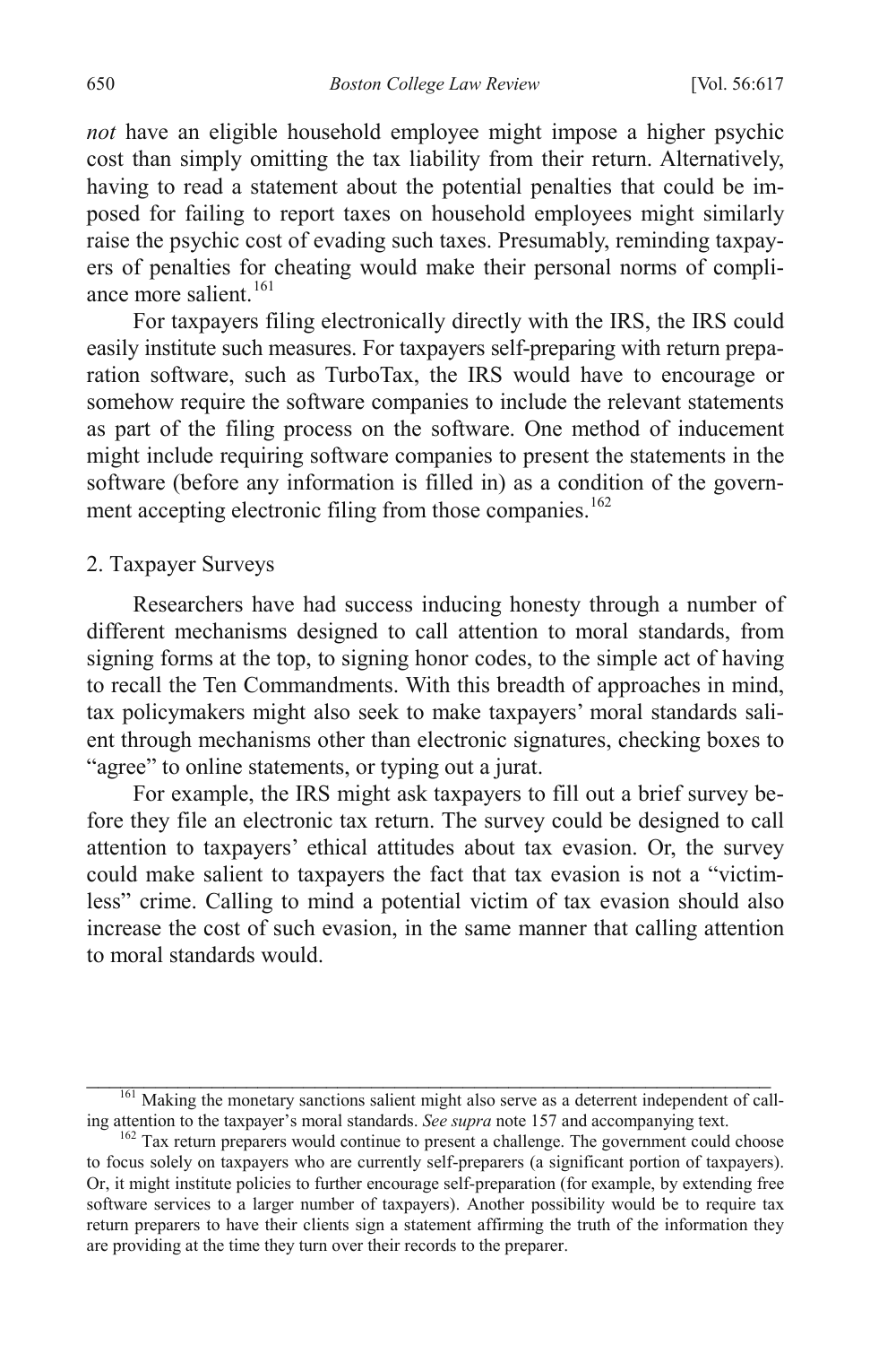*not* have an eligible household employee might impose a higher psychic cost than simply omitting the tax liability from their return. Alternatively, having to read a statement about the potential penalties that could be imposed for failing to report taxes on household employees might similarly raise the psychic cost of evading such taxes. Presumably, reminding taxpayers of penalties for cheating would make their personal norms of compliance more salient.[161]

For taxpayers filing electronically directly with the IRS, the IRS could easily institute such measures. For taxpayers self-preparing with return preparation software, such as TurboTax, the IRS would have to encourage or somehow require the software companies to include the relevant statements as part of the filing process on the software. One method of inducement might include requiring software companies to present the statements in the software (before any information is filled in) as a condition of the government accepting electronic filing from those companies.[162]

### 2. Taxpayer Surveys

Researchers have had success inducing honesty through a number of different mechanisms designed to call attention to moral standards, from signing forms at the top, to signing honor codes, to the simple act of having to recall the Ten Commandments. With this breadth of approaches in mind, tax policymakers might also seek to make taxpayers' moral standards salient through mechanisms other than electronic signatures, checking boxes to "agree" to online statements, or typing out a jurat.

For example, the IRS might ask taxpayers to fill out a brief survey before they file an electronic tax return. The survey could be designed to call attention to taxpayers' ethical attitudes about tax evasion. Or, the survey could make salient to taxpayers the fact that tax evasion is not a "victimless" crime. Calling to mind a potential victim of tax evasion should also increase the cost of such evasion, in the same manner that calling attention to moral standards would.

---

[161] Making the monetary sanctions salient might also serve as a deterrent independent of calling attention to the taxpayer's moral standards. *See supra* note 157 and accompanying text.

[162] Tax return preparers would continue to present a challenge. The government could choose to focus solely on taxpayers who are currently self-preparers (a significant portion of taxpayers). Or, it might institute policies to further encourage self-preparation (for example, by extending free software services to a larger number of taxpayers). Another possibility would be to require tax return preparers to have their clients sign a statement affirming the truth of the information they are providing at the time they turn over their records to the preparer.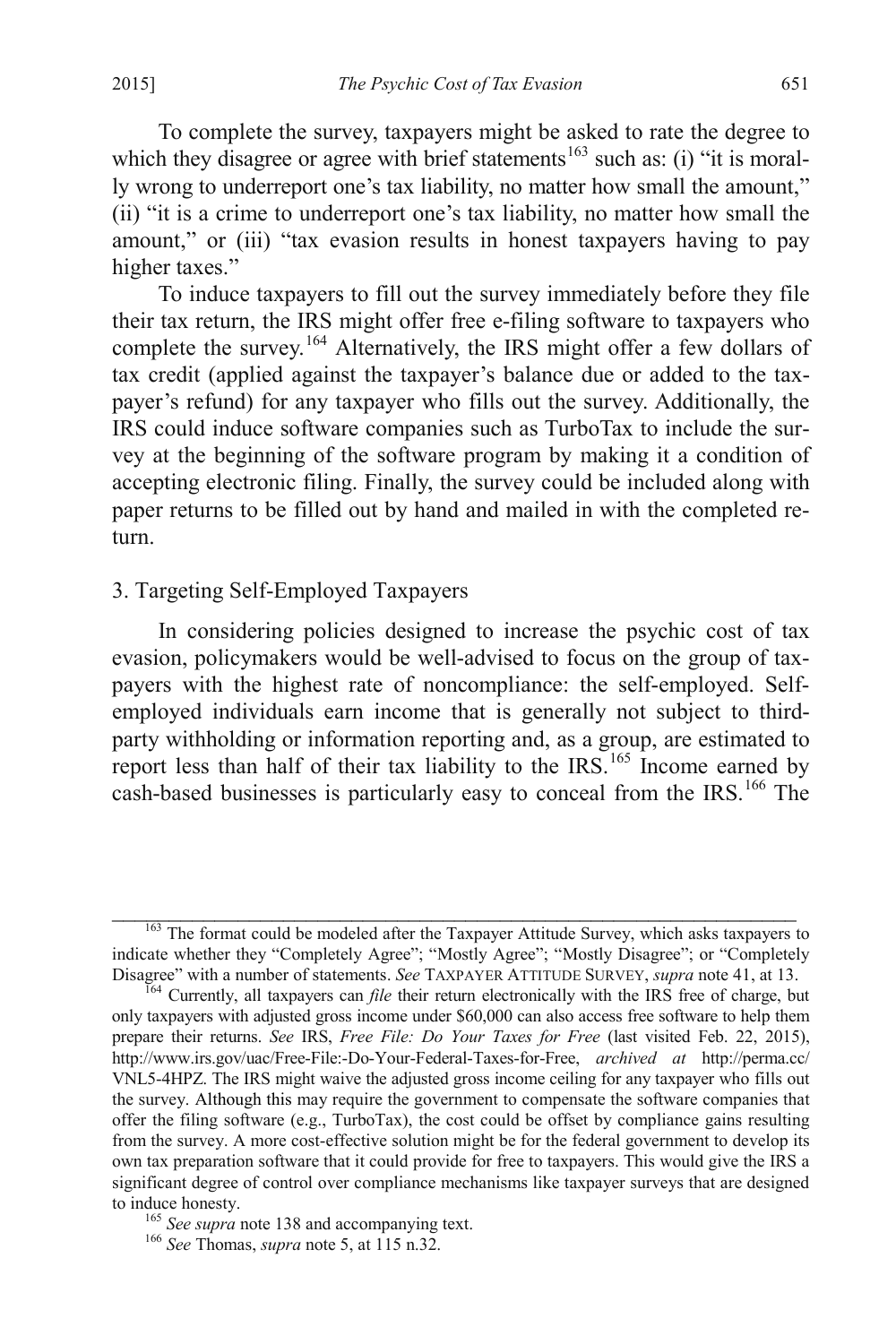To complete the survey, taxpayers might be asked to rate the degree to which they disagree or agree with brief statements[163] such as: (i) "it is morally wrong to underreport one's tax liability, no matter how small the amount," (ii) "it is a crime to underreport one's tax liability, no matter how small the amount," or (iii) "tax evasion results in honest taxpayers having to pay higher taxes."

To induce taxpayers to fill out the survey immediately before they file their tax return, the IRS might offer free e-filing software to taxpayers who complete the survey.[164] Alternatively, the IRS might offer a few dollars of tax credit (applied against the taxpayer's balance due or added to the taxpayer's refund) for any taxpayer who fills out the survey. Additionally, the IRS could induce software companies such as TurboTax to include the survey at the beginning of the software program by making it a condition of accepting electronic filing. Finally, the survey could be included along with paper returns to be filled out by hand and mailed in with the completed return.

### 3. Targeting Self-Employed Taxpayers

In considering policies designed to increase the psychic cost of tax evasion, policymakers would be well-advised to focus on the group of taxpayers with the highest rate of noncompliance: the self-employed. Self-employed individuals earn income that is generally not subject to third-party withholding or information reporting and, as a group, are estimated to report less than half of their tax liability to the IRS.[165] Income earned by cash-based businesses is particularly easy to conceal from the IRS.[166] The

---

[163] The format could be modeled after the Taxpayer Attitude Survey, which asks taxpayers to indicate whether they "Completely Agree"; "Mostly Agree"; "Mostly Disagree"; or "Completely Disagree" with a number of statements. *See* TAXPAYER ATTITUDE SURVEY, *supra* note 41, at 13.

[164] Currently, all taxpayers can *file* their return electronically with the IRS free of charge, but only taxpayers with adjusted gross income under $60,000 can also access free software to help them prepare their returns. *See* IRS, *Free File: Do Your Taxes for Free* (last visited Feb. 22, 2015), http://www.irs.gov/uac/Free-File:-Do-Your-Federal-Taxes-for-Free, *archived at* http://perma.cc/VNL5-4HPZ. The IRS might waive the adjusted gross income ceiling for any taxpayer who fills out the survey. Although this may require the government to compensate the software companies that offer the filing software (e.g., TurboTax), the cost could be offset by compliance gains resulting from the survey. A more cost-effective solution might be for the federal government to develop its own tax preparation software that it could provide for free to taxpayers. This would give the IRS a significant degree of control over compliance mechanisms like taxpayer surveys that are designed to induce honesty.

[165] *See supra* note 138 and accompanying text.

[166] *See* Thomas, *supra* note 5, at 115 n.32.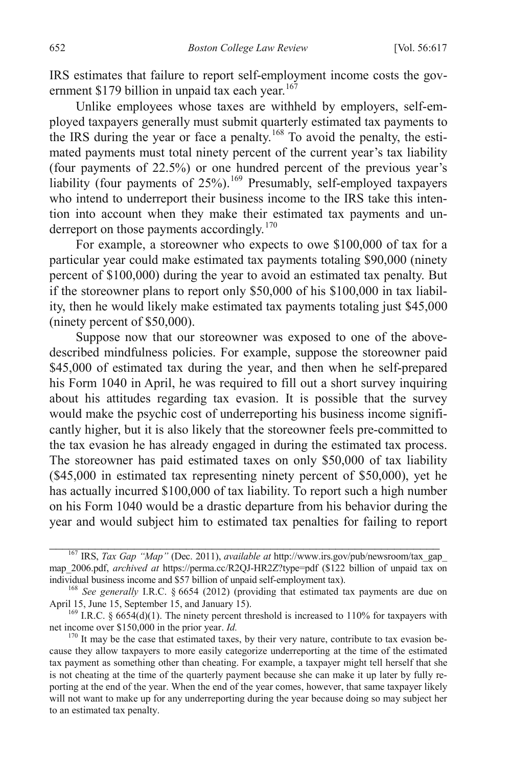IRS estimates that failure to report self-employment income costs the government $179 billion in unpaid tax each year.[167]

Unlike employees whose taxes are withheld by employers, self-employed taxpayers generally must submit quarterly estimated tax payments to the IRS during the year or face a penalty.[168] To avoid the penalty, the estimated payments must total ninety percent of the current year's tax liability (four payments of 22.5%) or one hundred percent of the previous year's liability (four payments of 25%).[169] Presumably, self-employed taxpayers who intend to underreport their business income to the IRS take this intention into account when they make their estimated tax payments and underreport on those payments accordingly.[170]

For example, a storeowner who expects to owe $100,000 of tax for a particular year could make estimated tax payments totaling $90,000 (ninety percent of $100,000) during the year to avoid an estimated tax penalty. But if the storeowner plans to report only $50,000 of his $100,000 in tax liability, then he would likely make estimated tax payments totaling just $45,000 (ninety percent of $50,000).

Suppose now that our storeowner was exposed to one of the above-described mindfulness policies. For example, suppose the storeowner paid $45,000 of estimated tax during the year, and then when he self-prepared his Form 1040 in April, he was required to fill out a short survey inquiring about his attitudes regarding tax evasion. It is possible that the survey would make the psychic cost of underreporting his business income significantly higher, but it is also likely that the storeowner feels pre-committed to the tax evasion he has already engaged in during the estimated tax process. The storeowner has paid estimated taxes on only $50,000 of tax liability ($45,000 in estimated tax representing ninety percent of $50,000), yet he has actually incurred $100,000 of tax liability. To report such a high number on his Form 1040 would be a drastic departure from his behavior during the year and would subject him to estimated tax penalties for failing to report

---

[167] IRS, *Tax Gap "Map"* (Dec. 2011), *available at* http://www.irs.gov/pub/newsroom/tax_gap_map_2006.pdf, *archived at* https://perma.cc/R2QJ-HR2Z?type=pdf ($122 billion of unpaid tax on individual business income and $57 billion of unpaid self-employment tax).

[168] *See generally* I.R.C. § 6654 (2012) (providing that estimated tax payments are due on April 15, June 15, September 15, and January 15).

[169] I.R.C. § 6654(d)(1). The ninety percent threshold is increased to 110% for taxpayers with net income over $150,000 in the prior year. *Id.*

[170] It may be the case that estimated taxes, by their very nature, contribute to tax evasion because they allow taxpayers to more easily categorize underreporting at the time of the estimated tax payment as something other than cheating. For example, a taxpayer might tell herself that she is not cheating at the time of the quarterly payment because she can make it up later by fully reporting at the end of the year. When the end of the year comes, however, that same taxpayer likely will not want to make up for any underreporting during the year because doing so may subject her to an estimated tax penalty.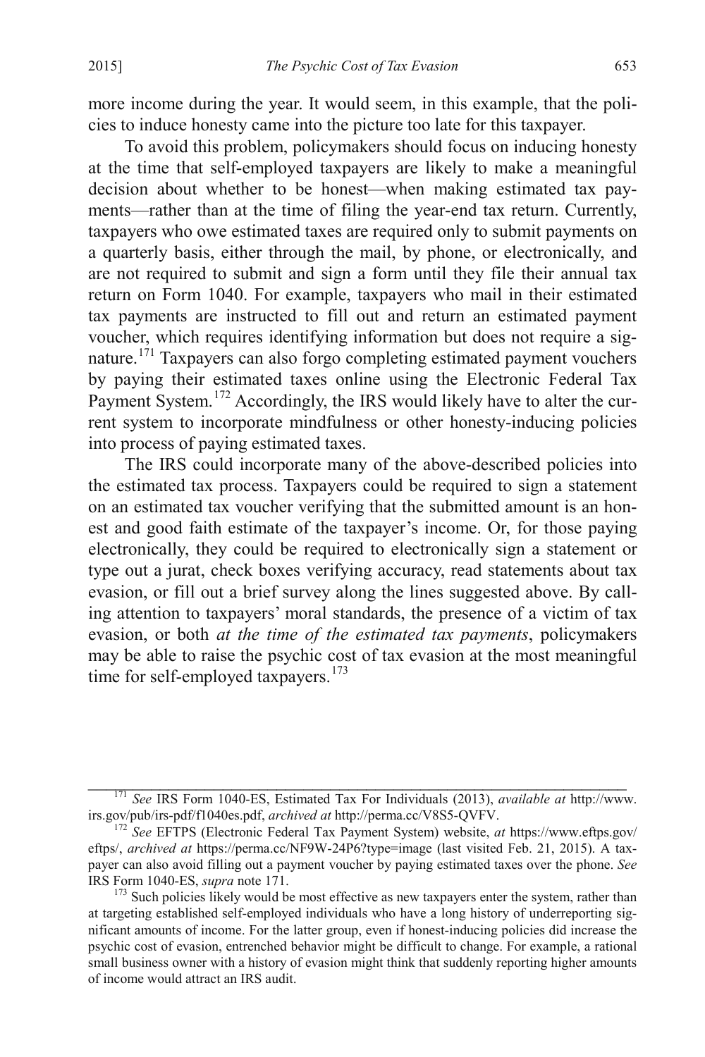more income during the year. It would seem, in this example, that the policies to induce honesty came into the picture too late for this taxpayer.

To avoid this problem, policymakers should focus on inducing honesty at the time that self-employed taxpayers are likely to make a meaningful decision about whether to be honest—when making estimated tax payments—rather than at the time of filing the year-end tax return. Currently, taxpayers who owe estimated taxes are required only to submit payments on a quarterly basis, either through the mail, by phone, or electronically, and are not required to submit and sign a form until they file their annual tax return on Form 1040. For example, taxpayers who mail in their estimated tax payments are instructed to fill out and return an estimated payment voucher, which requires identifying information but does not require a signature.[171] Taxpayers can also forgo completing estimated payment vouchers by paying their estimated taxes online using the Electronic Federal Tax Payment System.[172] Accordingly, the IRS would likely have to alter the current system to incorporate mindfulness or other honesty-inducing policies into process of paying estimated taxes.

The IRS could incorporate many of the above-described policies into the estimated tax process. Taxpayers could be required to sign a statement on an estimated tax voucher verifying that the submitted amount is an honest and good faith estimate of the taxpayer's income. Or, for those paying electronically, they could be required to electronically sign a statement or type out a jurat, check boxes verifying accuracy, read statements about tax evasion, or fill out a brief survey along the lines suggested above. By calling attention to taxpayers' moral standards, the presence of a victim of tax evasion, or both *at the time of the estimated tax payments*, policymakers may be able to raise the psychic cost of tax evasion at the most meaningful time for self-employed taxpayers.[173]

---

[171] *See* IRS Form 1040-ES, Estimated Tax For Individuals (2013), *available at* http://www.irs.gov/pub/irs-pdf/f1040es.pdf, *archived at* http://perma.cc/V8S5-QVFV.

[172] *See* EFTPS (Electronic Federal Tax Payment System) website, *at* https://www.eftps.gov/eftps/, *archived at* https://perma.cc/NF9W-24P6?type=image (last visited Feb. 21, 2015). A taxpayer can also avoid filling out a payment voucher by paying estimated taxes over the phone. *See* IRS Form 1040-ES, *supra* note 171.

[173] Such policies likely would be most effective as new taxpayers enter the system, rather than at targeting established self-employed individuals who have a long history of underreporting significant amounts of income. For the latter group, even if honest-inducing policies did increase the psychic cost of evasion, entrenched behavior might be difficult to change. For example, a rational small business owner with a history of evasion might think that suddenly reporting higher amounts of income would attract an IRS audit.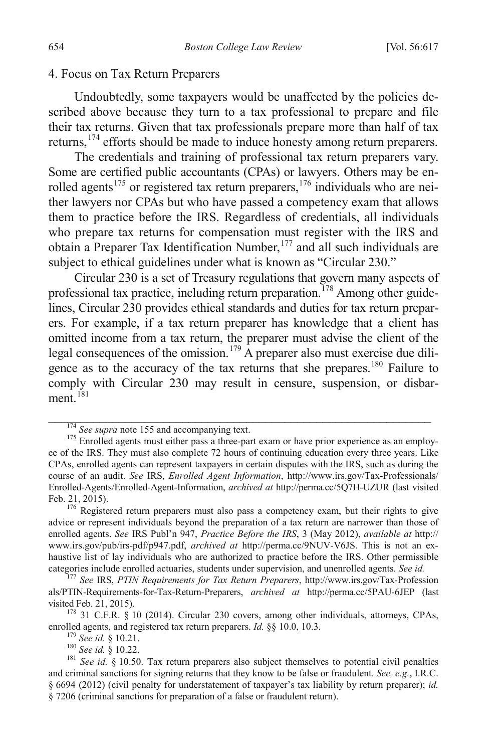#### 4. Focus on Tax Return Preparers

Undoubtedly, some taxpayers would be unaffected by the policies described above because they turn to a tax professional to prepare and file their tax returns. Given that tax professionals prepare more than half of tax returns,[174] efforts should be made to induce honesty among return preparers.

The credentials and training of professional tax return preparers vary. Some are certified public accountants (CPAs) or lawyers. Others may be enrolled agents[175] or registered tax return preparers,[176] individuals who are neither lawyers nor CPAs but who have passed a competency exam that allows them to practice before the IRS. Regardless of credentials, all individuals who prepare tax returns for compensation must register with the IRS and obtain a Preparer Tax Identification Number,[177] and all such individuals are subject to ethical guidelines under what is known as "Circular 230."

Circular 230 is a set of Treasury regulations that govern many aspects of professional tax practice, including return preparation.[178] Among other guidelines, Circular 230 provides ethical standards and duties for tax return preparers. For example, if a tax return preparer has knowledge that a client has omitted income from a tax return, the preparer must advise the client of the legal consequences of the omission.[179] A preparer also must exercise due diligence as to the accuracy of the tax returns that she prepares.[180] Failure to comply with Circular 230 may result in censure, suspension, or disbarment.[181]

---

[174] *See supra* note 155 and accompanying text.

[175] Enrolled agents must either pass a three-part exam or have prior experience as an employee of the IRS. They must also complete 72 hours of continuing education every three years. Like CPAs, enrolled agents can represent taxpayers in certain disputes with the IRS, such as during the course of an audit. *See* IRS, *Enrolled Agent Information*, http://www.irs.gov/Tax-Professionals/Enrolled-Agents/Enrolled-Agent-Information, *archived at* http://perma.cc/5Q7H-UZUR (last visited Feb. 21, 2015).

[176] Registered return preparers must also pass a competency exam, but their rights to give advice or represent individuals beyond the preparation of a tax return are narrower than those of enrolled agents. *See* IRS Publ'n 947, *Practice Before the IRS*, 3 (May 2012), *available at* http://www.irs.gov/pub/irs-pdf/p947.pdf, *archived at* http://perma.cc/9NUV-V6JS. This is not an exhaustive list of lay individuals who are authorized to practice before the IRS. Other permissible categories include enrolled actuaries, students under supervision, and unenrolled agents. *See id.*

[177] *See* IRS, *PTIN Requirements for Tax Return Preparers*, http://www.irs.gov/Tax-Professionals/PTIN-Requirements-for-Tax-Return-Preparers, *archived at* http://perma.cc/5PAU-6JEP (last visited Feb. 21, 2015).

[178] 31 C.F.R. § 10 (2014). Circular 230 covers, among other individuals, attorneys, CPAs, enrolled agents, and registered tax return preparers. *Id.* §§ 10.0, 10.3.

[179] *See id.* § 10.21.

[180] *See id.* § 10.22.

[181] *See id.* § 10.50. Tax return preparers also subject themselves to potential civil penalties and criminal sanctions for signing returns that they know to be false or fraudulent. *See, e.g.*, I.R.C. § 6694 (2012) (civil penalty for understatement of taxpayer's tax liability by return preparer); *id.* § 7206 (criminal sanctions for preparation of a false or fraudulent return).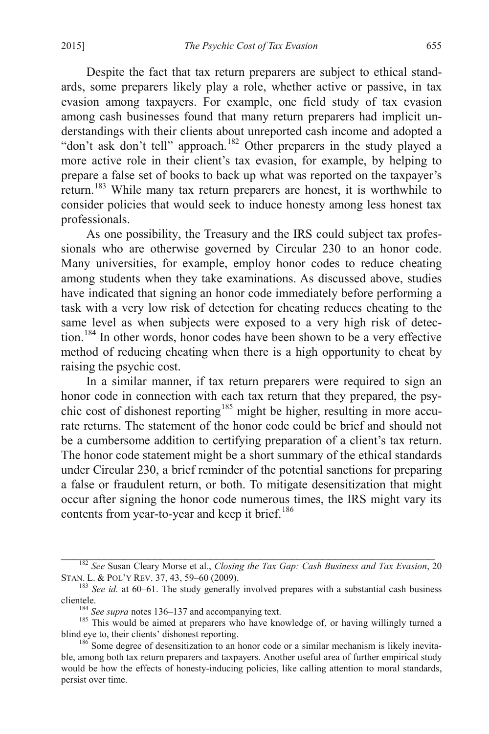Despite the fact that tax return preparers are subject to ethical standards, some preparers likely play a role, whether active or passive, in tax evasion among taxpayers. For example, one field study of tax evasion among cash businesses found that many return preparers had implicit understandings with their clients about unreported cash income and adopted a "don't ask don't tell" approach.[182] Other preparers in the study played a more active role in their client's tax evasion, for example, by helping to prepare a false set of books to back up what was reported on the taxpayer's return.[183] While many tax return preparers are honest, it is worthwhile to consider policies that would seek to induce honesty among less honest tax professionals.

As one possibility, the Treasury and the IRS could subject tax professionals who are otherwise governed by Circular 230 to an honor code. Many universities, for example, employ honor codes to reduce cheating among students when they take examinations. As discussed above, studies have indicated that signing an honor code immediately before performing a task with a very low risk of detection for cheating reduces cheating to the same level as when subjects were exposed to a very high risk of detection.[184] In other words, honor codes have been shown to be a very effective method of reducing cheating when there is a high opportunity to cheat by raising the psychic cost.

In a similar manner, if tax return preparers were required to sign an honor code in connection with each tax return that they prepared, the psychic cost of dishonest reporting[185] might be higher, resulting in more accurate returns. The statement of the honor code could be brief and should not be a cumbersome addition to certifying preparation of a client's tax return. The honor code statement might be a short summary of the ethical standards under Circular 230, a brief reminder of the potential sanctions for preparing a false or fraudulent return, or both. To mitigate desensitization that might occur after signing the honor code numerous times, the IRS might vary its contents from year-to-year and keep it brief.[186]

---

[182] *See* Susan Cleary Morse et al., *Closing the Tax Gap: Cash Business and Tax Evasion*, 20 STAN. L. & POL'Y REV. 37, 43, 59–60 (2009).

[183] *See id.* at 60–61. The study generally involved prepares with a substantial cash business clientele.

[184] *See supra* notes 136–137 and accompanying text.

[185] This would be aimed at preparers who have knowledge of, or having willingly turned a blind eye to, their clients' dishonest reporting.

[186] Some degree of desensitization to an honor code or a similar mechanism is likely inevitable, among both tax return preparers and taxpayers. Another useful area of further empirical study would be how the effects of honesty-inducing policies, like calling attention to moral standards, persist over time.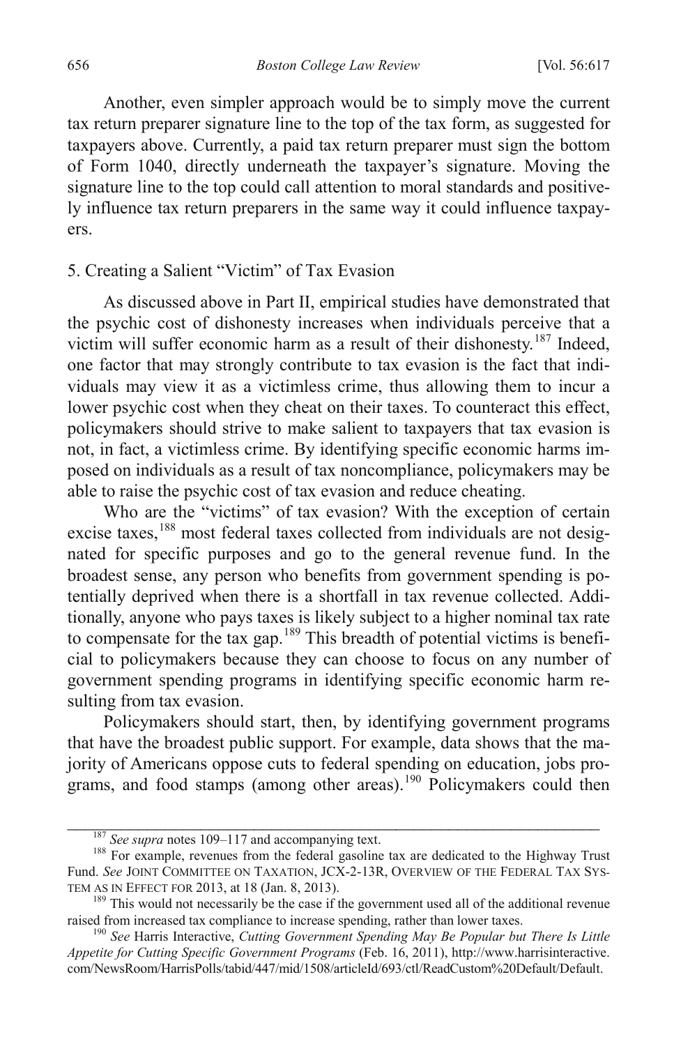Another, even simpler approach would be to simply move the current tax return preparer signature line to the top of the tax form, as suggested for taxpayers above. Currently, a paid tax return preparer must sign the bottom of Form 1040, directly underneath the taxpayer's signature. Moving the signature line to the top could call attention to moral standards and positively influence tax return preparers in the same way it could influence taxpayers.

### 5. Creating a Salient "Victim" of Tax Evasion

As discussed above in Part II, empirical studies have demonstrated that the psychic cost of dishonesty increases when individuals perceive that a victim will suffer economic harm as a result of their dishonesty.[187] Indeed, one factor that may strongly contribute to tax evasion is the fact that individuals may view it as a victimless crime, thus allowing them to incur a lower psychic cost when they cheat on their taxes. To counteract this effect, policymakers should strive to make salient to taxpayers that tax evasion is not, in fact, a victimless crime. By identifying specific economic harms imposed on individuals as a result of tax noncompliance, policymakers may be able to raise the psychic cost of tax evasion and reduce cheating.

Who are the "victims" of tax evasion? With the exception of certain excise taxes,[188] most federal taxes collected from individuals are not designated for specific purposes and go to the general revenue fund. In the broadest sense, any person who benefits from government spending is potentially deprived when there is a shortfall in tax revenue collected. Additionally, anyone who pays taxes is likely subject to a higher nominal tax rate to compensate for the tax gap.[189] This breadth of potential victims is beneficial to policymakers because they can choose to focus on any number of government spending programs in identifying specific economic harm resulting from tax evasion.

Policymakers should start, then, by identifying government programs that have the broadest public support. For example, data shows that the majority of Americans oppose cuts to federal spending on education, jobs programs, and food stamps (among other areas).[190] Policymakers could then

---

[187] *See supra* notes 109–117 and accompanying text.

[188] For example, revenues from the federal gasoline tax are dedicated to the Highway Trust Fund. *See* JOINT COMMITTEE ON TAXATION, JCX-2-13R, OVERVIEW OF THE FEDERAL TAX SYSTEM AS IN EFFECT FOR 2013, at 18 (Jan. 8, 2013).

[189] This would not necessarily be the case if the government used all of the additional revenue raised from increased tax compliance to increase spending, rather than lower taxes.

[190] *See* Harris Interactive, *Cutting Government Spending May Be Popular but There Is Little Appetite for Cutting Specific Government Programs* (Feb. 16, 2011), http://www.harrisinteractive.com/NewsRoom/HarrisPolls/tabid/447/mid/1508/articleId/693/ctl/ReadCustom%20Default/Default.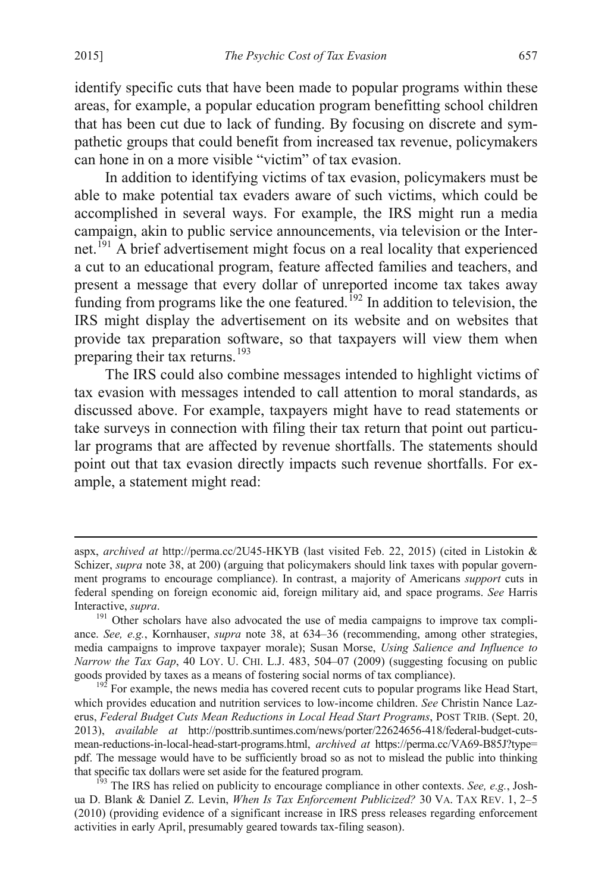identify specific cuts that have been made to popular programs within these areas, for example, a popular education program benefitting school children that has been cut due to lack of funding. By focusing on discrete and sympathetic groups that could benefit from increased tax revenue, policymakers can hone in on a more visible "victim" of tax evasion.

In addition to identifying victims of tax evasion, policymakers must be able to make potential tax evaders aware of such victims, which could be accomplished in several ways. For example, the IRS might run a media campaign, akin to public service announcements, via television or the Internet.[191] A brief advertisement might focus on a real locality that experienced a cut to an educational program, feature affected families and teachers, and present a message that every dollar of unreported income tax takes away funding from programs like the one featured.[192] In addition to television, the IRS might display the advertisement on its website and on websites that provide tax preparation software, so that taxpayers will view them when preparing their tax returns.[193]

The IRS could also combine messages intended to highlight victims of tax evasion with messages intended to call attention to moral standards, as discussed above. For example, taxpayers might have to read statements or take surveys in connection with filing their tax return that point out particular programs that are affected by revenue shortfalls. The statements should point out that tax evasion directly impacts such revenue shortfalls. For example, a statement might read:

---

aspx, *archived at* http://perma.cc/2U45-HKYB (last visited Feb. 22, 2015) (cited in Listokin & Schizer, *supra* note 38, at 200) (arguing that policymakers should link taxes with popular government programs to encourage compliance). In contrast, a majority of Americans *support* cuts in federal spending on foreign economic aid, foreign military aid, and space programs. *See* Harris Interactive, *supra*.

[191] Other scholars have also advocated the use of media campaigns to improve tax compliance. *See, e.g.*, Kornhauser, *supra* note 38, at 634–36 (recommending, among other strategies, media campaigns to improve taxpayer morale); Susan Morse, *Using Salience and Influence to Narrow the Tax Gap*, 40 LOY. U. CHI. L.J. 483, 504–07 (2009) (suggesting focusing on public goods provided by taxes as a means of fostering social norms of tax compliance).

[192] For example, the news media has covered recent cuts to popular programs like Head Start, which provides education and nutrition services to low-income children. *See* Christin Nance Lazerus, *Federal Budget Cuts Mean Reductions in Local Head Start Programs*, POST TRIB. (Sept. 20, 2013), *available at* http://posttrib.suntimes.com/news/porter/22624656-418/federal-budget-cuts-mean-reductions-in-local-head-start-programs.html, *archived at* https://perma.cc/VA69-B85J?type=pdf. The message would have to be sufficiently broad so as not to mislead the public into thinking that specific tax dollars were set aside for the featured program.

[193] The IRS has relied on publicity to encourage compliance in other contexts. *See, e.g.*, Joshua D. Blank & Daniel Z. Levin, *When Is Tax Enforcement Publicized?* 30 VA. TAX REV. 1, 2–5 (2010) (providing evidence of a significant increase in IRS press releases regarding enforcement activities in early April, presumably geared towards tax-filing season).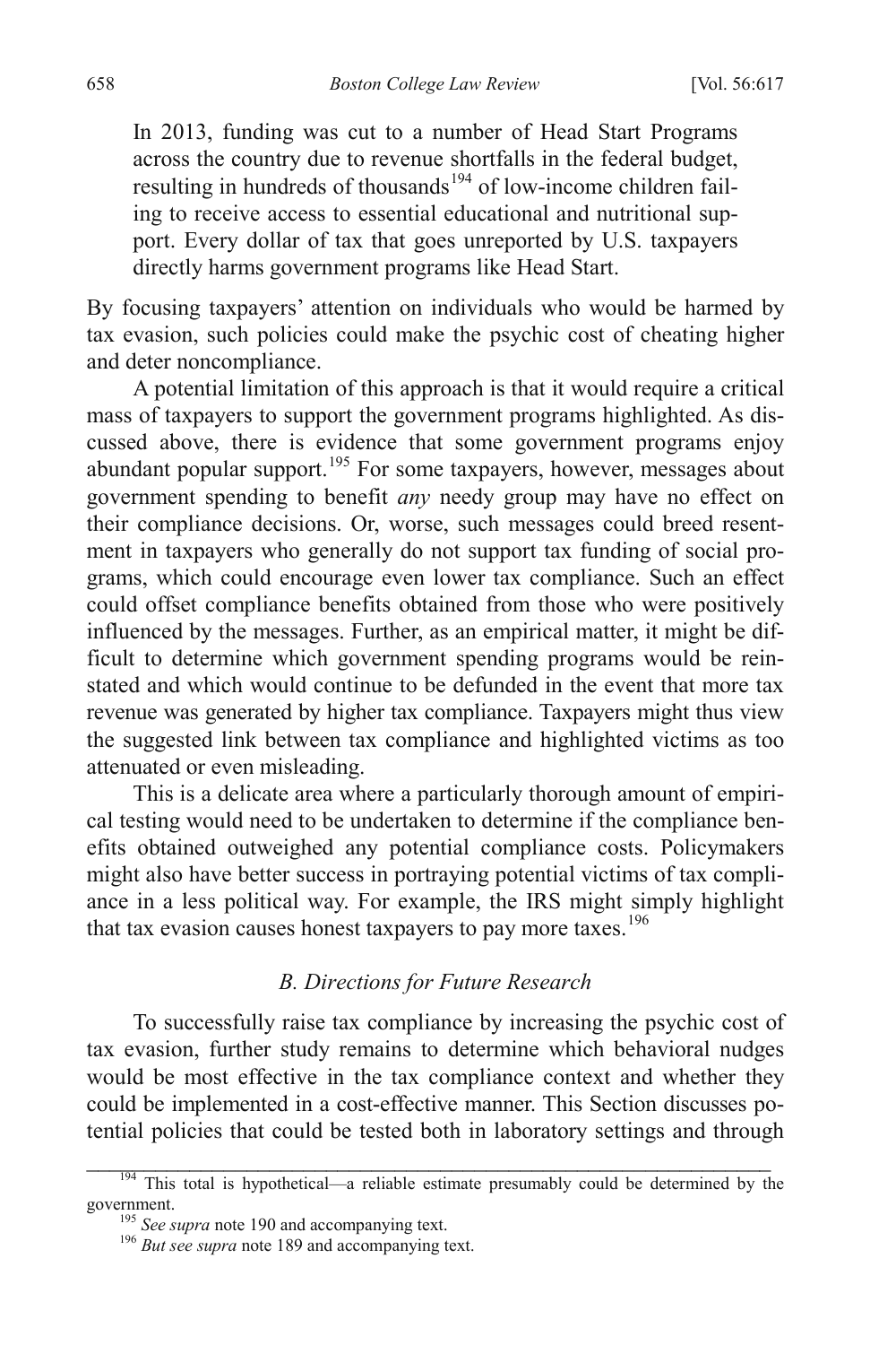> In 2013, funding was cut to a number of Head Start Programs across the country due to revenue shortfalls in the federal budget, resulting in hundreds of thousands[194] of low-income children failing to receive access to essential educational and nutritional support. Every dollar of tax that goes unreported by U.S. taxpayers directly harms government programs like Head Start.

By focusing taxpayers' attention on individuals who would be harmed by tax evasion, such policies could make the psychic cost of cheating higher and deter noncompliance.

A potential limitation of this approach is that it would require a critical mass of taxpayers to support the government programs highlighted. As discussed above, there is evidence that some government programs enjoy abundant popular support.[195] For some taxpayers, however, messages about government spending to benefit *any* needy group may have no effect on their compliance decisions. Or, worse, such messages could breed resentment in taxpayers who generally do not support tax funding of social programs, which could encourage even lower tax compliance. Such an effect could offset compliance benefits obtained from those who were positively influenced by the messages. Further, as an empirical matter, it might be difficult to determine which government spending programs would be reinstated and which would continue to be defunded in the event that more tax revenue was generated by higher tax compliance. Taxpayers might thus view the suggested link between tax compliance and highlighted victims as too attenuated or even misleading.

This is a delicate area where a particularly thorough amount of empirical testing would need to be undertaken to determine if the compliance benefits obtained outweighed any potential compliance costs. Policymakers might also have better success in portraying potential victims of tax compliance in a less political way. For example, the IRS might simply highlight that tax evasion causes honest taxpayers to pay more taxes.[196]

### *B. Directions for Future Research*

To successfully raise tax compliance by increasing the psychic cost of tax evasion, further study remains to determine which behavioral nudges would be most effective in the tax compliance context and whether they could be implemented in a cost-effective manner. This Section discusses potential policies that could be tested both in laboratory settings and through

---

[194] This total is hypothetical—a reliable estimate presumably could be determined by the government.

[195] *See supra* note 190 and accompanying text.

[196] *But see supra* note 189 and accompanying text.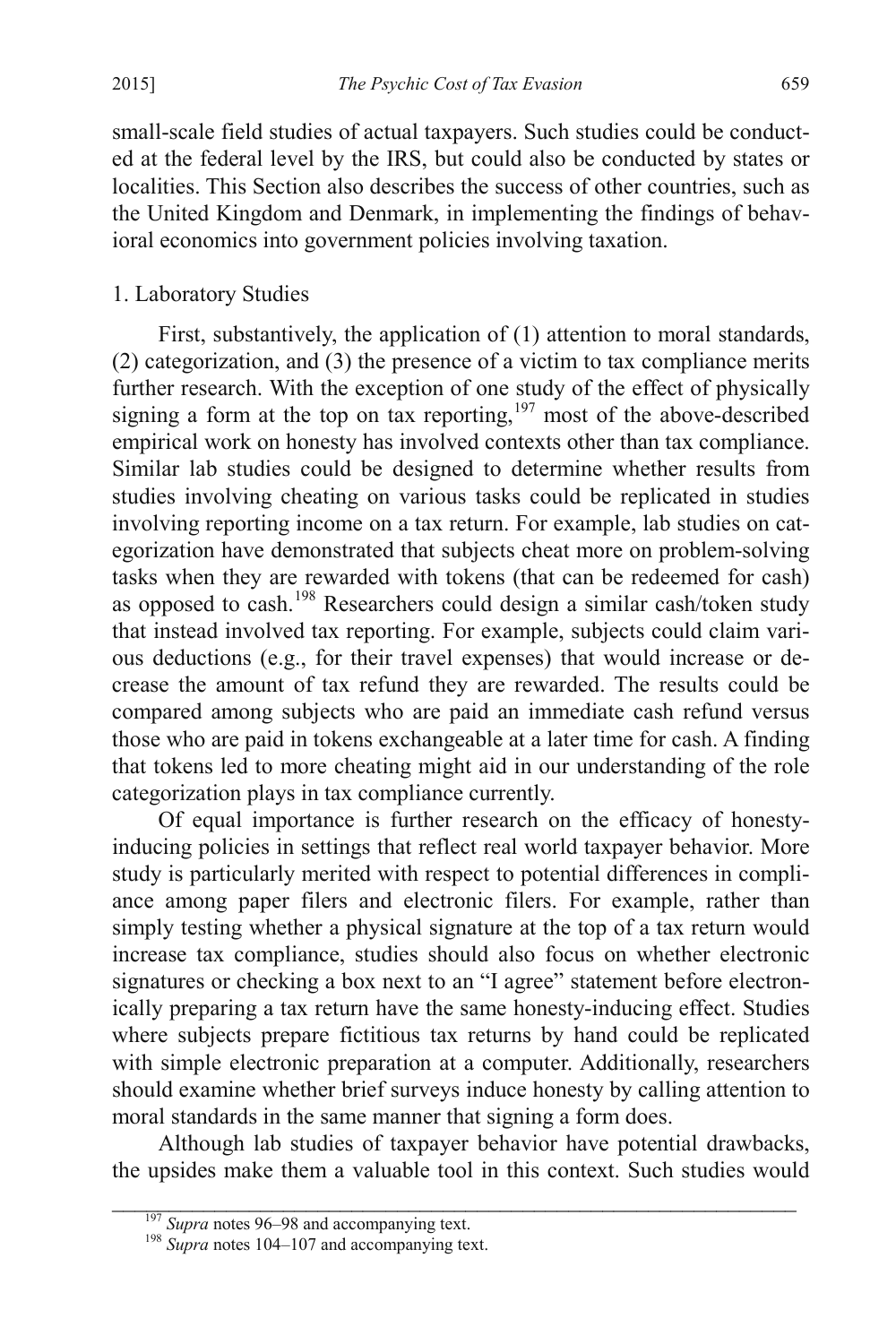small-scale field studies of actual taxpayers. Such studies could be conducted at the federal level by the IRS, but could also be conducted by states or localities. This Section also describes the success of other countries, such as the United Kingdom and Denmark, in implementing the findings of behavioral economics into government policies involving taxation.

### 1. Laboratory Studies

First, substantively, the application of (1) attention to moral standards, (2) categorization, and (3) the presence of a victim to tax compliance merits further research. With the exception of one study of the effect of physically signing a form at the top on tax reporting,[197] most of the above-described empirical work on honesty has involved contexts other than tax compliance. Similar lab studies could be designed to determine whether results from studies involving cheating on various tasks could be replicated in studies involving reporting income on a tax return. For example, lab studies on categorization have demonstrated that subjects cheat more on problem-solving tasks when they are rewarded with tokens (that can be redeemed for cash) as opposed to cash.[198] Researchers could design a similar cash/token study that instead involved tax reporting. For example, subjects could claim various deductions (e.g., for their travel expenses) that would increase or decrease the amount of tax refund they are rewarded. The results could be compared among subjects who are paid an immediate cash refund versus those who are paid in tokens exchangeable at a later time for cash. A finding that tokens led to more cheating might aid in our understanding of the role categorization plays in tax compliance currently.

Of equal importance is further research on the efficacy of honesty-inducing policies in settings that reflect real world taxpayer behavior. More study is particularly merited with respect to potential differences in compliance among paper filers and electronic filers. For example, rather than simply testing whether a physical signature at the top of a tax return would increase tax compliance, studies should also focus on whether electronic signatures or checking a box next to an "I agree" statement before electronically preparing a tax return have the same honesty-inducing effect. Studies where subjects prepare fictitious tax returns by hand could be replicated with simple electronic preparation at a computer. Additionally, researchers should examine whether brief surveys induce honesty by calling attention to moral standards in the same manner that signing a form does.

Although lab studies of taxpayer behavior have potential drawbacks, the upsides make them a valuable tool in this context. Such studies would

---

[197] *Supra* notes 96–98 and accompanying text.

[198] *Supra* notes 104–107 and accompanying text.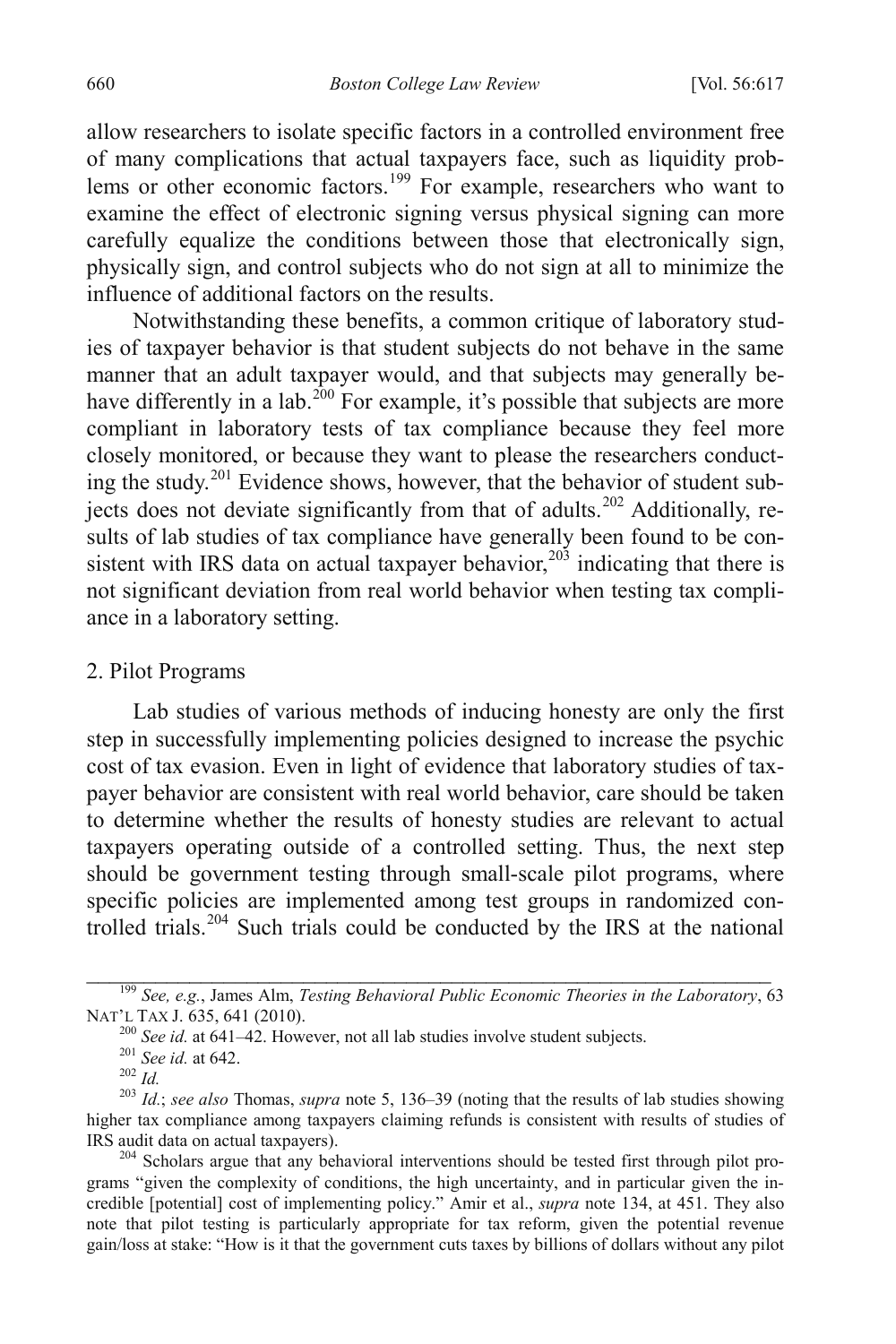allow researchers to isolate specific factors in a controlled environment free of many complications that actual taxpayers face, such as liquidity problems or other economic factors.[199] For example, researchers who want to examine the effect of electronic signing versus physical signing can more carefully equalize the conditions between those that electronically sign, physically sign, and control subjects who do not sign at all to minimize the influence of additional factors on the results.

Notwithstanding these benefits, a common critique of laboratory studies of taxpayer behavior is that student subjects do not behave in the same manner that an adult taxpayer would, and that subjects may generally behave differently in a lab.[200] For example, it's possible that subjects are more compliant in laboratory tests of tax compliance because they feel more closely monitored, or because they want to please the researchers conducting the study.[201] Evidence shows, however, that the behavior of student subjects does not deviate significantly from that of adults.[202] Additionally, results of lab studies of tax compliance have generally been found to be consistent with IRS data on actual taxpayer behavior,[203] indicating that there is not significant deviation from real world behavior when testing tax compliance in a laboratory setting.

### 2. Pilot Programs

Lab studies of various methods of inducing honesty are only the first step in successfully implementing policies designed to increase the psychic cost of tax evasion. Even in light of evidence that laboratory studies of taxpayer behavior are consistent with real world behavior, care should be taken to determine whether the results of honesty studies are relevant to actual taxpayers operating outside of a controlled setting. Thus, the next step should be government testing through small-scale pilot programs, where specific policies are implemented among test groups in randomized controlled trials.[204] Such trials could be conducted by the IRS at the national

---

[199] *See, e.g.*, James Alm, *Testing Behavioral Public Economic Theories in the Laboratory*, 63 NAT'L TAX J. 635, 641 (2010).

[200] *See id.* at 641–42. However, not all lab studies involve student subjects.

[201] *See id.* at 642.

[202] *Id.*

[203] *Id.*; *see also* Thomas, *supra* note 5, 136–39 (noting that the results of lab studies showing higher tax compliance among taxpayers claiming refunds is consistent with results of studies of IRS audit data on actual taxpayers).

[204] Scholars argue that any behavioral interventions should be tested first through pilot programs "given the complexity of conditions, the high uncertainty, and in particular given the incredible [potential] cost of implementing policy." Amir et al., *supra* note 134, at 451. They also note that pilot testing is particularly appropriate for tax reform, given the potential revenue gain/loss at stake: "How is it that the government cuts taxes by billions of dollars without any pilot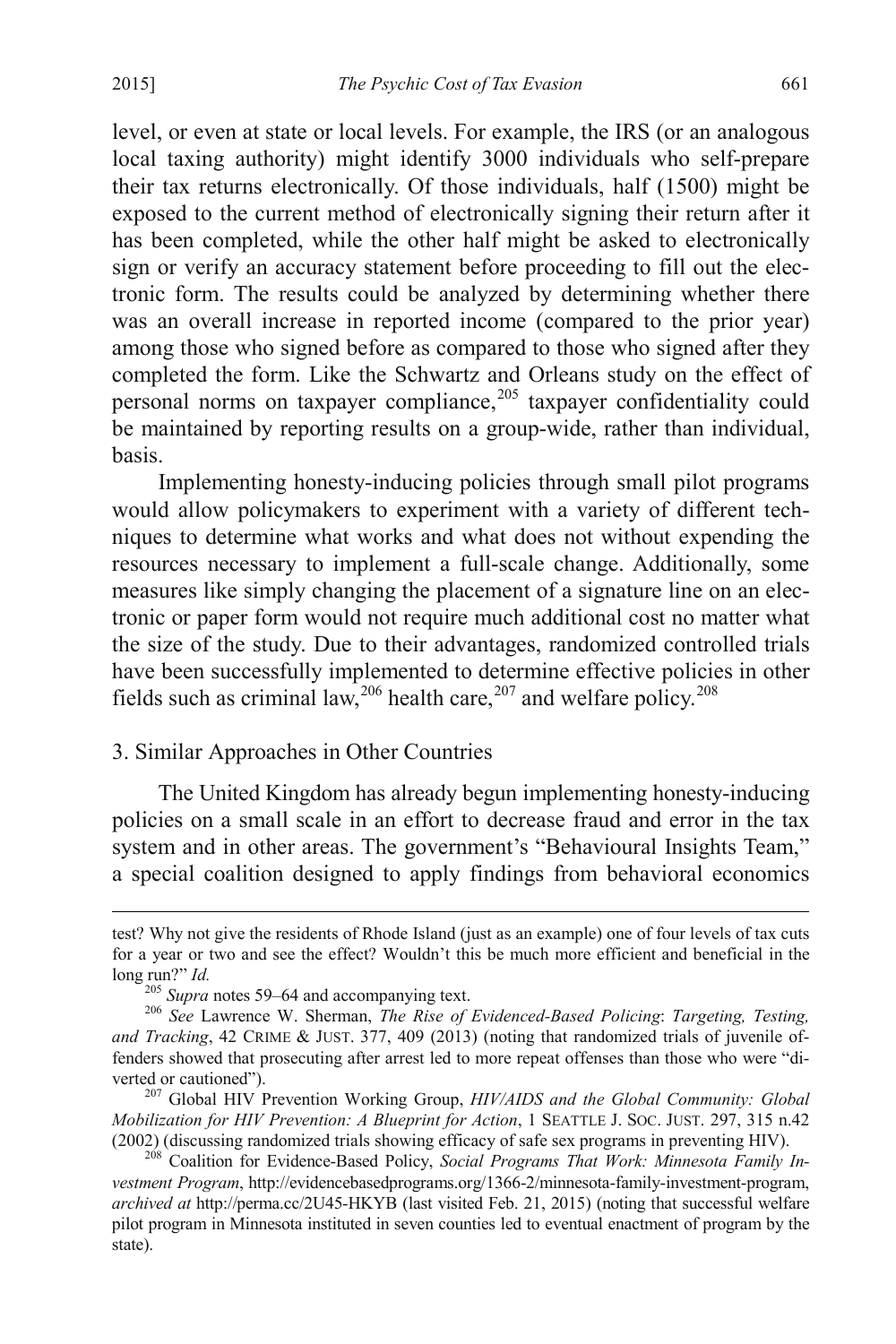level, or even at state or local levels. For example, the IRS (or an analogous local taxing authority) might identify 3000 individuals who self-prepare their tax returns electronically. Of those individuals, half (1500) might be exposed to the current method of electronically signing their return after it has been completed, while the other half might be asked to electronically sign or verify an accuracy statement before proceeding to fill out the electronic form. The results could be analyzed by determining whether there was an overall increase in reported income (compared to the prior year) among those who signed before as compared to those who signed after they completed the form. Like the Schwartz and Orleans study on the effect of personal norms on taxpayer compliance,[205] taxpayer confidentiality could be maintained by reporting results on a group-wide, rather than individual, basis.

Implementing honesty-inducing policies through small pilot programs would allow policymakers to experiment with a variety of different techniques to determine what works and what does not without expending the resources necessary to implement a full-scale change. Additionally, some measures like simply changing the placement of a signature line on an electronic or paper form would not require much additional cost no matter what the size of the study. Due to their advantages, randomized controlled trials have been successfully implemented to determine effective policies in other fields such as criminal law,[206] health care,[207] and welfare policy.[208]

### 3. Similar Approaches in Other Countries

The United Kingdom has already begun implementing honesty-inducing policies on a small scale in an effort to decrease fraud and error in the tax system and in other areas. The government's "Behavioural Insights Team," a special coalition designed to apply findings from behavioral economics

---

test? Why not give the residents of Rhode Island (just as an example) one of four levels of tax cuts for a year or two and see the effect? Wouldn't this be much more efficient and beneficial in the long run?" *Id.*

[205] *Supra* notes 59–64 and accompanying text.

[206] *See* Lawrence W. Sherman, *The Rise of Evidenced-Based Policing*: *Targeting, Testing, and Tracking*, 42 CRIME & JUST. 377, 409 (2013) (noting that randomized trials of juvenile offenders showed that prosecuting after arrest led to more repeat offenses than those who were "diverted or cautioned").

[207] Global HIV Prevention Working Group, *HIV/AIDS and the Global Community: Global Mobilization for HIV Prevention: A Blueprint for Action*, 1 SEATTLE J. SOC. JUST. 297, 315 n.42 (2002) (discussing randomized trials showing efficacy of safe sex programs in preventing HIV).

[208] Coalition for Evidence-Based Policy, *Social Programs That Work: Minnesota Family Investment Program*, http://evidencebasedprograms.org/1366-2/minnesota-family-investment-program, *archived at* http://perma.cc/2U45-HKYB (last visited Feb. 21, 2015) (noting that successful welfare pilot program in Minnesota instituted in seven counties led to eventual enactment of program by the state).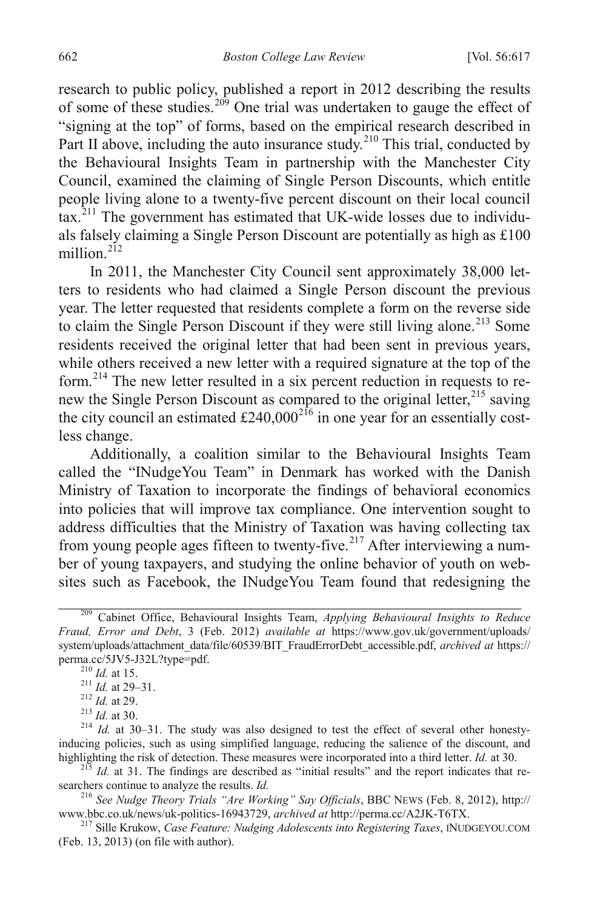research to public policy, published a report in 2012 describing the results of some of these studies.[209] One trial was undertaken to gauge the effect of "signing at the top" of forms, based on the empirical research described in Part II above, including the auto insurance study.[210] This trial, conducted by the Behavioural Insights Team in partnership with the Manchester City Council, examined the claiming of Single Person Discounts, which entitle people living alone to a twenty-five percent discount on their local council tax.[211] The government has estimated that UK-wide losses due to individuals falsely claiming a Single Person Discount are potentially as high as £100 million.[212]

In 2011, the Manchester City Council sent approximately 38,000 letters to residents who had claimed a Single Person discount the previous year. The letter requested that residents complete a form on the reverse side to claim the Single Person Discount if they were still living alone.[213] Some residents received the original letter that had been sent in previous years, while others received a new letter with a required signature at the top of the form.[214] The new letter resulted in a six percent reduction in requests to renew the Single Person Discount as compared to the original letter,[215] saving the city council an estimated £240,000[216] in one year for an essentially costless change.

Additionally, a coalition similar to the Behavioural Insights Team called the "INudgeYou Team" in Denmark has worked with the Danish Ministry of Taxation to incorporate the findings of behavioral economics into policies that will improve tax compliance. One intervention sought to address difficulties that the Ministry of Taxation was having collecting tax from young people ages fifteen to twenty-five.[217] After interviewing a number of young taxpayers, and studying the online behavior of youth on websites such as Facebook, the INudgeYou Team found that redesigning the

---

[209] Cabinet Office, Behavioural Insights Team, *Applying Behavioural Insights to Reduce Fraud, Error and Debt*, 3 (Feb. 2012) *available at* https://www.gov.uk/government/uploads/system/uploads/attachment_data/file/60539/BIT_FraudErrorDebt_accessible.pdf, *archived at* https://perma.cc/5JV5-J32L?type=pdf.

[210] *Id.* at 15.

[211] *Id.* at 29–31.

[212] *Id.* at 29.

[213] *Id.* at 30.

[214] *Id.* at 30–31. The study was also designed to test the effect of several other honesty-inducing policies, such as using simplified language, reducing the salience of the discount, and highlighting the risk of detection. These measures were incorporated into a third letter. *Id.* at 30.

[215] *Id.* at 31. The findings are described as "initial results" and the report indicates that researchers continue to analyze the results. *Id.*

[216] *See Nudge Theory Trials "Are Working" Say Officials*, BBC NEWS (Feb. 8, 2012), http://www.bbc.co.uk/news/uk-politics-16943729, *archived at* http://perma.cc/A2JK-T6TX.

[217] Sille Krukow, *Case Feature: Nudging Adolescents into Registering Taxes*, INUDGEYOU.COM (Feb. 13, 2013) (on file with author).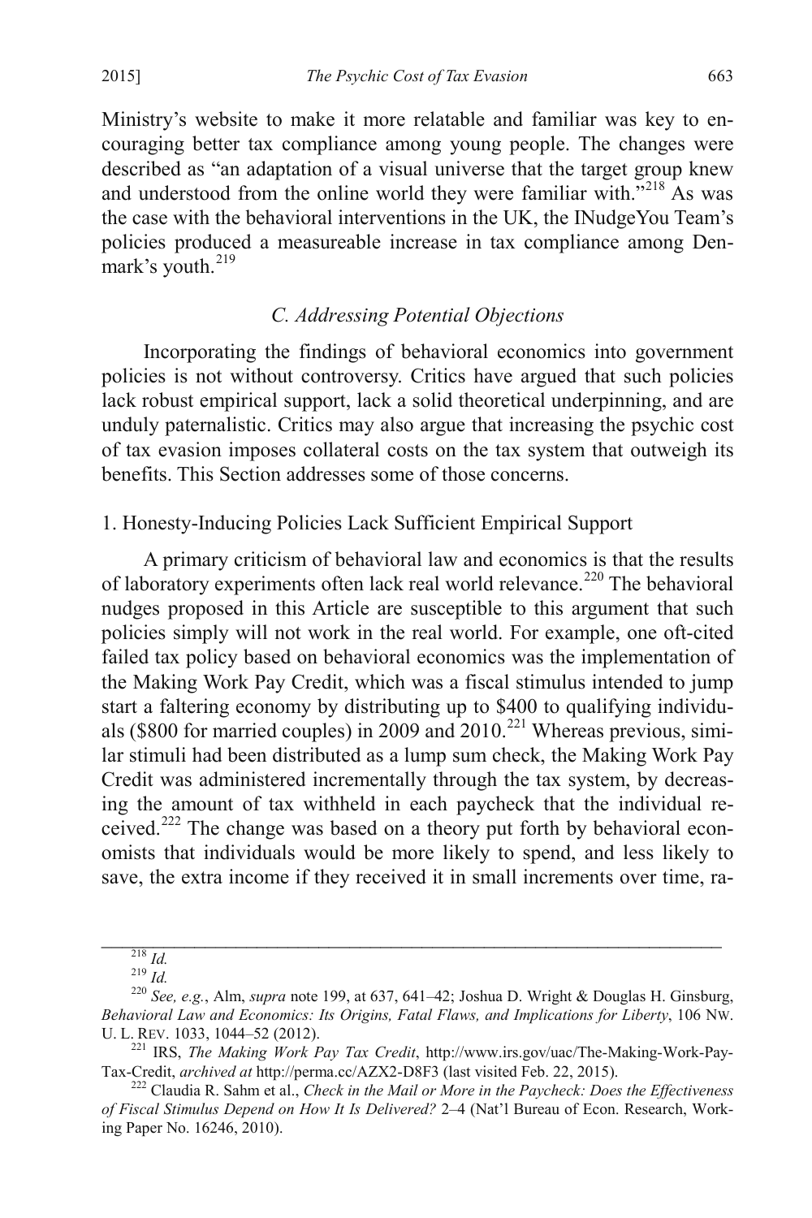Ministry's website to make it more relatable and familiar was key to encouraging better tax compliance among young people. The changes were described as "an adaptation of a visual universe that the target group knew and understood from the online world they were familiar with."[218] As was the case with the behavioral interventions in the UK, the INudgeYou Team's policies produced a measureable increase in tax compliance among Denmark's youth.[219]

### *C. Addressing Potential Objections*

Incorporating the findings of behavioral economics into government policies is not without controversy. Critics have argued that such policies lack robust empirical support, lack a solid theoretical underpinning, and are unduly paternalistic. Critics may also argue that increasing the psychic cost of tax evasion imposes collateral costs on the tax system that outweigh its benefits. This Section addresses some of those concerns.

#### 1. Honesty-Inducing Policies Lack Sufficient Empirical Support

A primary criticism of behavioral law and economics is that the results of laboratory experiments often lack real world relevance.[220] The behavioral nudges proposed in this Article are susceptible to this argument that such policies simply will not work in the real world. For example, one oft-cited failed tax policy based on behavioral economics was the implementation of the Making Work Pay Credit, which was a fiscal stimulus intended to jump start a faltering economy by distributing up to $400 to qualifying individuals ($800 for married couples) in 2009 and 2010.[221] Whereas previous, similar stimuli had been distributed as a lump sum check, the Making Work Pay Credit was administered incrementally through the tax system, by decreasing the amount of tax withheld in each paycheck that the individual received.[222] The change was based on a theory put forth by behavioral economists that individuals would be more likely to spend, and less likely to save, the extra income if they received it in small increments over time, ra-

---

[218] *Id.*

[219] *Id.*

[220] *See, e.g.*, Alm, *supra* note 199, at 637, 641–42; Joshua D. Wright & Douglas H. Ginsburg, *Behavioral Law and Economics: Its Origins, Fatal Flaws, and Implications for Liberty*, 106 NW. U. L. REV. 1033, 1044–52 (2012).

[221] IRS, *The Making Work Pay Tax Credit*, http://www.irs.gov/uac/The-Making-Work-Pay-Tax-Credit, *archived at* http://perma.cc/AZX2-D8F3 (last visited Feb. 22, 2015).

[222] Claudia R. Sahm et al., *Check in the Mail or More in the Paycheck: Does the Effectiveness of Fiscal Stimulus Depend on How It Is Delivered?* 2–4 (Nat'l Bureau of Econ. Research, Working Paper No. 16246, 2010).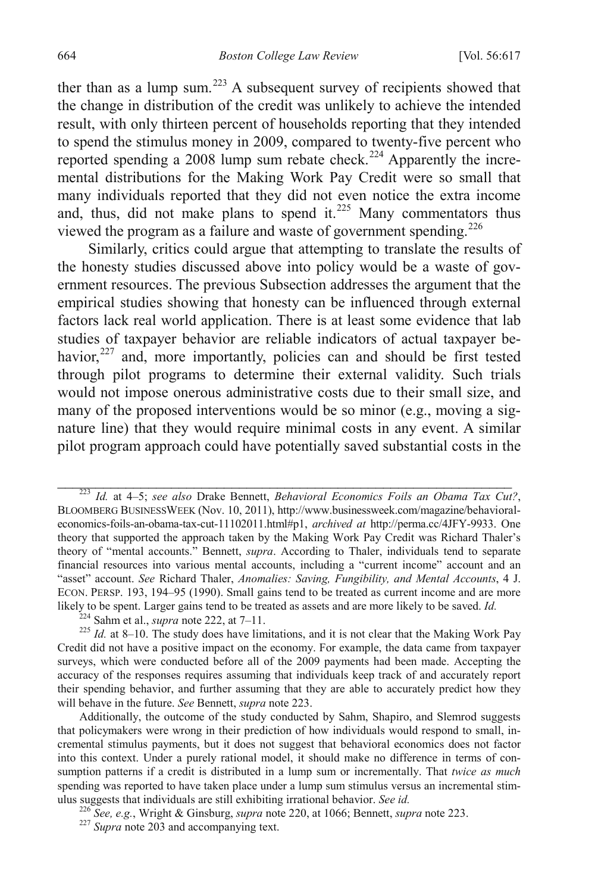ther than as a lump sum.[223] A subsequent survey of recipients showed that the change in distribution of the credit was unlikely to achieve the intended result, with only thirteen percent of households reporting that they intended to spend the stimulus money in 2009, compared to twenty-five percent who reported spending a 2008 lump sum rebate check.[224] Apparently the incremental distributions for the Making Work Pay Credit were so small that many individuals reported that they did not even notice the extra income and, thus, did not make plans to spend it.[225] Many commentators thus viewed the program as a failure and waste of government spending.[226]

Similarly, critics could argue that attempting to translate the results of the honesty studies discussed above into policy would be a waste of government resources. The previous Subsection addresses the argument that the empirical studies showing that honesty can be influenced through external factors lack real world application. There is at least some evidence that lab studies of taxpayer behavior are reliable indicators of actual taxpayer behavior,[227] and, more importantly, policies can and should be first tested through pilot programs to determine their external validity. Such trials would not impose onerous administrative costs due to their small size, and many of the proposed interventions would be so minor (e.g., moving a signature line) that they would require minimal costs in any event. A similar pilot program approach could have potentially saved substantial costs in the

---

[223] *Id.* at 4–5; *see also* Drake Bennett, *Behavioral Economics Foils an Obama Tax Cut?*, BLOOMBERG BUSINESSWEEK (Nov. 10, 2011), http://www.businessweek.com/magazine/behavioral-economics-foils-an-obama-tax-cut-11102011.html#p1, *archived at* http://perma.cc/4JFY-9933. One theory that supported the approach taken by the Making Work Pay Credit was Richard Thaler's theory of "mental accounts." Bennett, *supra*. According to Thaler, individuals tend to separate financial resources into various mental accounts, including a "current income" account and an "asset" account. *See* Richard Thaler, *Anomalies: Saving, Fungibility, and Mental Accounts*, 4 J. ECON. PERSP. 193, 194–95 (1990). Small gains tend to be treated as current income and are more likely to be spent. Larger gains tend to be treated as assets and are more likely to be saved. *Id.*

[224] Sahm et al., *supra* note 222, at 7–11.

[225] *Id.* at 8–10. The study does have limitations, and it is not clear that the Making Work Pay Credit did not have a positive impact on the economy. For example, the data came from taxpayer surveys, which were conducted before all of the 2009 payments had been made. Accepting the accuracy of the responses requires assuming that individuals keep track of and accurately report their spending behavior, and further assuming that they are able to accurately predict how they will behave in the future. *See* Bennett, *supra* note 223.

Additionally, the outcome of the study conducted by Sahm, Shapiro, and Slemrod suggests that policymakers were wrong in their prediction of how individuals would respond to small, incremental stimulus payments, but it does not suggest that behavioral economics does not factor into this context. Under a purely rational model, it should make no difference in terms of consumption patterns if a credit is distributed in a lump sum or incrementally. That *twice as much* spending was reported to have taken place under a lump sum stimulus versus an incremental stimulus suggests that individuals are still exhibiting irrational behavior. *See id.*

[226] *See, e.g.*, Wright & Ginsburg, *supra* note 220, at 1066; Bennett, *supra* note 223.

[227] *Supra* note 203 and accompanying text.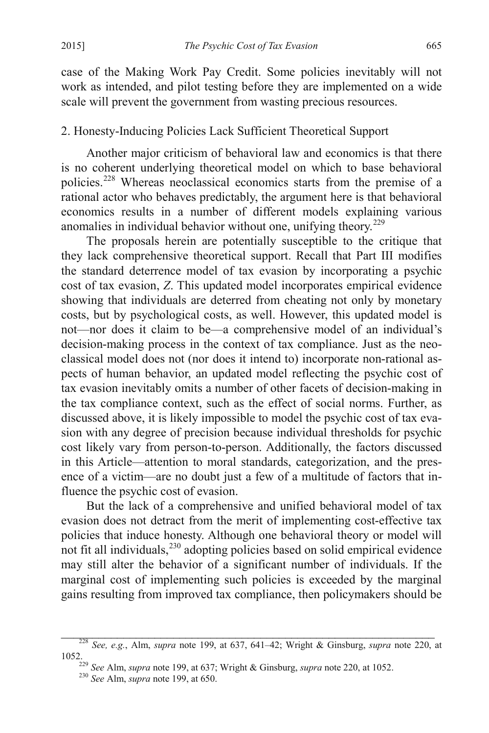case of the Making Work Pay Credit. Some policies inevitably will not work as intended, and pilot testing before they are implemented on a wide scale will prevent the government from wasting precious resources.

### 2. Honesty-Inducing Policies Lack Sufficient Theoretical Support

Another major criticism of behavioral law and economics is that there is no coherent underlying theoretical model on which to base behavioral policies.[228] Whereas neoclassical economics starts from the premise of a rational actor who behaves predictably, the argument here is that behavioral economics results in a number of different models explaining various anomalies in individual behavior without one, unifying theory.[229]

The proposals herein are potentially susceptible to the critique that they lack comprehensive theoretical support. Recall that Part III modifies the standard deterrence model of tax evasion by incorporating a psychic cost of tax evasion, *Z*. This updated model incorporates empirical evidence showing that individuals are deterred from cheating not only by monetary costs, but by psychological costs, as well. However, this updated model is not—nor does it claim to be—a comprehensive model of an individual's decision-making process in the context of tax compliance. Just as the neoclassical model does not (nor does it intend to) incorporate non-rational aspects of human behavior, an updated model reflecting the psychic cost of tax evasion inevitably omits a number of other facets of decision-making in the tax compliance context, such as the effect of social norms. Further, as discussed above, it is likely impossible to model the psychic cost of tax evasion with any degree of precision because individual thresholds for psychic cost likely vary from person-to-person. Additionally, the factors discussed in this Article—attention to moral standards, categorization, and the presence of a victim—are no doubt just a few of a multitude of factors that influence the psychic cost of evasion.

But the lack of a comprehensive and unified behavioral model of tax evasion does not detract from the merit of implementing cost-effective tax policies that induce honesty. Although one behavioral theory or model will not fit all individuals,[230] adopting policies based on solid empirical evidence may still alter the behavior of a significant number of individuals. If the marginal cost of implementing such policies is exceeded by the marginal gains resulting from improved tax compliance, then policymakers should be

---

[228] *See, e.g.*, Alm, *supra* note 199, at 637, 641–42; Wright & Ginsburg, *supra* note 220, at 1052.

[229] *See* Alm, *supra* note 199, at 637; Wright & Ginsburg, *supra* note 220, at 1052.

[230] *See* Alm, *supra* note 199, at 650.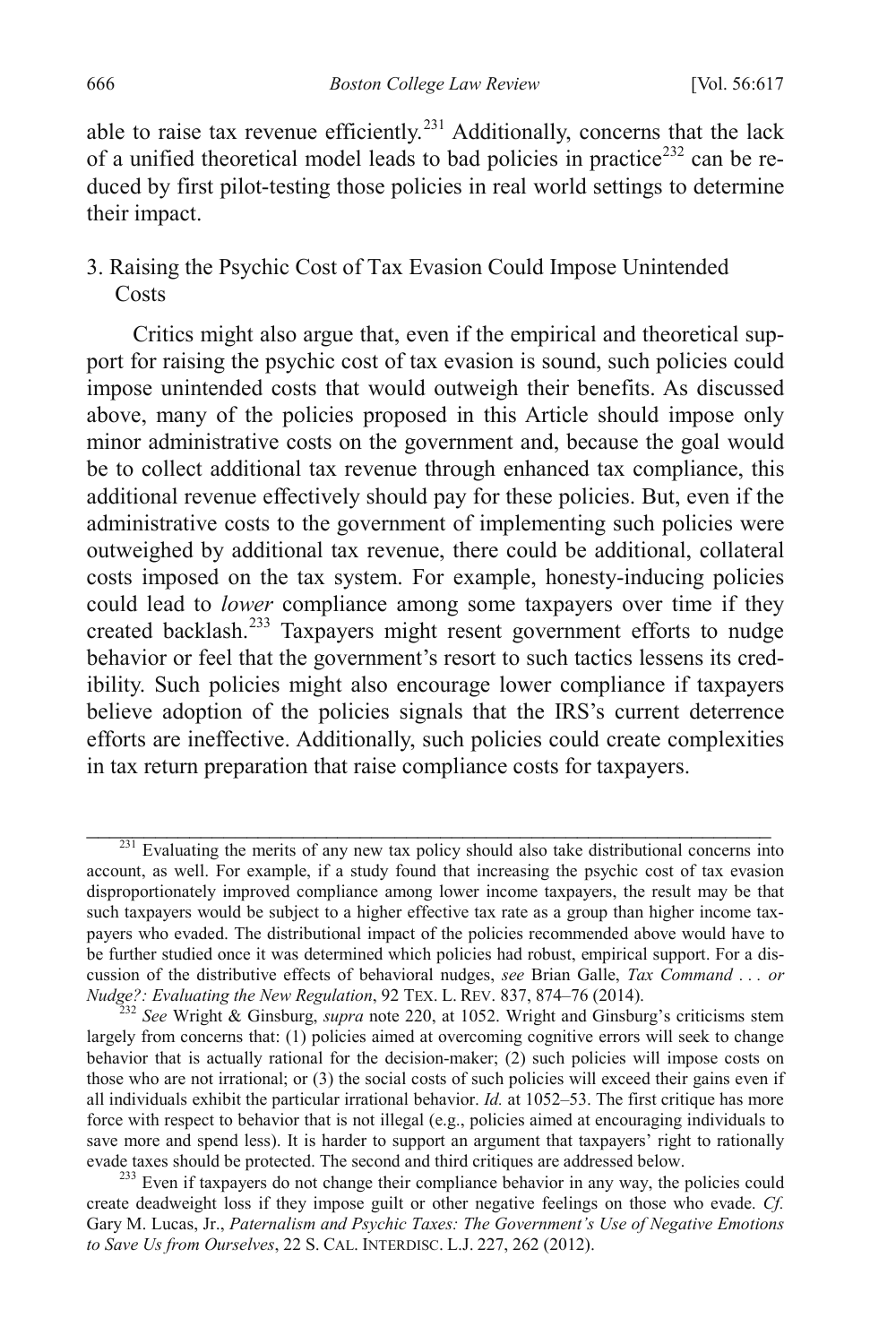able to raise tax revenue efficiently.[231] Additionally, concerns that the lack of a unified theoretical model leads to bad policies in practice[232] can be reduced by first pilot-testing those policies in real world settings to determine their impact.

### 3. Raising the Psychic Cost of Tax Evasion Could Impose Unintended Costs

Critics might also argue that, even if the empirical and theoretical support for raising the psychic cost of tax evasion is sound, such policies could impose unintended costs that would outweigh their benefits. As discussed above, many of the policies proposed in this Article should impose only minor administrative costs on the government and, because the goal would be to collect additional tax revenue through enhanced tax compliance, this additional revenue effectively should pay for these policies. But, even if the administrative costs to the government of implementing such policies were outweighed by additional tax revenue, there could be additional, collateral costs imposed on the tax system. For example, honesty-inducing policies could lead to *lower* compliance among some taxpayers over time if they created backlash.[233] Taxpayers might resent government efforts to nudge behavior or feel that the government's resort to such tactics lessens its credibility. Such policies might also encourage lower compliance if taxpayers believe adoption of the policies signals that the IRS's current deterrence efforts are ineffective. Additionally, such policies could create complexities in tax return preparation that raise compliance costs for taxpayers.

---

[231] Evaluating the merits of any new tax policy should also take distributional concerns into account, as well. For example, if a study found that increasing the psychic cost of tax evasion disproportionately improved compliance among lower income taxpayers, the result may be that such taxpayers would be subject to a higher effective tax rate as a group than higher income taxpayers who evaded. The distributional impact of the policies recommended above would have to be further studied once it was determined which policies had robust, empirical support. For a discussion of the distributive effects of behavioral nudges, *see* Brian Galle, *Tax Command . . . or Nudge?: Evaluating the New Regulation*, 92 TEX. L. REV. 837, 874–76 (2014).

[232] *See* Wright & Ginsburg, *supra* note 220, at 1052. Wright and Ginsburg's criticisms stem largely from concerns that: (1) policies aimed at overcoming cognitive errors will seek to change behavior that is actually rational for the decision-maker; (2) such policies will impose costs on those who are not irrational; or (3) the social costs of such policies will exceed their gains even if all individuals exhibit the particular irrational behavior. *Id.* at 1052–53. The first critique has more force with respect to behavior that is not illegal (e.g., policies aimed at encouraging individuals to save more and spend less). It is harder to support an argument that taxpayers' right to rationally evade taxes should be protected. The second and third critiques are addressed below.

[233] Even if taxpayers do not change their compliance behavior in any way, the policies could create deadweight loss if they impose guilt or other negative feelings on those who evade. *Cf.* Gary M. Lucas, Jr., *Paternalism and Psychic Taxes: The Government's Use of Negative Emotions to Save Us from Ourselves*, 22 S. CAL. INTERDISC. L.J. 227, 262 (2012).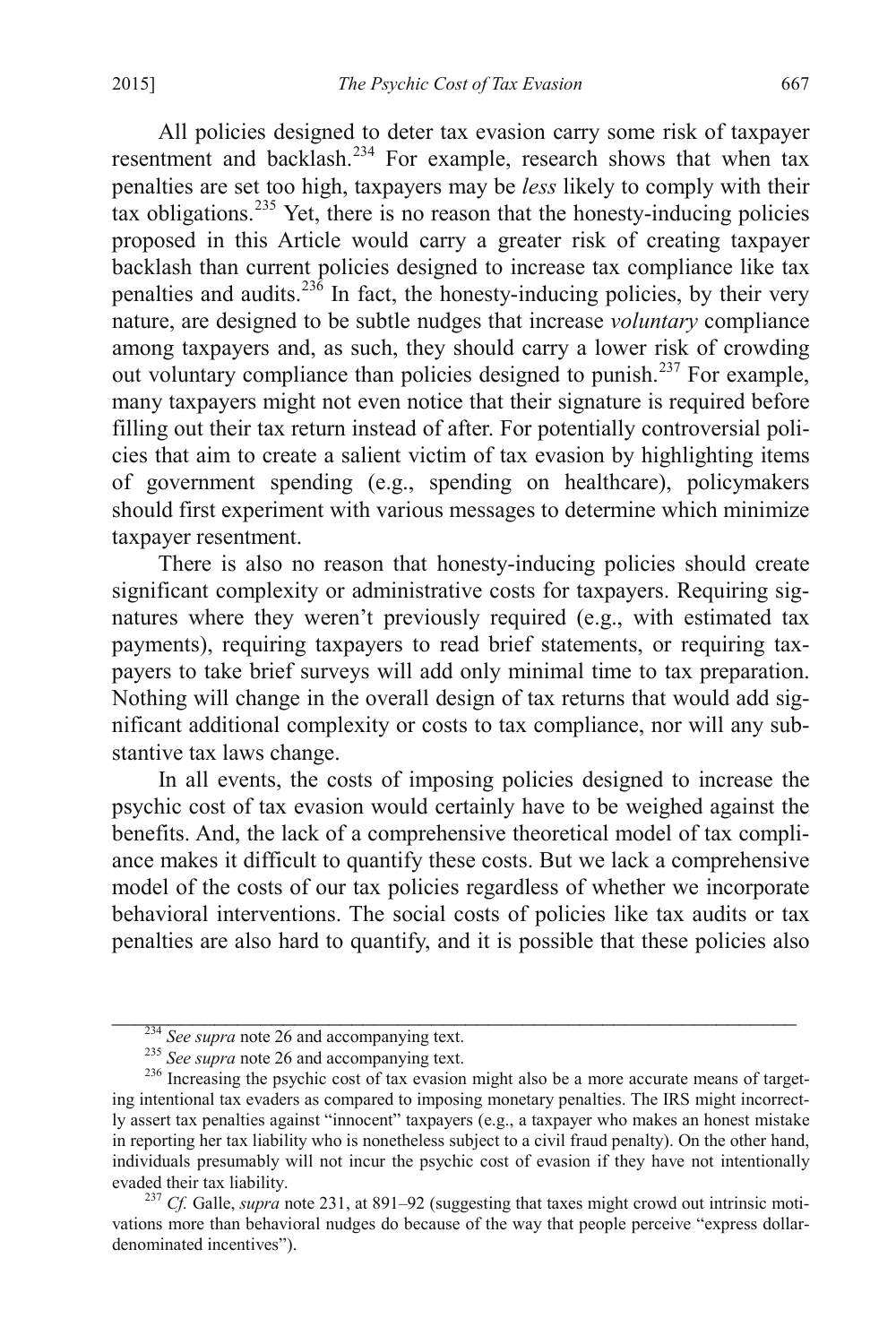All policies designed to deter tax evasion carry some risk of taxpayer resentment and backlash.[234] For example, research shows that when tax penalties are set too high, taxpayers may be *less* likely to comply with their tax obligations.[235] Yet, there is no reason that the honesty-inducing policies proposed in this Article would carry a greater risk of creating taxpayer backlash than current policies designed to increase tax compliance like tax penalties and audits.[236] In fact, the honesty-inducing policies, by their very nature, are designed to be subtle nudges that increase *voluntary* compliance among taxpayers and, as such, they should carry a lower risk of crowding out voluntary compliance than policies designed to punish.[237] For example, many taxpayers might not even notice that their signature is required before filling out their tax return instead of after. For potentially controversial policies that aim to create a salient victim of tax evasion by highlighting items of government spending (e.g., spending on healthcare), policymakers should first experiment with various messages to determine which minimize taxpayer resentment.

There is also no reason that honesty-inducing policies should create significant complexity or administrative costs for taxpayers. Requiring signatures where they weren't previously required (e.g., with estimated tax payments), requiring taxpayers to read brief statements, or requiring taxpayers to take brief surveys will add only minimal time to tax preparation. Nothing will change in the overall design of tax returns that would add significant additional complexity or costs to tax compliance, nor will any substantive tax laws change.

In all events, the costs of imposing policies designed to increase the psychic cost of tax evasion would certainly have to be weighed against the benefits. And, the lack of a comprehensive theoretical model of tax compliance makes it difficult to quantify these costs. But we lack a comprehensive model of the costs of our tax policies regardless of whether we incorporate behavioral interventions. The social costs of policies like tax audits or tax penalties are also hard to quantify, and it is possible that these policies also

---

[234] *See supra* note 26 and accompanying text.

[235] *See supra* note 26 and accompanying text.

[236] Increasing the psychic cost of tax evasion might also be a more accurate means of targeting intentional tax evaders as compared to imposing monetary penalties. The IRS might incorrectly assert tax penalties against "innocent" taxpayers (e.g., a taxpayer who makes an honest mistake in reporting her tax liability who is nonetheless subject to a civil fraud penalty). On the other hand, individuals presumably will not incur the psychic cost of evasion if they have not intentionally evaded their tax liability.

[237] *Cf.* Galle, *supra* note 231, at 891–92 (suggesting that taxes might crowd out intrinsic motivations more than behavioral nudges do because of the way that people perceive "express dollar-denominated incentives").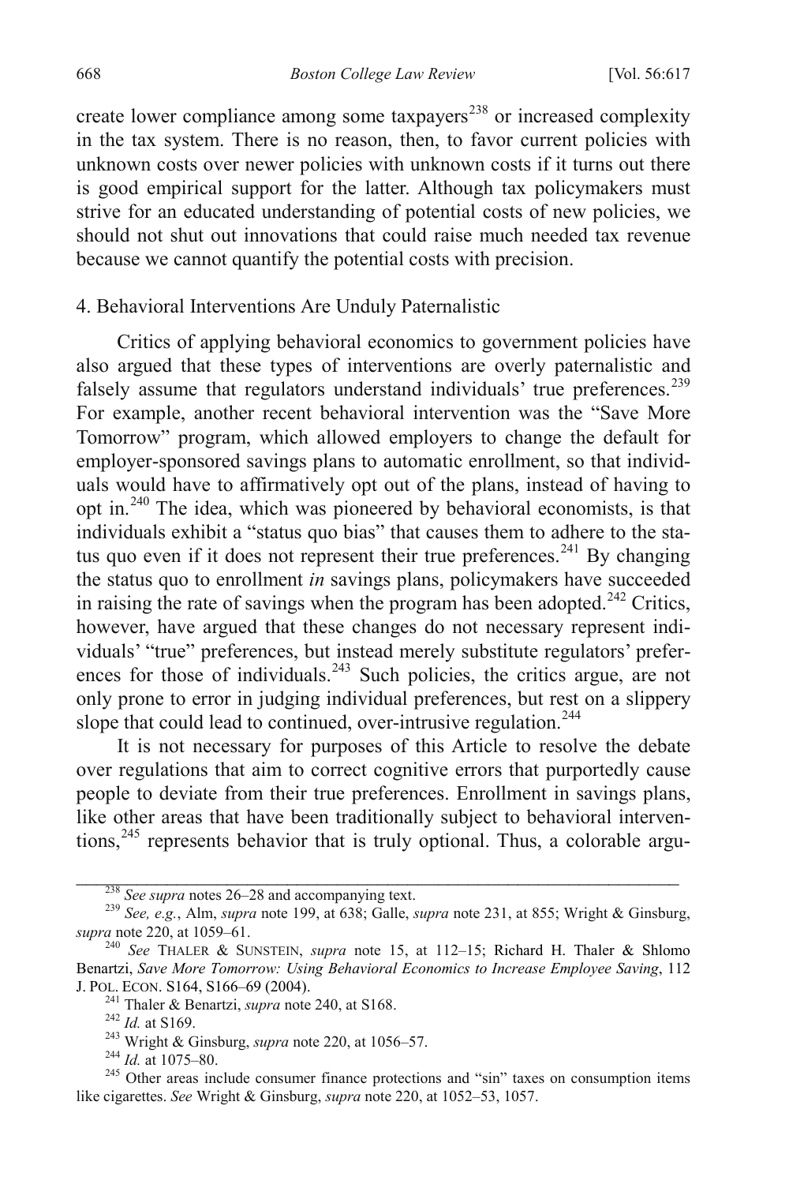create lower compliance among some taxpayers[238] or increased complexity in the tax system. There is no reason, then, to favor current policies with unknown costs over newer policies with unknown costs if it turns out there is good empirical support for the latter. Although tax policymakers must strive for an educated understanding of potential costs of new policies, we should not shut out innovations that could raise much needed tax revenue because we cannot quantify the potential costs with precision.

### 4. Behavioral Interventions Are Unduly Paternalistic

Critics of applying behavioral economics to government policies have also argued that these types of interventions are overly paternalistic and falsely assume that regulators understand individuals' true preferences.[239] For example, another recent behavioral intervention was the "Save More Tomorrow" program, which allowed employers to change the default for employer-sponsored savings plans to automatic enrollment, so that individuals would have to affirmatively opt out of the plans, instead of having to opt in.[240] The idea, which was pioneered by behavioral economists, is that individuals exhibit a "status quo bias" that causes them to adhere to the status quo even if it does not represent their true preferences.[241] By changing the status quo to enrollment *in* savings plans, policymakers have succeeded in raising the rate of savings when the program has been adopted.[242] Critics, however, have argued that these changes do not necessary represent individuals' "true" preferences, but instead merely substitute regulators' preferences for those of individuals.[243] Such policies, the critics argue, are not only prone to error in judging individual preferences, but rest on a slippery slope that could lead to continued, over-intrusive regulation.[244]

It is not necessary for purposes of this Article to resolve the debate over regulations that aim to correct cognitive errors that purportedly cause people to deviate from their true preferences. Enrollment in savings plans, like other areas that have been traditionally subject to behavioral interventions,[245] represents behavior that is truly optional. Thus, a colorable argu-

---

[238] *See supra* notes 26–28 and accompanying text.

[239] *See, e.g.*, Alm, *supra* note 199, at 638; Galle, *supra* note 231, at 855; Wright & Ginsburg, *supra* note 220, at 1059–61.

[240] *See* THALER & SUNSTEIN, *supra* note 15, at 112–15; Richard H. Thaler & Shlomo Benartzi, *Save More Tomorrow: Using Behavioral Economics to Increase Employee Saving*, 112 J. POL. ECON. S164, S166–69 (2004).

[241] Thaler & Benartzi, *supra* note 240, at S168.

[242] *Id.* at S169.

[243] Wright & Ginsburg, *supra* note 220, at 1056–57.

[244] *Id.* at 1075–80.

[245] Other areas include consumer finance protections and "sin" taxes on consumption items like cigarettes. *See* Wright & Ginsburg, *supra* note 220, at 1052–53, 1057.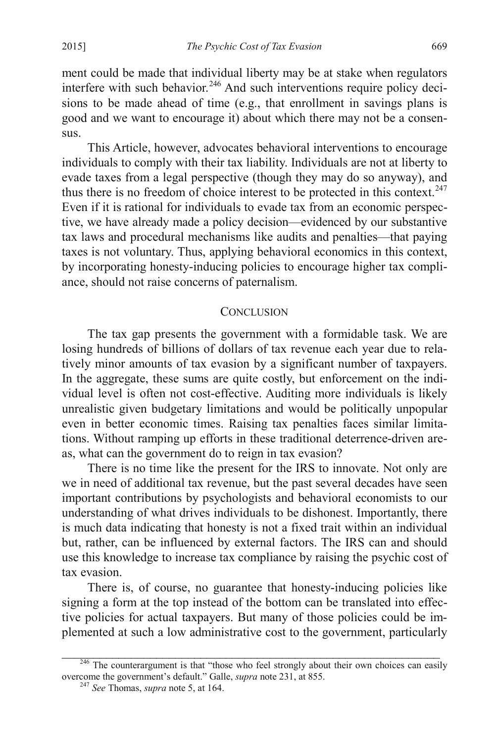ment could be made that individual liberty may be at stake when regulators interfere with such behavior.[246] And such interventions require policy decisions to be made ahead of time (e.g., that enrollment in savings plans is good and we want to encourage it) about which there may not be a consensus.

This Article, however, advocates behavioral interventions to encourage individuals to comply with their tax liability. Individuals are not at liberty to evade taxes from a legal perspective (though they may do so anyway), and thus there is no freedom of choice interest to be protected in this context.[247] Even if it is rational for individuals to evade tax from an economic perspective, we have already made a policy decision—evidenced by our substantive tax laws and procedural mechanisms like audits and penalties—that paying taxes is not voluntary. Thus, applying behavioral economics in this context, by incorporating honesty-inducing policies to encourage higher tax compliance, should not raise concerns of paternalism.

## CONCLUSION

The tax gap presents the government with a formidable task. We are losing hundreds of billions of dollars of tax revenue each year due to relatively minor amounts of tax evasion by a significant number of taxpayers. In the aggregate, these sums are quite costly, but enforcement on the individual level is often not cost-effective. Auditing more individuals is likely unrealistic given budgetary limitations and would be politically unpopular even in better economic times. Raising tax penalties faces similar limitations. Without ramping up efforts in these traditional deterrence-driven areas, what can the government do to reign in tax evasion?

There is no time like the present for the IRS to innovate. Not only are we in need of additional tax revenue, but the past several decades have seen important contributions by psychologists and behavioral economists to our understanding of what drives individuals to be dishonest. Importantly, there is much data indicating that honesty is not a fixed trait within an individual but, rather, can be influenced by external factors. The IRS can and should use this knowledge to increase tax compliance by raising the psychic cost of tax evasion.

There is, of course, no guarantee that honesty-inducing policies like signing a form at the top instead of the bottom can be translated into effective policies for actual taxpayers. But many of those policies could be implemented at such a low administrative cost to the government, particularly

---

[246] The counterargument is that "those who feel strongly about their own choices can easily overcome the government's default." Galle, *supra* note 231, at 855.

[247] *See* Thomas, *supra* note 5, at 164.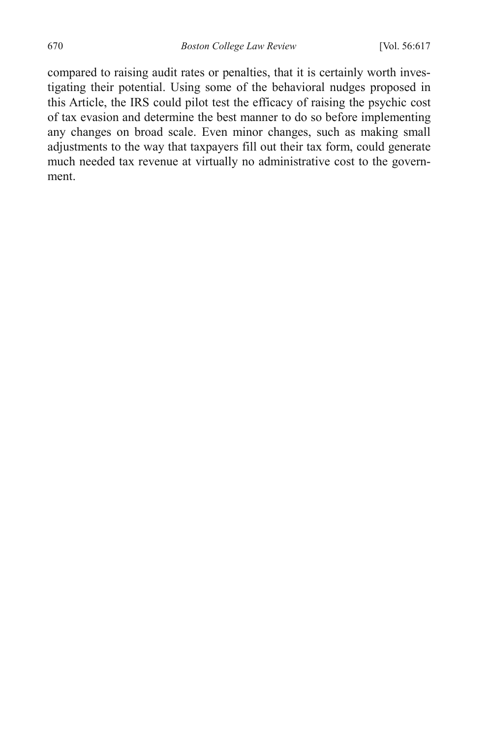compared to raising audit rates or penalties, that it is certainly worth investigating their potential. Using some of the behavioral nudges proposed in this Article, the IRS could pilot test the efficacy of raising the psychic cost of tax evasion and determine the best manner to do so before implementing any changes on broad scale. Even minor changes, such as making small adjustments to the way that taxpayers fill out their tax form, could generate much needed tax revenue at virtually no administrative cost to the government.